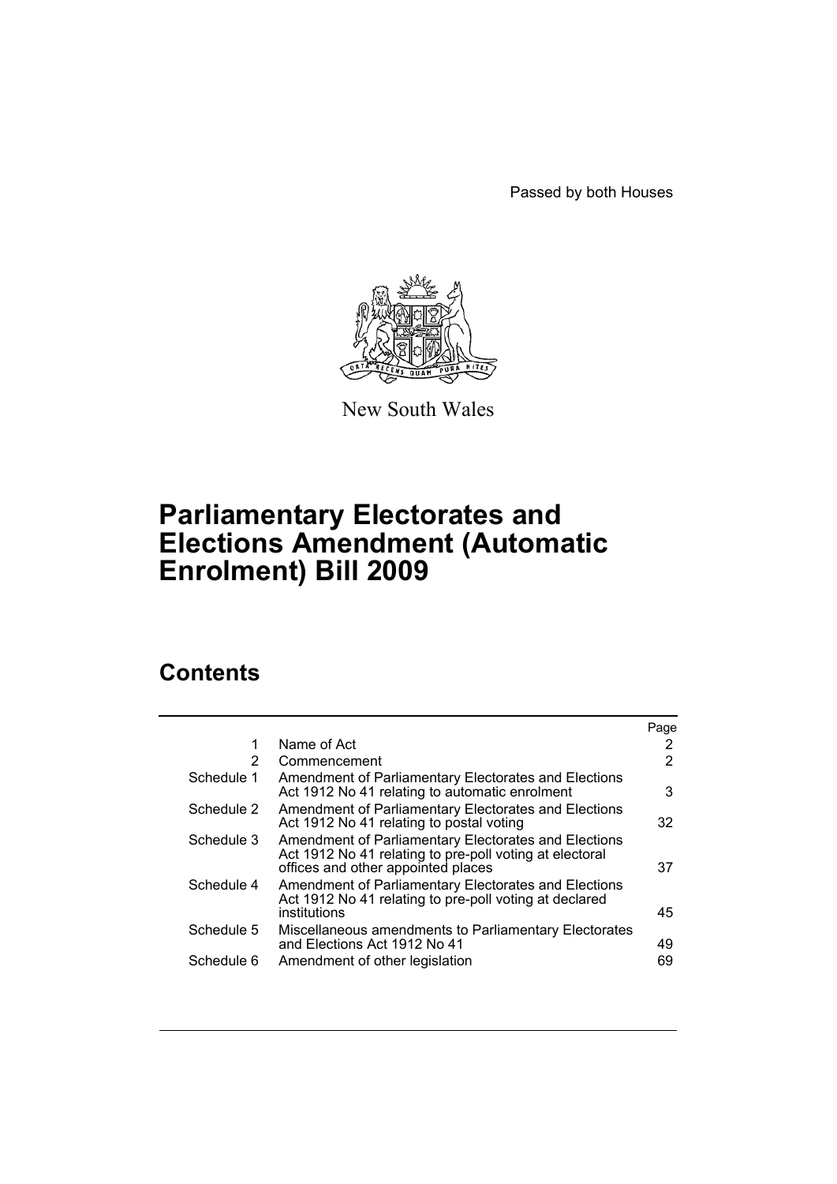Passed by both Houses

New South Wales

# Parliamentary Electorates and Elections Amendment (Automatic Enrolment) Bill 2009

## Contents

| | | Page |
|---|---|---|
| 1 | Name of Act | 2 |
| 2 | Commencement | 2 |
| Schedule 1 | Amendment of Parliamentary Electorates and Elections Act 1912 No 41 relating to automatic enrolment | 3 |
| Schedule 2 | Amendment of Parliamentary Electorates and Elections Act 1912 No 41 relating to postal voting | 32 |
| Schedule 3 | Amendment of Parliamentary Electorates and Elections Act 1912 No 41 relating to pre-poll voting at electoral offices and other appointed places | 37 |
| Schedule 4 | Amendment of Parliamentary Electorates and Elections Act 1912 No 41 relating to pre-poll voting at declared institutions | 45 |
| Schedule 5 | Miscellaneous amendments to Parliamentary Electorates and Elections Act 1912 No 41 | 49 |
| Schedule 6 | Amendment of other legislation | 69 |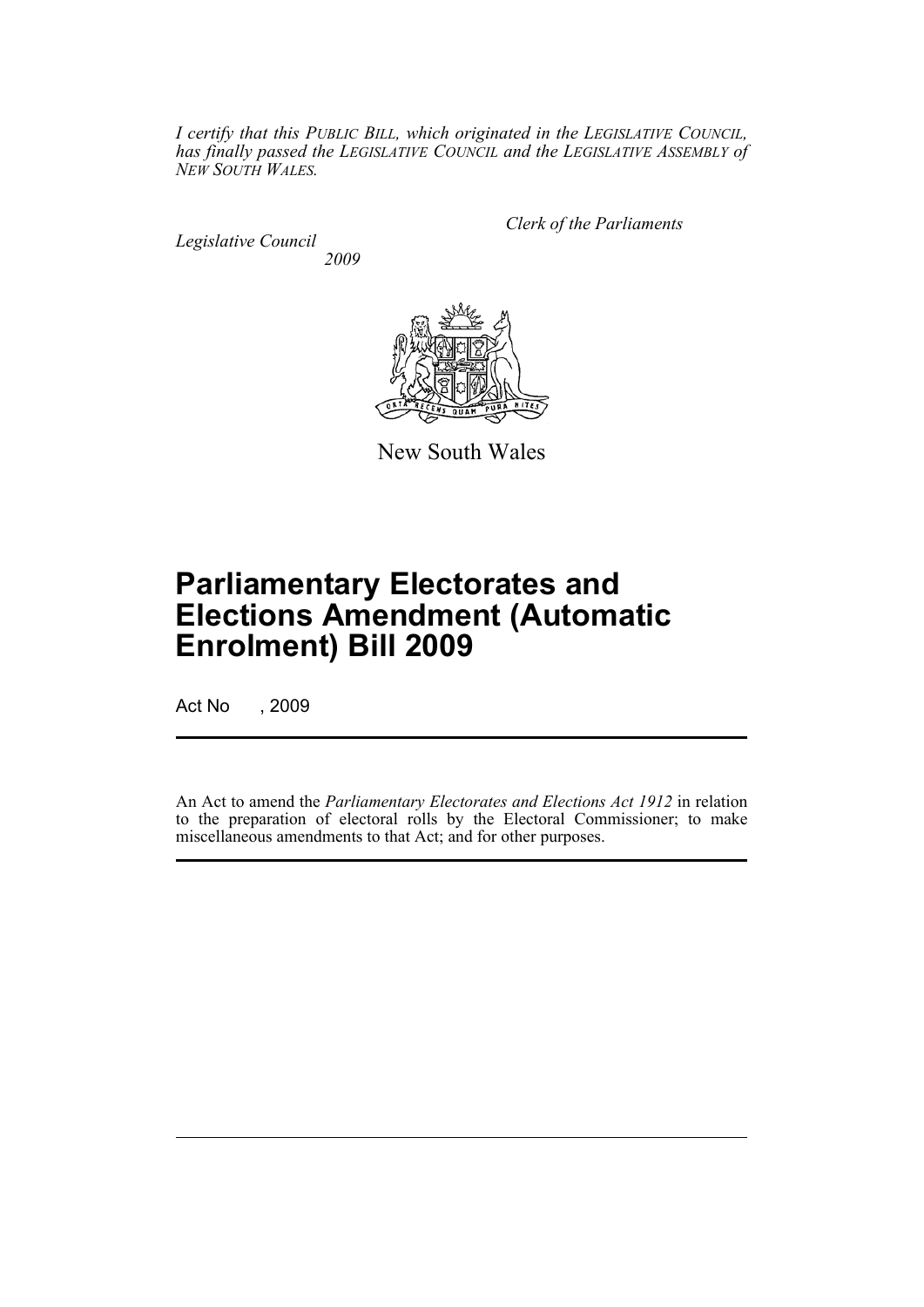*I certify that this PUBLIC BILL, which originated in the LEGISLATIVE COUNCIL, has finally passed the LEGISLATIVE COUNCIL and the LEGISLATIVE ASSEMBLY of NEW SOUTH WALES.*

*Clerk of the Parliaments*

*Legislative Council*
*2009*

New South Wales

# Parliamentary Electorates and Elections Amendment (Automatic Enrolment) Bill 2009

Act No , 2009

An Act to amend the *Parliamentary Electorates and Elections Act 1912* in relation to the preparation of electoral rolls by the Electoral Commissioner; to make miscellaneous amendments to that Act; and for other purposes.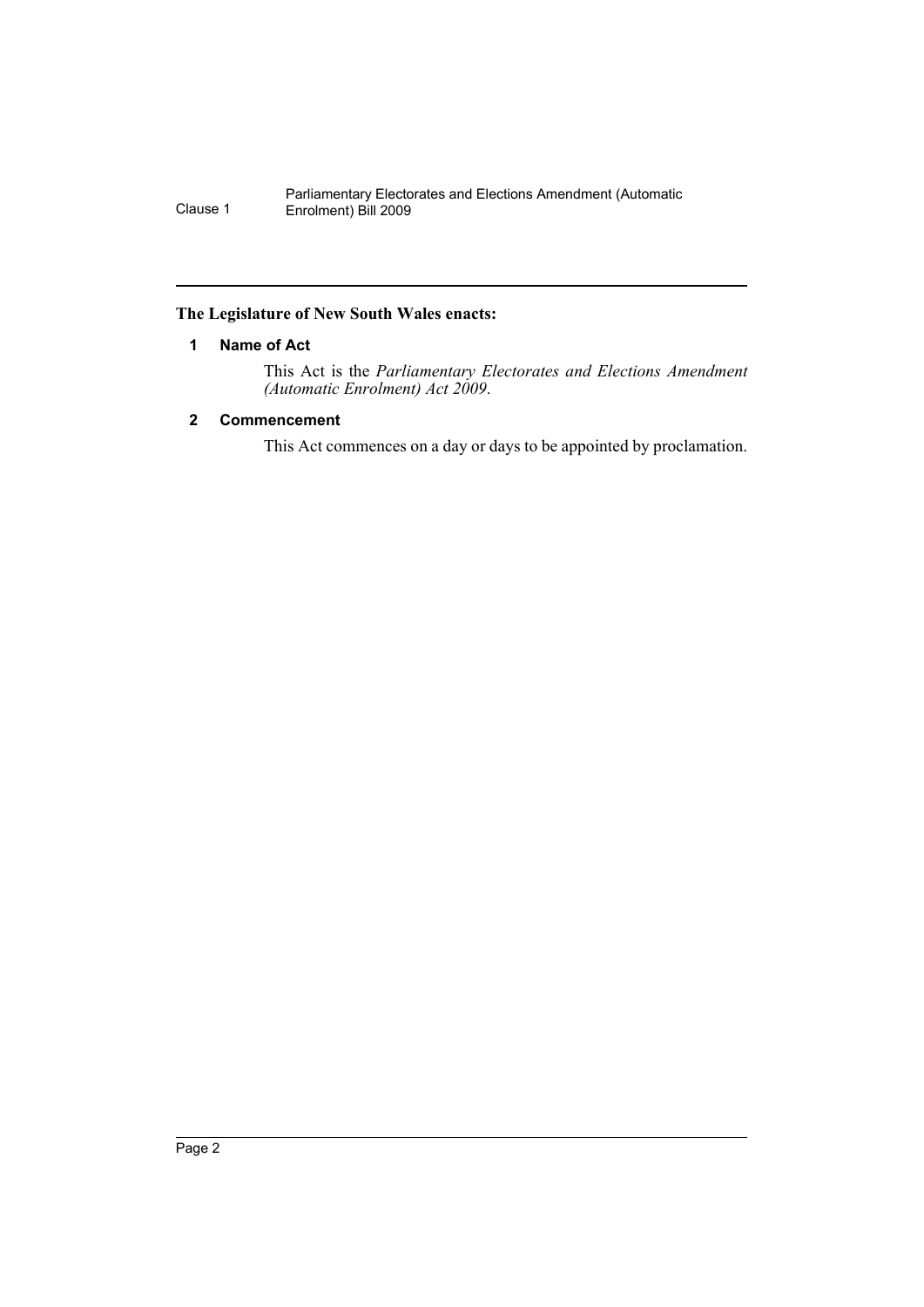**The Legislature of New South Wales enacts:**

## 1 Name of Act

This Act is the *Parliamentary Electorates and Elections Amendment (Automatic Enrolment) Act 2009*.

## 2 Commencement

This Act commences on a day or days to be appointed by proclamation.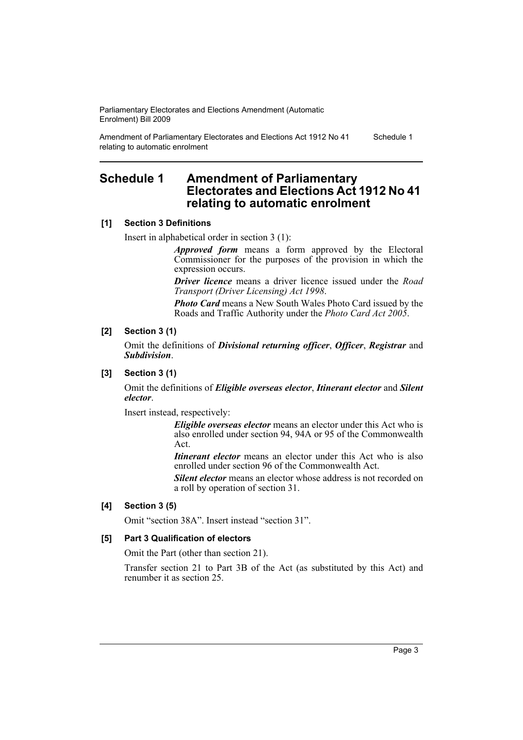# Schedule 1 Amendment of Parliamentary Electorates and Elections Act 1912 No 41 relating to automatic enrolment

### [1] Section 3 Definitions

Insert in alphabetical order in section 3 (1):

> ***Approved form*** means a form approved by the Electoral Commissioner for the purposes of the provision in which the expression occurs.
>
> ***Driver licence*** means a driver licence issued under the *Road Transport (Driver Licensing) Act 1998*.
>
> ***Photo Card*** means a New South Wales Photo Card issued by the Roads and Traffic Authority under the *Photo Card Act 2005*.

### [2] Section 3 (1)

Omit the definitions of ***Divisional returning officer***, ***Officer***, ***Registrar*** and ***Subdivision***.

### [3] Section 3 (1)

Omit the definitions of ***Eligible overseas elector***, ***Itinerant elector*** and ***Silent elector***.

Insert instead, respectively:

> ***Eligible overseas elector*** means an elector under this Act who is also enrolled under section 94, 94A or 95 of the Commonwealth Act.
>
> ***Itinerant elector*** means an elector under this Act who is also enrolled under section 96 of the Commonwealth Act.
>
> ***Silent elector*** means an elector whose address is not recorded on a roll by operation of section 31.

### [4] Section 3 (5)

Omit "section 38A". Insert instead "section 31".

### [5] Part 3 Qualification of electors

Omit the Part (other than section 21).

Transfer section 21 to Part 3B of the Act (as substituted by this Act) and renumber it as section 25.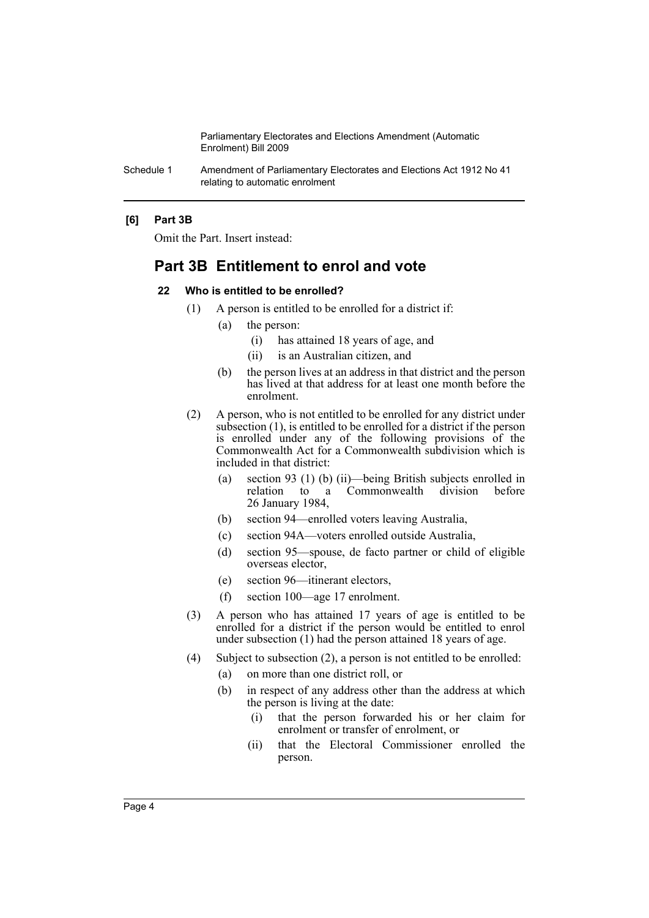**[6] Part 3B**

Omit the Part. Insert instead:

## Part 3B Entitlement to enrol and vote

### 22 Who is entitled to be enrolled?

(1) A person is entitled to be enrolled for a district if:

- (a) the person:
  - (i) has attained 18 years of age, and
  - (ii) is an Australian citizen, and
- (b) the person lives at an address in that district and the person has lived at that address for at least one month before the enrolment.

(2) A person, who is not entitled to be enrolled for any district under subsection (1), is entitled to be enrolled for a district if the person is enrolled under any of the following provisions of the Commonwealth Act for a Commonwealth subdivision which is included in that district:

- (a) section 93 (1) (b) (ii)—being British subjects enrolled in relation to a Commonwealth division before 26 January 1984,
- (b) section 94—enrolled voters leaving Australia,
- (c) section 94A—voters enrolled outside Australia,
- (d) section 95—spouse, de facto partner or child of eligible overseas elector,
- (e) section 96—itinerant electors,
- (f) section 100—age 17 enrolment.

(3) A person who has attained 17 years of age is entitled to be enrolled for a district if the person would be entitled to enrol under subsection (1) had the person attained 18 years of age.

(4) Subject to subsection (2), a person is not entitled to be enrolled:

- (a) on more than one district roll, or
- (b) in respect of any address other than the address at which the person is living at the date:
  - (i) that the person forwarded his or her claim for enrolment or transfer of enrolment, or
  - (ii) that the Electoral Commissioner enrolled the person.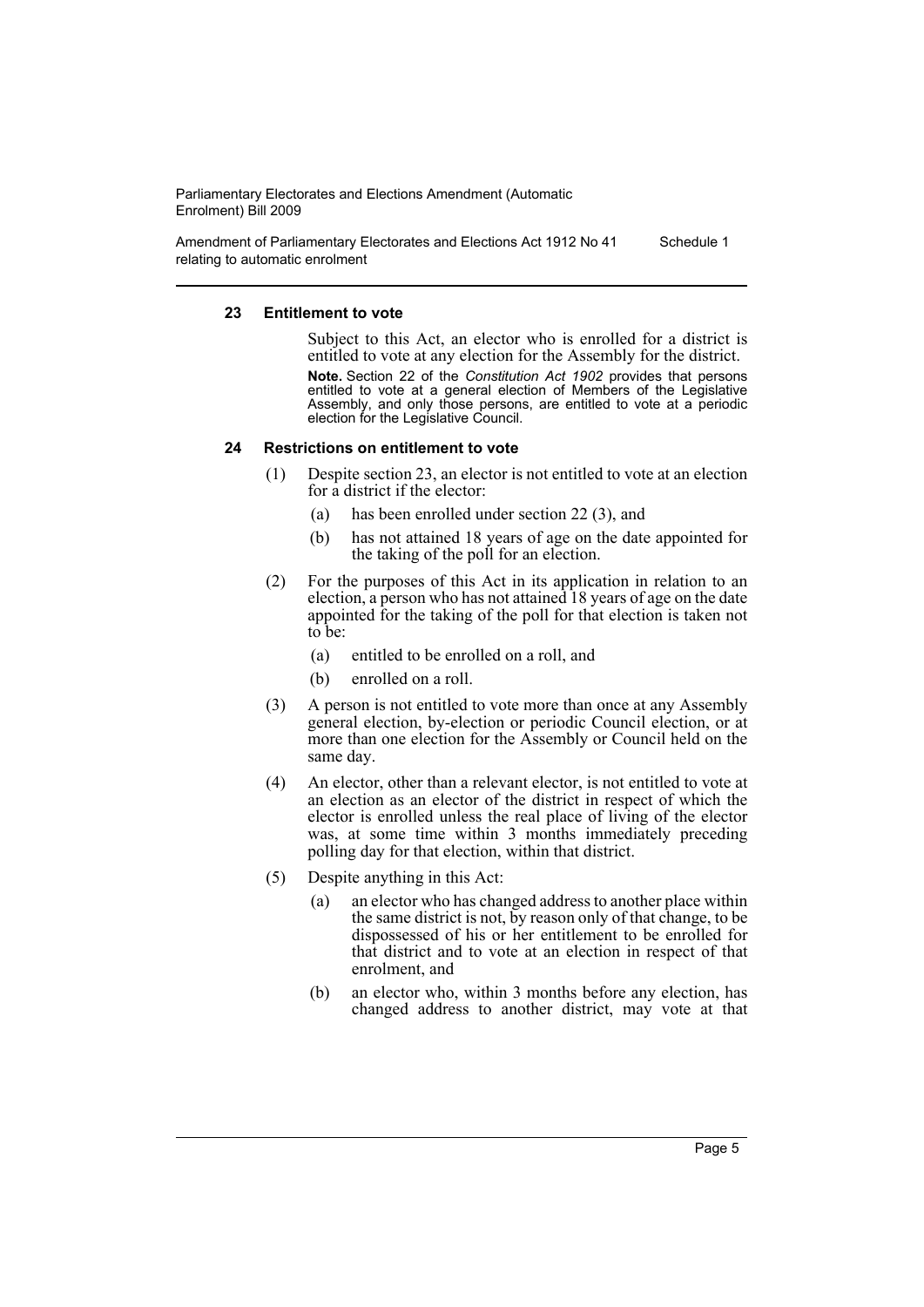#### 23 Entitlement to vote

Subject to this Act, an elector who is enrolled for a district is entitled to vote at any election for the Assembly for the district.

**Note.** Section 22 of the *Constitution Act 1902* provides that persons entitled to vote at a general election of Members of the Legislative Assembly, and only those persons, are entitled to vote at a periodic election for the Legislative Council.

#### 24 Restrictions on entitlement to vote

(1) Despite section 23, an elector is not entitled to vote at an election for a district if the elector:

- (a) has been enrolled under section 22 (3), and
- (b) has not attained 18 years of age on the date appointed for the taking of the poll for an election.

(2) For the purposes of this Act in its application in relation to an election, a person who has not attained 18 years of age on the date appointed for the taking of the poll for that election is taken not to be:

- (a) entitled to be enrolled on a roll, and
- (b) enrolled on a roll.

(3) A person is not entitled to vote more than once at any Assembly general election, by-election or periodic Council election, or at more than one election for the Assembly or Council held on the same day.

(4) An elector, other than a relevant elector, is not entitled to vote at an election as an elector of the district in respect of which the elector is enrolled unless the real place of living of the elector was, at some time within 3 months immediately preceding polling day for that election, within that district.

(5) Despite anything in this Act:

- (a) an elector who has changed address to another place within the same district is not, by reason only of that change, to be dispossessed of his or her entitlement to be enrolled for that district and to vote at an election in respect of that enrolment, and
- (b) an elector who, within 3 months before any election, has changed address to another district, may vote at that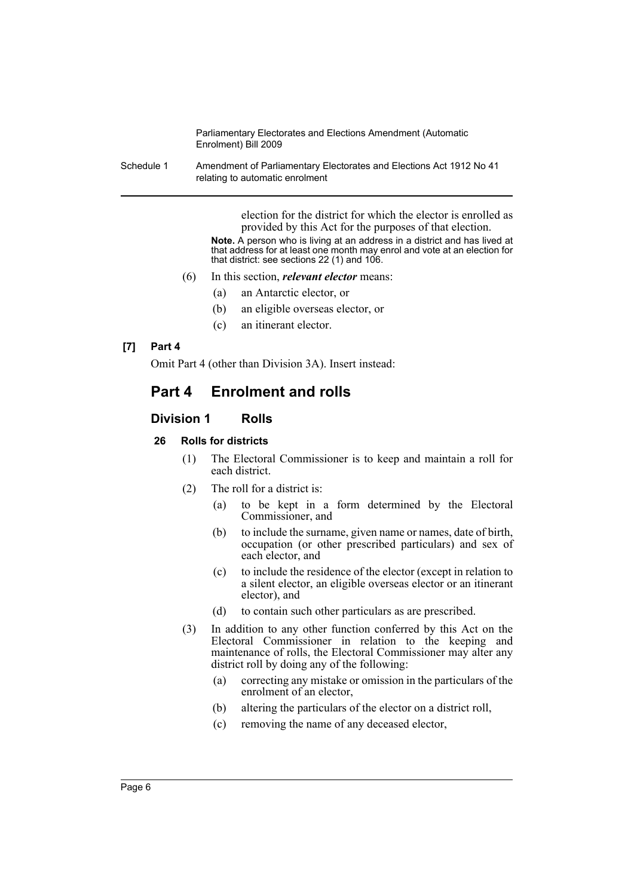election for the district for which the elector is enrolled as provided by this Act for the purposes of that election.

**Note.** A person who is living at an address in a district and has lived at that address for at least one month may enrol and vote at an election for that district: see sections 22 (1) and 106.

(6) In this section, ***relevant elector*** means:

(a) an Antarctic elector, or

(b) an eligible overseas elector, or

(c) an itinerant elector.

**[7] Part 4**

Omit Part 4 (other than Division 3A). Insert instead:

# Part 4 Enrolment and rolls

## Division 1 Rolls

### 26 Rolls for districts

(1) The Electoral Commissioner is to keep and maintain a roll for each district.

(2) The roll for a district is:

(a) to be kept in a form determined by the Electoral Commissioner, and

(b) to include the surname, given name or names, date of birth, occupation (or other prescribed particulars) and sex of each elector, and

(c) to include the residence of the elector (except in relation to a silent elector, an eligible overseas elector or an itinerant elector), and

(d) to contain such other particulars as are prescribed.

(3) In addition to any other function conferred by this Act on the Electoral Commissioner in relation to the keeping and maintenance of rolls, the Electoral Commissioner may alter any district roll by doing any of the following:

(a) correcting any mistake or omission in the particulars of the enrolment of an elector,

(b) altering the particulars of the elector on a district roll,

(c) removing the name of any deceased elector,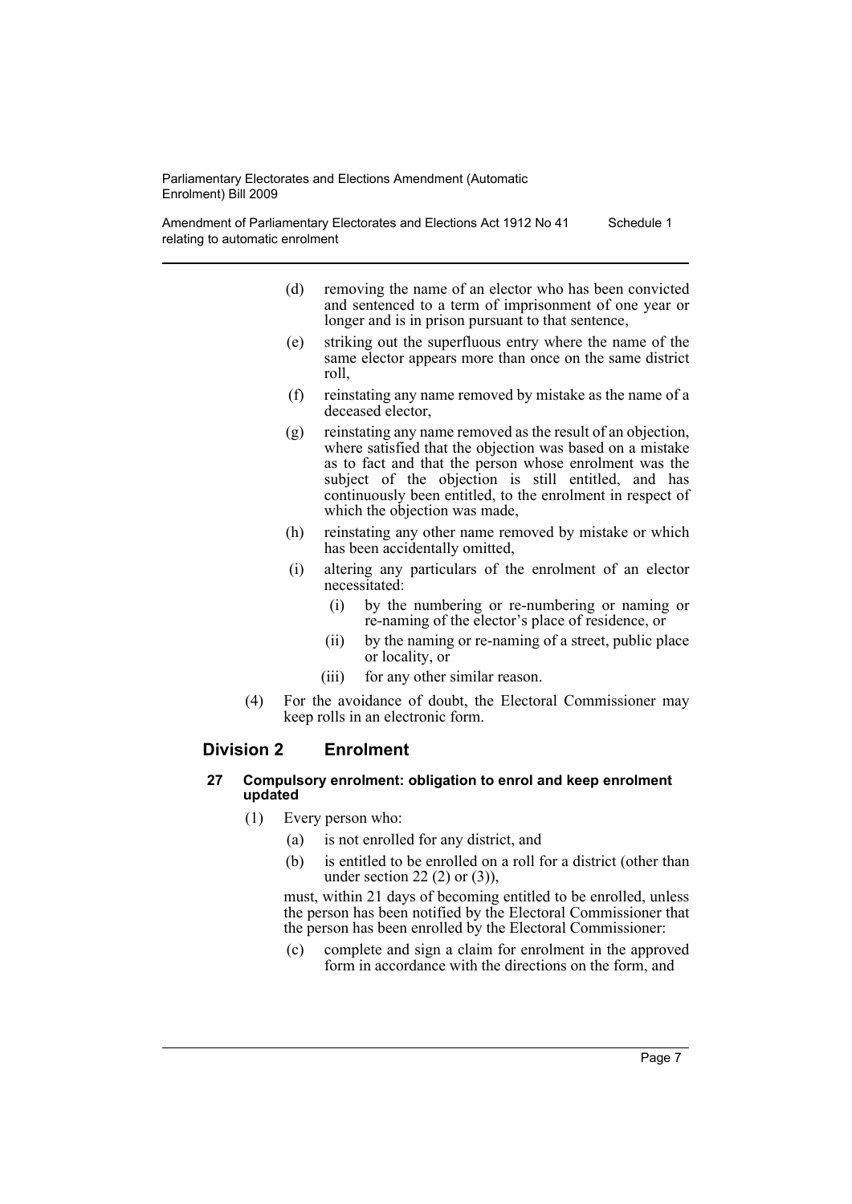(d) removing the name of an elector who has been convicted and sentenced to a term of imprisonment of one year or longer and is in prison pursuant to that sentence,

(e) striking out the superfluous entry where the name of the same elector appears more than once on the same district roll,

(f) reinstating any name removed by mistake as the name of a deceased elector,

(g) reinstating any name removed as the result of an objection, where satisfied that the objection was based on a mistake as to fact and that the person whose enrolment was the subject of the objection is still entitled, and has continuously been entitled, to the enrolment in respect of which the objection was made,

(h) reinstating any other name removed by mistake or which has been accidentally omitted,

(i) altering any particulars of the enrolment of an elector necessitated:

(i) by the numbering or re-numbering or naming or re-naming of the elector's place of residence, or

(ii) by the naming or re-naming of a street, public place or locality, or

(iii) for any other similar reason.

(4) For the avoidance of doubt, the Electoral Commissioner may keep rolls in an electronic form.

## Division 2 Enrolment

#### 27 Compulsory enrolment: obligation to enrol and keep enrolment updated

(1) Every person who:

(a) is not enrolled for any district, and

(b) is entitled to be enrolled on a roll for a district (other than under section 22 (2) or (3)),

must, within 21 days of becoming entitled to be enrolled, unless the person has been notified by the Electoral Commissioner that the person has been enrolled by the Electoral Commissioner:

(c) complete and sign a claim for enrolment in the approved form in accordance with the directions on the form, and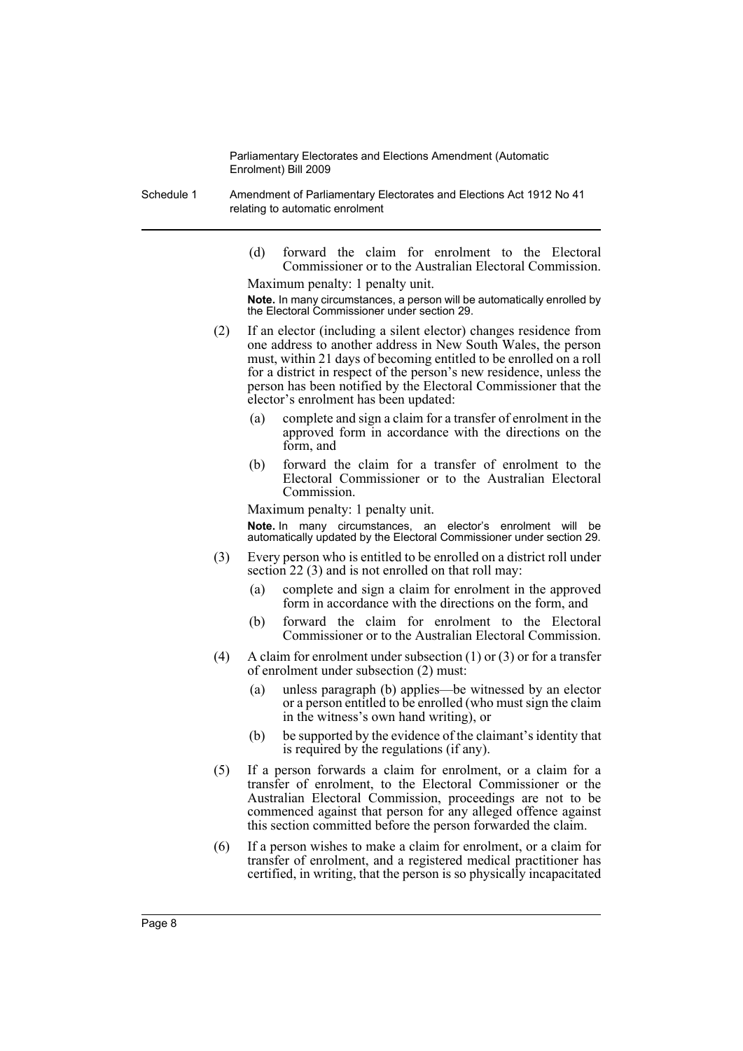(d) forward the claim for enrolment to the Electoral Commissioner or to the Australian Electoral Commission.

Maximum penalty: 1 penalty unit.

**Note.** In many circumstances, a person will be automatically enrolled by the Electoral Commissioner under section 29.

(2) If an elector (including a silent elector) changes residence from one address to another address in New South Wales, the person must, within 21 days of becoming entitled to be enrolled on a roll for a district in respect of the person's new residence, unless the person has been notified by the Electoral Commissioner that the elector's enrolment has been updated:

(a) complete and sign a claim for a transfer of enrolment in the approved form in accordance with the directions on the form, and

(b) forward the claim for a transfer of enrolment to the Electoral Commissioner or to the Australian Electoral Commission.

Maximum penalty: 1 penalty unit.

**Note.** In many circumstances, an elector's enrolment will be automatically updated by the Electoral Commissioner under section 29.

(3) Every person who is entitled to be enrolled on a district roll under section 22 (3) and is not enrolled on that roll may:

(a) complete and sign a claim for enrolment in the approved form in accordance with the directions on the form, and

(b) forward the claim for enrolment to the Electoral Commissioner or to the Australian Electoral Commission.

(4) A claim for enrolment under subsection (1) or (3) or for a transfer of enrolment under subsection (2) must:

(a) unless paragraph (b) applies—be witnessed by an elector or a person entitled to be enrolled (who must sign the claim in the witness's own hand writing), or

(b) be supported by the evidence of the claimant's identity that is required by the regulations (if any).

(5) If a person forwards a claim for enrolment, or a claim for a transfer of enrolment, to the Electoral Commissioner or the Australian Electoral Commission, proceedings are not to be commenced against that person for any alleged offence against this section committed before the person forwarded the claim.

(6) If a person wishes to make a claim for enrolment, or a claim for transfer of enrolment, and a registered medical practitioner has certified, in writing, that the person is so physically incapacitated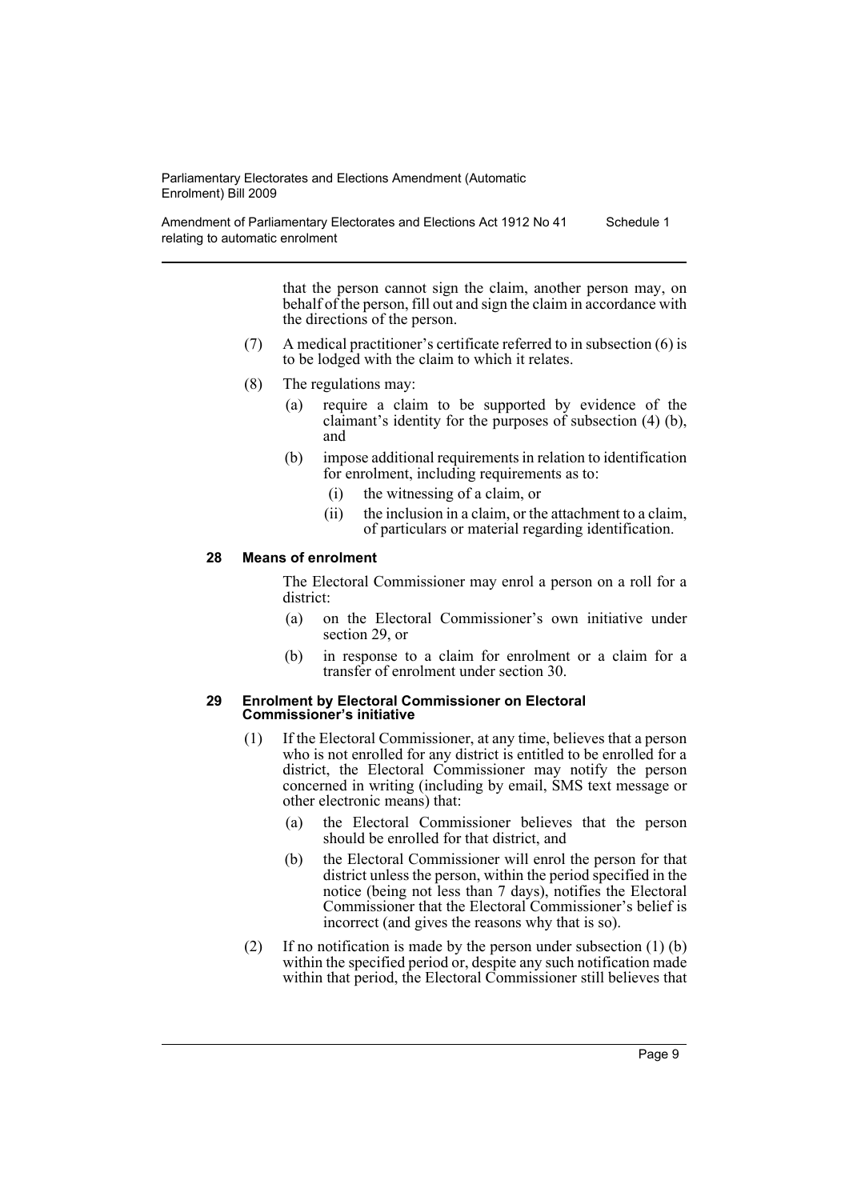that the person cannot sign the claim, another person may, on behalf of the person, fill out and sign the claim in accordance with the directions of the person.

(7) A medical practitioner's certificate referred to in subsection (6) is to be lodged with the claim to which it relates.

(8) The regulations may:

- (a) require a claim to be supported by evidence of the claimant's identity for the purposes of subsection (4) (b), and
- (b) impose additional requirements in relation to identification for enrolment, including requirements as to:
  - (i) the witnessing of a claim, or
  - (ii) the inclusion in a claim, or the attachment to a claim, of particulars or material regarding identification.

#### 28 Means of enrolment

The Electoral Commissioner may enrol a person on a roll for a district:

- (a) on the Electoral Commissioner's own initiative under section 29, or
- (b) in response to a claim for enrolment or a claim for a transfer of enrolment under section 30.

#### 29 Enrolment by Electoral Commissioner on Electoral Commissioner's initiative

(1) If the Electoral Commissioner, at any time, believes that a person who is not enrolled for any district is entitled to be enrolled for a district, the Electoral Commissioner may notify the person concerned in writing (including by email, SMS text message or other electronic means) that:

- (a) the Electoral Commissioner believes that the person should be enrolled for that district, and
- (b) the Electoral Commissioner will enrol the person for that district unless the person, within the period specified in the notice (being not less than 7 days), notifies the Electoral Commissioner that the Electoral Commissioner's belief is incorrect (and gives the reasons why that is so).

(2) If no notification is made by the person under subsection (1) (b) within the specified period or, despite any such notification made within that period, the Electoral Commissioner still believes that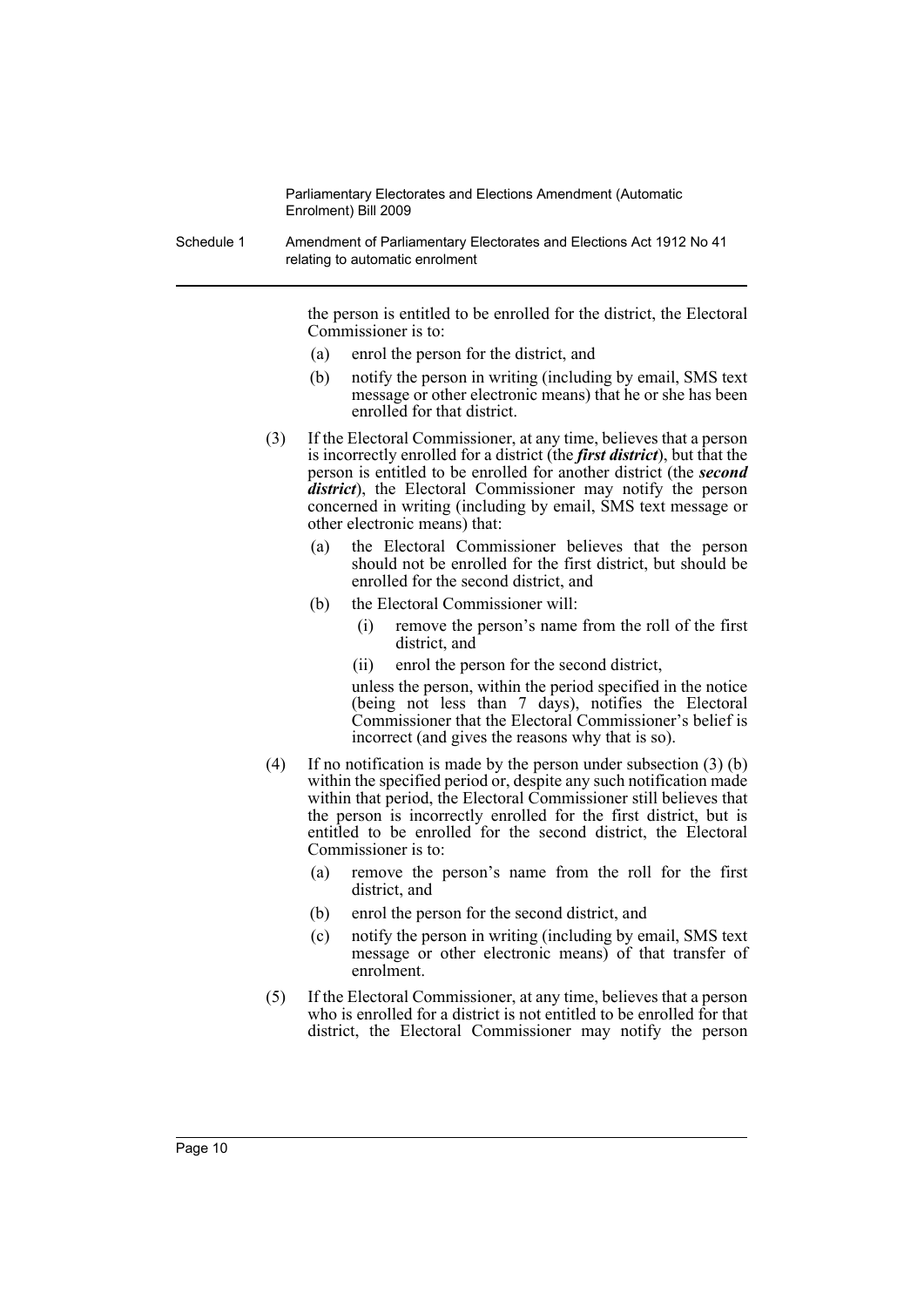the person is entitled to be enrolled for the district, the Electoral Commissioner is to:

(a) enrol the person for the district, and

(b) notify the person in writing (including by email, SMS text message or other electronic means) that he or she has been enrolled for that district.

(3) If the Electoral Commissioner, at any time, believes that a person is incorrectly enrolled for a district (the ***first district***), but that the person is entitled to be enrolled for another district (the ***second district***), the Electoral Commissioner may notify the person concerned in writing (including by email, SMS text message or other electronic means) that:

(a) the Electoral Commissioner believes that the person should not be enrolled for the first district, but should be enrolled for the second district, and

(b) the Electoral Commissioner will:

(i) remove the person's name from the roll of the first district, and

(ii) enrol the person for the second district,

unless the person, within the period specified in the notice (being not less than 7 days), notifies the Electoral Commissioner that the Electoral Commissioner's belief is incorrect (and gives the reasons why that is so).

(4) If no notification is made by the person under subsection (3) (b) within the specified period or, despite any such notification made within that period, the Electoral Commissioner still believes that the person is incorrectly enrolled for the first district, but is entitled to be enrolled for the second district, the Electoral Commissioner is to:

(a) remove the person's name from the roll for the first district, and

(b) enrol the person for the second district, and

(c) notify the person in writing (including by email, SMS text message or other electronic means) of that transfer of enrolment.

(5) If the Electoral Commissioner, at any time, believes that a person who is enrolled for a district is not entitled to be enrolled for that district, the Electoral Commissioner may notify the person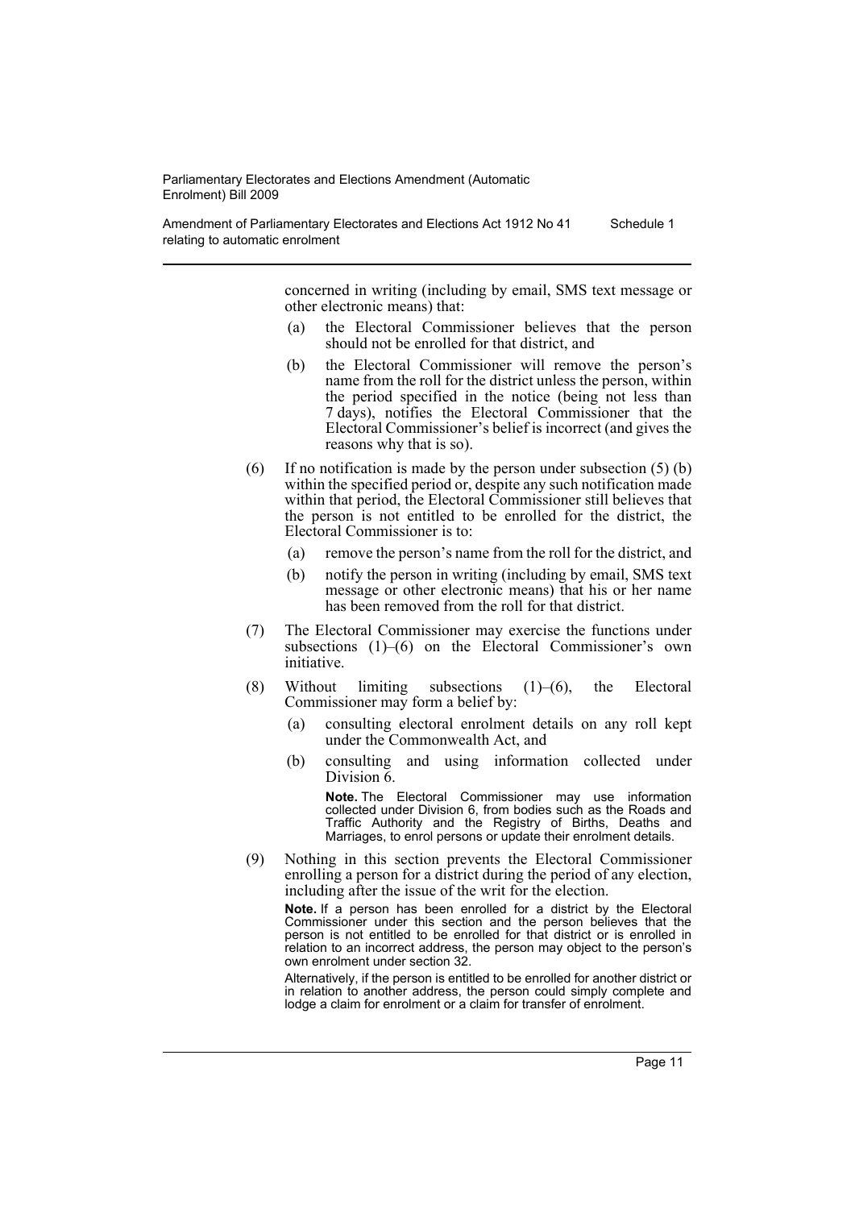concerned in writing (including by email, SMS text message or other electronic means) that:

- (a) the Electoral Commissioner believes that the person should not be enrolled for that district, and
- (b) the Electoral Commissioner will remove the person's name from the roll for the district unless the person, within the period specified in the notice (being not less than 7 days), notifies the Electoral Commissioner that the Electoral Commissioner's belief is incorrect (and gives the reasons why that is so).

(6) If no notification is made by the person under subsection (5) (b) within the specified period or, despite any such notification made within that period, the Electoral Commissioner still believes that the person is not entitled to be enrolled for the district, the Electoral Commissioner is to:

- (a) remove the person's name from the roll for the district, and
- (b) notify the person in writing (including by email, SMS text message or other electronic means) that his or her name has been removed from the roll for that district.

(7) The Electoral Commissioner may exercise the functions under subsections (1)–(6) on the Electoral Commissioner's own initiative.

(8) Without limiting subsections (1)–(6), the Electoral Commissioner may form a belief by:

- (a) consulting electoral enrolment details on any roll kept under the Commonwealth Act, and
- (b) consulting and using information collected under Division 6.

**Note.** The Electoral Commissioner may use information collected under Division 6, from bodies such as the Roads and Traffic Authority and the Registry of Births, Deaths and Marriages, to enrol persons or update their enrolment details.

(9) Nothing in this section prevents the Electoral Commissioner enrolling a person for a district during the period of any election, including after the issue of the writ for the election.

**Note.** If a person has been enrolled for a district by the Electoral Commissioner under this section and the person believes that the person is not entitled to be enrolled for that district or is enrolled in relation to an incorrect address, the person may object to the person's own enrolment under section 32.

Alternatively, if the person is entitled to be enrolled for another district or in relation to another address, the person could simply complete and lodge a claim for enrolment or a claim for transfer of enrolment.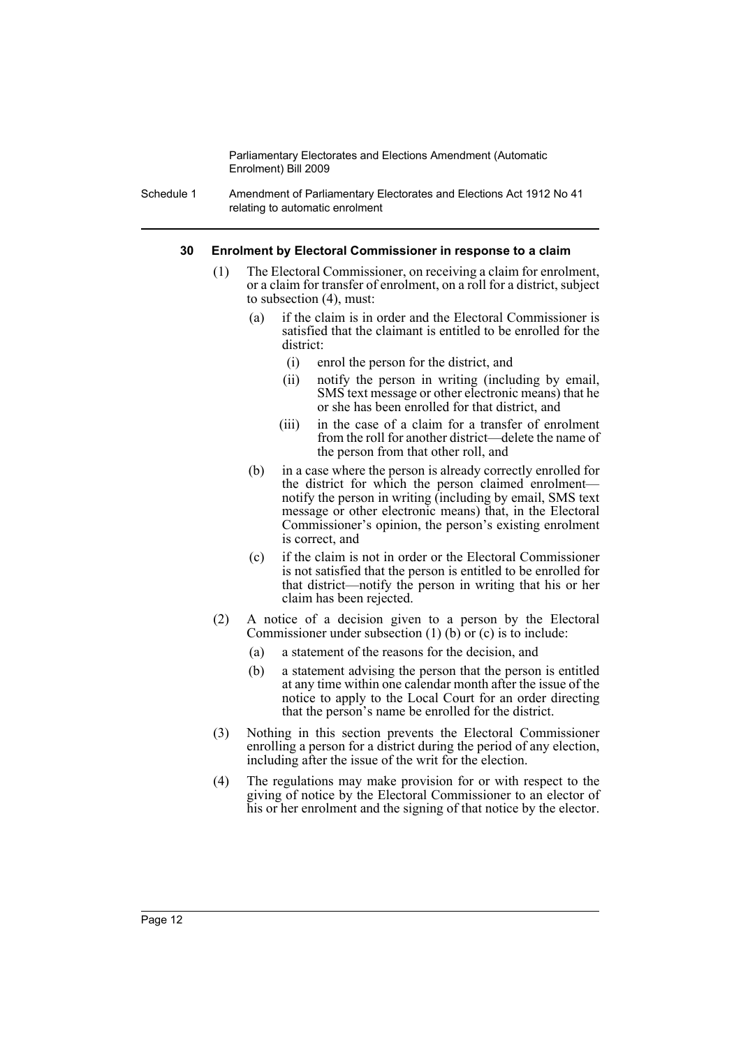#### 30 Enrolment by Electoral Commissioner in response to a claim

(1) The Electoral Commissioner, on receiving a claim for enrolment, or a claim for transfer of enrolment, on a roll for a district, subject to subsection (4), must:

(a) if the claim is in order and the Electoral Commissioner is satisfied that the claimant is entitled to be enrolled for the district:

(i) enrol the person for the district, and

(ii) notify the person in writing (including by email, SMS text message or other electronic means) that he or she has been enrolled for that district, and

(iii) in the case of a claim for a transfer of enrolment from the roll for another district—delete the name of the person from that other roll, and

(b) in a case where the person is already correctly enrolled for the district for which the person claimed enrolment—notify the person in writing (including by email, SMS text message or other electronic means) that, in the Electoral Commissioner's opinion, the person's existing enrolment is correct, and

(c) if the claim is not in order or the Electoral Commissioner is not satisfied that the person is entitled to be enrolled for that district—notify the person in writing that his or her claim has been rejected.

(2) A notice of a decision given to a person by the Electoral Commissioner under subsection (1) (b) or (c) is to include:

(a) a statement of the reasons for the decision, and

(b) a statement advising the person that the person is entitled at any time within one calendar month after the issue of the notice to apply to the Local Court for an order directing that the person's name be enrolled for the district.

(3) Nothing in this section prevents the Electoral Commissioner enrolling a person for a district during the period of any election, including after the issue of the writ for the election.

(4) The regulations may make provision for or with respect to the giving of notice by the Electoral Commissioner to an elector of his or her enrolment and the signing of that notice by the elector.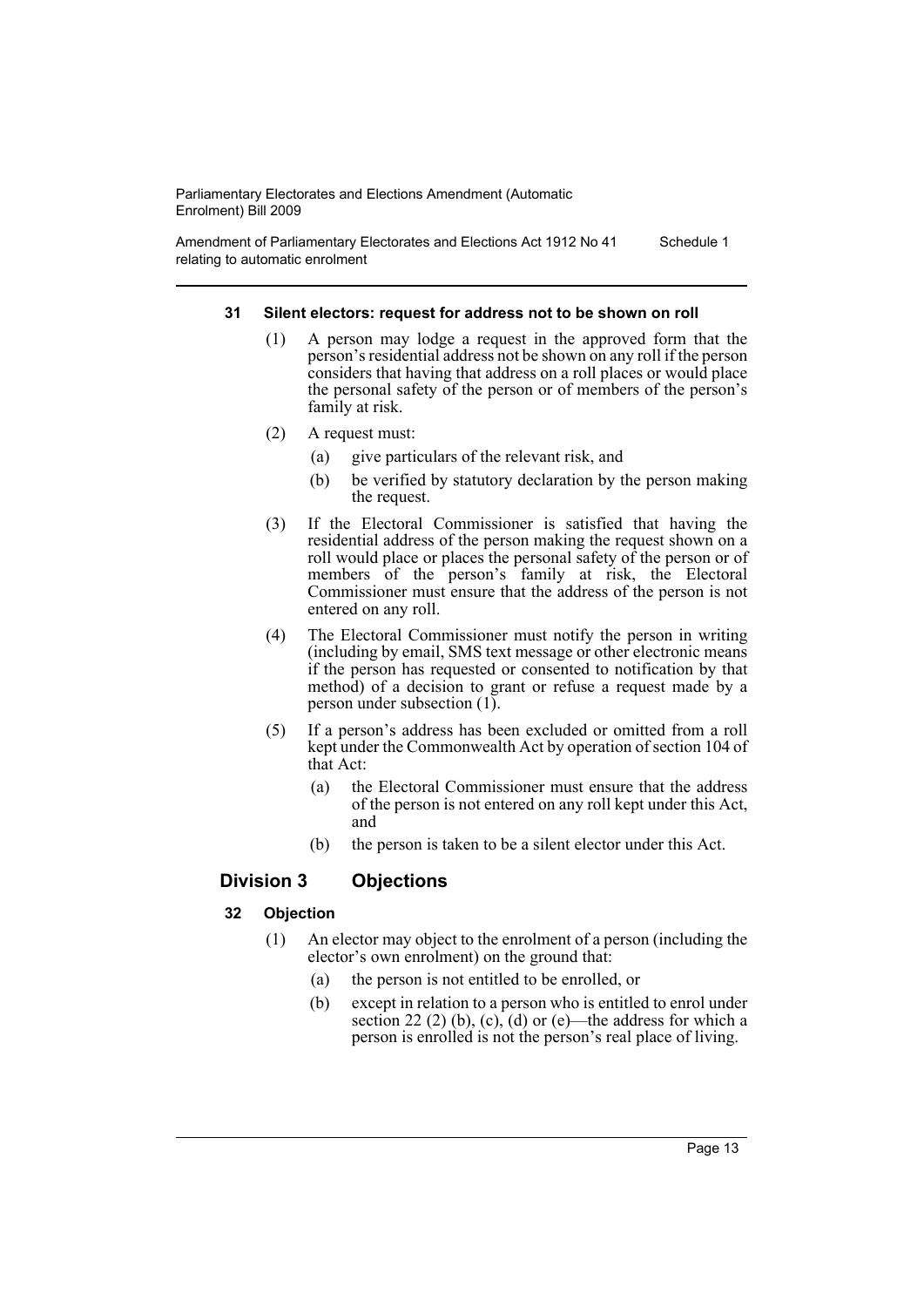#### 31 Silent electors: request for address not to be shown on roll

(1) A person may lodge a request in the approved form that the person's residential address not be shown on any roll if the person considers that having that address on a roll places or would place the personal safety of the person or of members of the person's family at risk.

(2) A request must:

- (a) give particulars of the relevant risk, and
- (b) be verified by statutory declaration by the person making the request.

(3) If the Electoral Commissioner is satisfied that having the residential address of the person making the request shown on a roll would place or places the personal safety of the person or of members of the person's family at risk, the Electoral Commissioner must ensure that the address of the person is not entered on any roll.

(4) The Electoral Commissioner must notify the person in writing (including by email, SMS text message or other electronic means if the person has requested or consented to notification by that method) of a decision to grant or refuse a request made by a person under subsection (1).

(5) If a person's address has been excluded or omitted from a roll kept under the Commonwealth Act by operation of section 104 of that Act:

- (a) the Electoral Commissioner must ensure that the address of the person is not entered on any roll kept under this Act, and
- (b) the person is taken to be a silent elector under this Act.

### Division 3 Objections

#### 32 Objection

(1) An elector may object to the enrolment of a person (including the elector's own enrolment) on the ground that:

- (a) the person is not entitled to be enrolled, or
- (b) except in relation to a person who is entitled to enrol under section 22 (2) (b), (c), (d) or (e)—the address for which a person is enrolled is not the person's real place of living.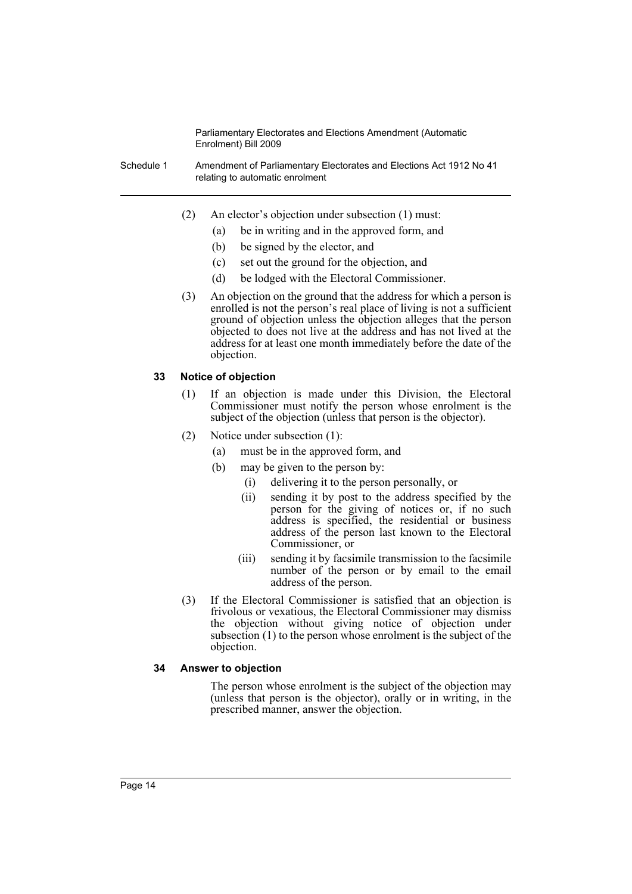(2) An elector's objection under subsection (1) must:

- (a) be in writing and in the approved form, and
- (b) be signed by the elector, and
- (c) set out the ground for the objection, and
- (d) be lodged with the Electoral Commissioner.

(3) An objection on the ground that the address for which a person is enrolled is not the person's real place of living is not a sufficient ground of objection unless the objection alleges that the person objected to does not live at the address and has not lived at the address for at least one month immediately before the date of the objection.

### 33 Notice of objection

(1) If an objection is made under this Division, the Electoral Commissioner must notify the person whose enrolment is the subject of the objection (unless that person is the objector).

(2) Notice under subsection (1):

- (a) must be in the approved form, and
- (b) may be given to the person by:
  - (i) delivering it to the person personally, or
  - (ii) sending it by post to the address specified by the person for the giving of notices or, if no such address is specified, the residential or business address of the person last known to the Electoral Commissioner, or
  - (iii) sending it by facsimile transmission to the facsimile number of the person or by email to the email address of the person.

(3) If the Electoral Commissioner is satisfied that an objection is frivolous or vexatious, the Electoral Commissioner may dismiss the objection without giving notice of objection under subsection (1) to the person whose enrolment is the subject of the objection.

### 34 Answer to objection

The person whose enrolment is the subject of the objection may (unless that person is the objector), orally or in writing, in the prescribed manner, answer the objection.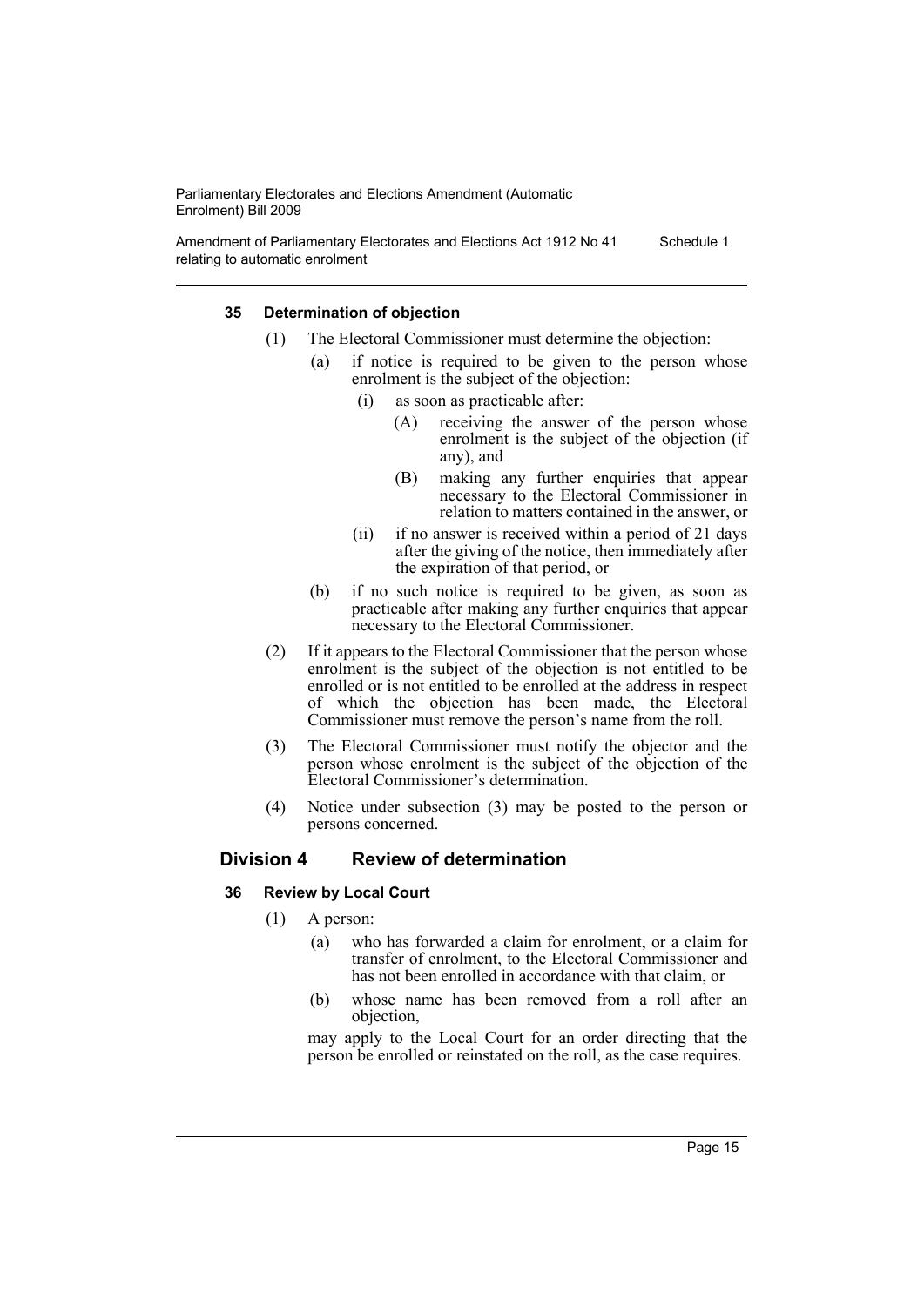#### 35 Determination of objection

(1) The Electoral Commissioner must determine the objection:

- (a) if notice is required to be given to the person whose enrolment is the subject of the objection:
  - (i) as soon as practicable after:
    - (A) receiving the answer of the person whose enrolment is the subject of the objection (if any), and
    - (B) making any further enquiries that appear necessary to the Electoral Commissioner in relation to matters contained in the answer, or
  - (ii) if no answer is received within a period of 21 days after the giving of the notice, then immediately after the expiration of that period, or
- (b) if no such notice is required to be given, as soon as practicable after making any further enquiries that appear necessary to the Electoral Commissioner.

(2) If it appears to the Electoral Commissioner that the person whose enrolment is the subject of the objection is not entitled to be enrolled or is not entitled to be enrolled at the address in respect of which the objection has been made, the Electoral Commissioner must remove the person's name from the roll.

(3) The Electoral Commissioner must notify the objector and the person whose enrolment is the subject of the objection of the Electoral Commissioner's determination.

(4) Notice under subsection (3) may be posted to the person or persons concerned.

### Division 4 Review of determination

#### 36 Review by Local Court

(1) A person:

- (a) who has forwarded a claim for enrolment, or a claim for transfer of enrolment, to the Electoral Commissioner and has not been enrolled in accordance with that claim, or
- (b) whose name has been removed from a roll after an objection,

may apply to the Local Court for an order directing that the person be enrolled or reinstated on the roll, as the case requires.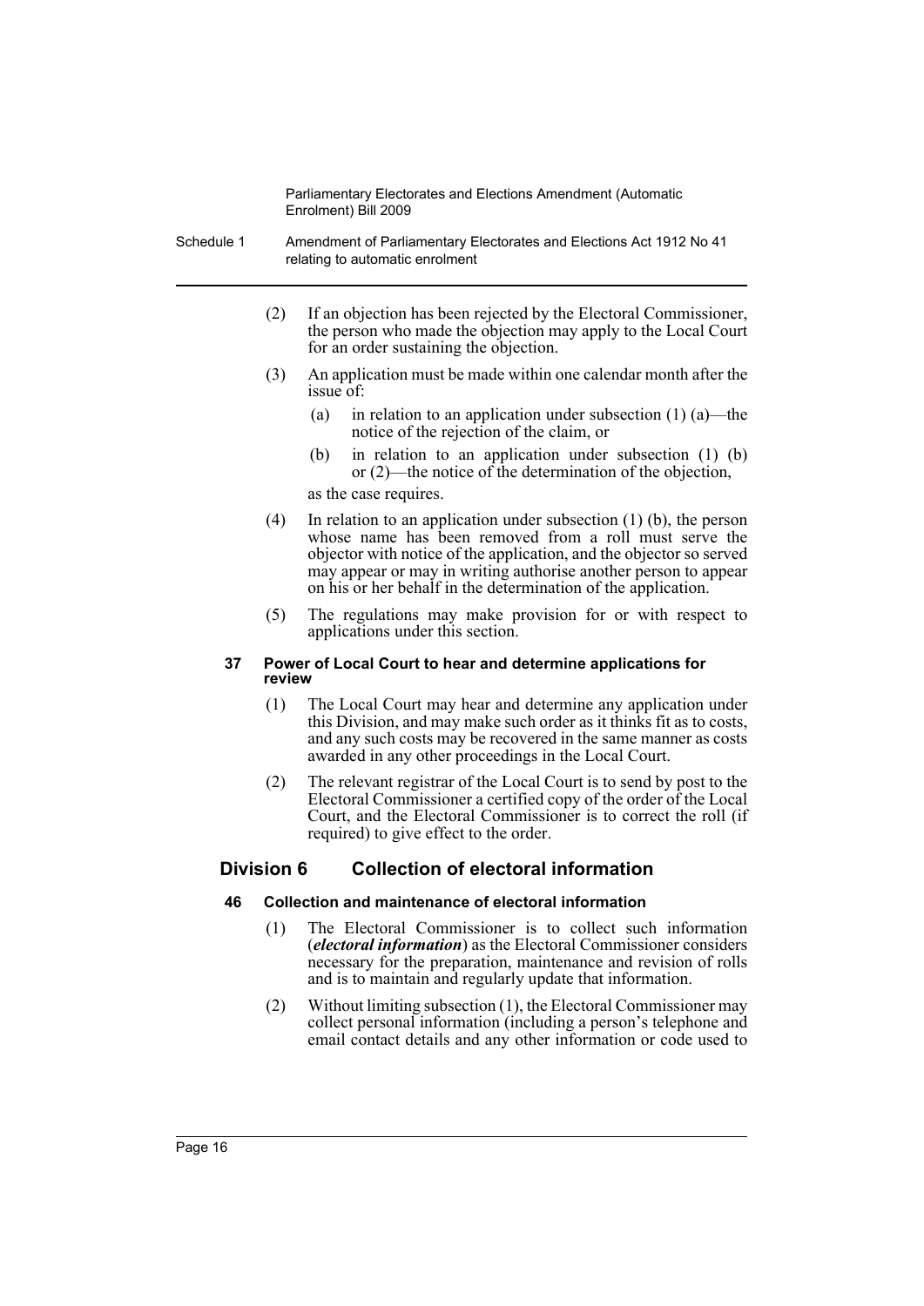(2) If an objection has been rejected by the Electoral Commissioner, the person who made the objection may apply to the Local Court for an order sustaining the objection.

(3) An application must be made within one calendar month after the issue of:

- (a) in relation to an application under subsection (1) (a)—the notice of the rejection of the claim, or
- (b) in relation to an application under subsection (1) (b) or (2)—the notice of the determination of the objection,

as the case requires.

(4) In relation to an application under subsection (1) (b), the person whose name has been removed from a roll must serve the objector with notice of the application, and the objector so served may appear or may in writing authorise another person to appear on his or her behalf in the determination of the application.

(5) The regulations may make provision for or with respect to applications under this section.

#### 37 Power of Local Court to hear and determine applications for review

(1) The Local Court may hear and determine any application under this Division, and may make such order as it thinks fit as to costs, and any such costs may be recovered in the same manner as costs awarded in any other proceedings in the Local Court.

(2) The relevant registrar of the Local Court is to send by post to the Electoral Commissioner a certified copy of the order of the Local Court, and the Electoral Commissioner is to correct the roll (if required) to give effect to the order.

### Division 6 Collection of electoral information

#### 46 Collection and maintenance of electoral information

(1) The Electoral Commissioner is to collect such information (***electoral information***) as the Electoral Commissioner considers necessary for the preparation, maintenance and revision of rolls and is to maintain and regularly update that information.

(2) Without limiting subsection (1), the Electoral Commissioner may collect personal information (including a person's telephone and email contact details and any other information or code used to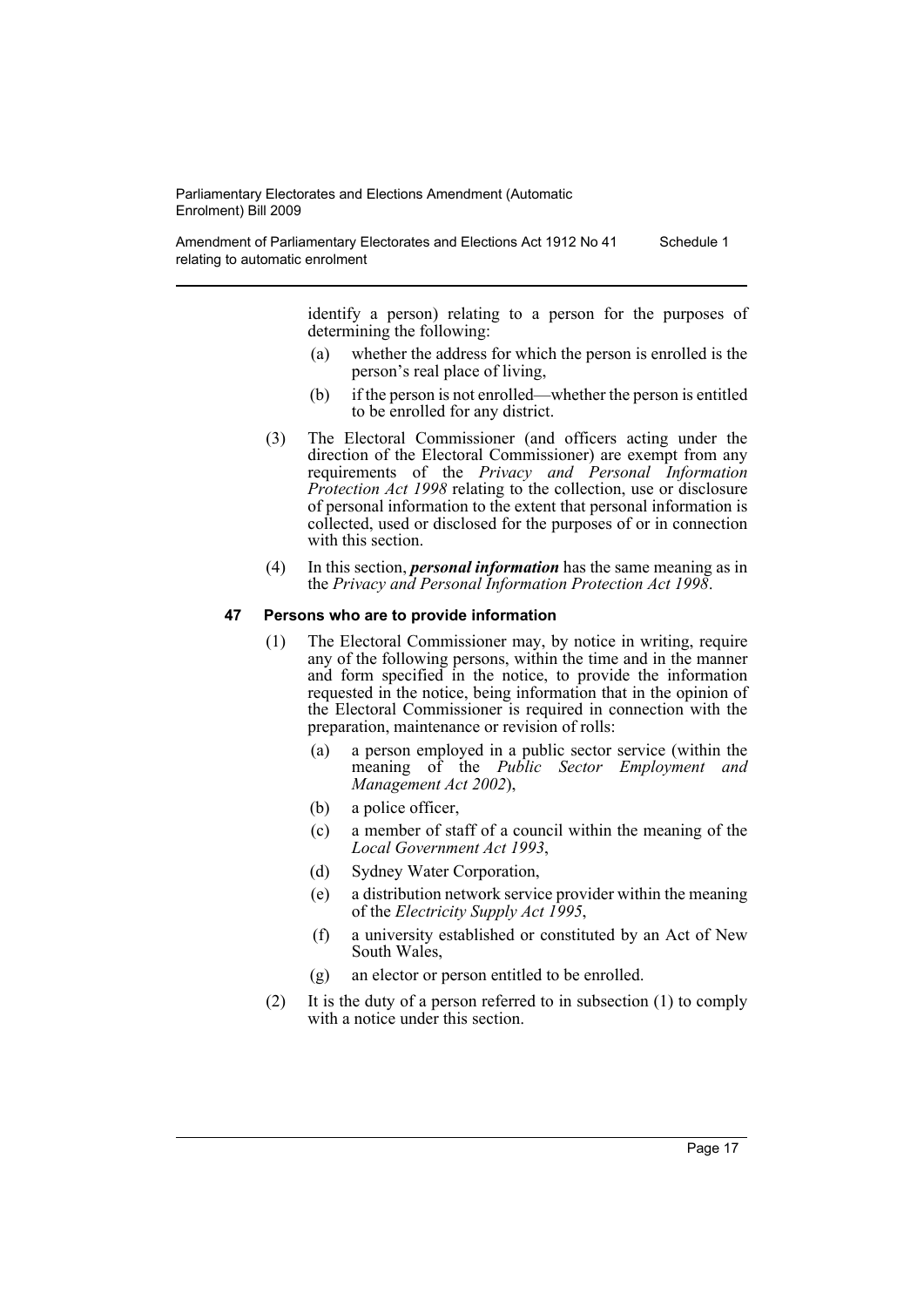identify a person) relating to a person for the purposes of determining the following:

- (a) whether the address for which the person is enrolled is the person's real place of living,
- (b) if the person is not enrolled—whether the person is entitled to be enrolled for any district.

(3) The Electoral Commissioner (and officers acting under the direction of the Electoral Commissioner) are exempt from any requirements of the *Privacy and Personal Information Protection Act 1998* relating to the collection, use or disclosure of personal information to the extent that personal information is collected, used or disclosed for the purposes of or in connection with this section.

(4) In this section, ***personal information*** has the same meaning as in the *Privacy and Personal Information Protection Act 1998*.

#### 47 Persons who are to provide information

(1) The Electoral Commissioner may, by notice in writing, require any of the following persons, within the time and in the manner and form specified in the notice, to provide the information requested in the notice, being information that in the opinion of the Electoral Commissioner is required in connection with the preparation, maintenance or revision of rolls:

- (a) a person employed in a public sector service (within the meaning of the *Public Sector Employment and Management Act 2002*),
- (b) a police officer,
- (c) a member of staff of a council within the meaning of the *Local Government Act 1993*,
- (d) Sydney Water Corporation,
- (e) a distribution network service provider within the meaning of the *Electricity Supply Act 1995*,
- (f) a university established or constituted by an Act of New South Wales,
- (g) an elector or person entitled to be enrolled.

(2) It is the duty of a person referred to in subsection (1) to comply with a notice under this section.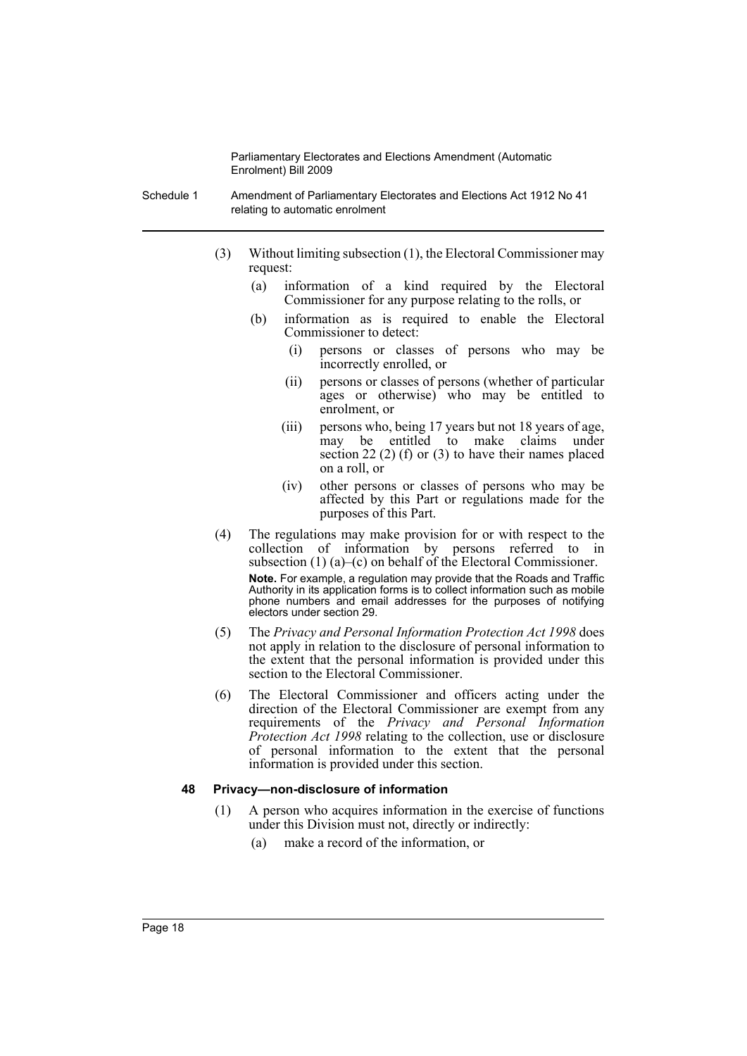(3) Without limiting subsection (1), the Electoral Commissioner may request:

- (a) information of a kind required by the Electoral Commissioner for any purpose relating to the rolls, or
- (b) information as is required to enable the Electoral Commissioner to detect:
  - (i) persons or classes of persons who may be incorrectly enrolled, or
  - (ii) persons or classes of persons (whether of particular ages or otherwise) who may be entitled to enrolment, or
  - (iii) persons who, being 17 years but not 18 years of age, may be entitled to make claims under section 22 (2) (f) or (3) to have their names placed on a roll, or
  - (iv) other persons or classes of persons who may be affected by this Part or regulations made for the purposes of this Part.

(4) The regulations may make provision for or with respect to the collection of information by persons referred to in subsection (1) (a)–(c) on behalf of the Electoral Commissioner.

**Note.** For example, a regulation may provide that the Roads and Traffic Authority in its application forms is to collect information such as mobile phone numbers and email addresses for the purposes of notifying electors under section 29.

(5) The *Privacy and Personal Information Protection Act 1998* does not apply in relation to the disclosure of personal information to the extent that the personal information is provided under this section to the Electoral Commissioner.

(6) The Electoral Commissioner and officers acting under the direction of the Electoral Commissioner are exempt from any requirements of the *Privacy and Personal Information Protection Act 1998* relating to the collection, use or disclosure of personal information to the extent that the personal information is provided under this section.

### 48 Privacy—non-disclosure of information

(1) A person who acquires information in the exercise of functions under this Division must not, directly or indirectly:

- (a) make a record of the information, or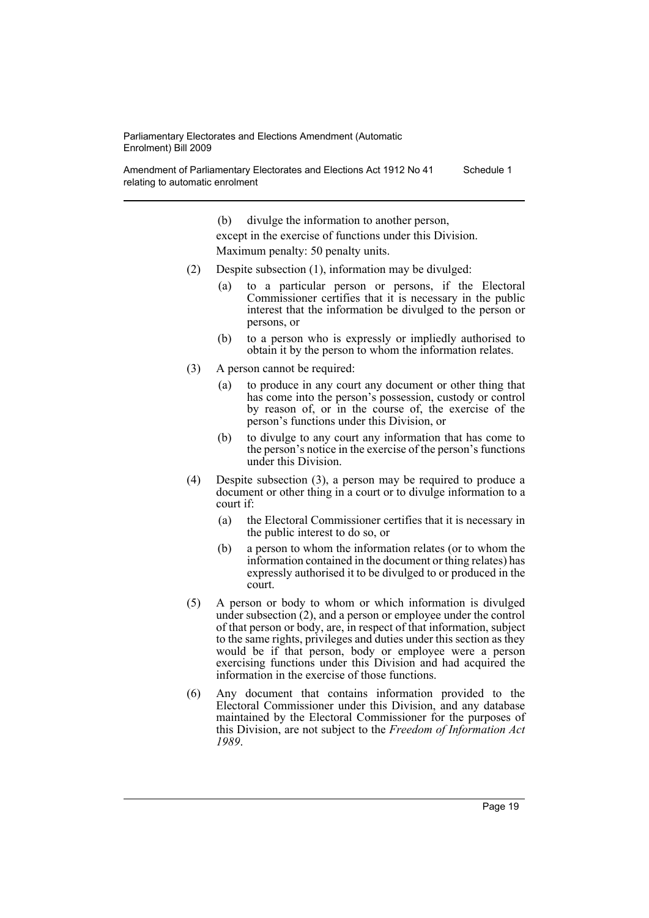(b) divulge the information to another person,

except in the exercise of functions under this Division.

Maximum penalty: 50 penalty units.

(2) Despite subsection (1), information may be divulged:

- (a) to a particular person or persons, if the Electoral Commissioner certifies that it is necessary in the public interest that the information be divulged to the person or persons, or
- (b) to a person who is expressly or impliedly authorised to obtain it by the person to whom the information relates.

(3) A person cannot be required:

- (a) to produce in any court any document or other thing that has come into the person's possession, custody or control by reason of, or in the course of, the exercise of the person's functions under this Division, or
- (b) to divulge to any court any information that has come to the person's notice in the exercise of the person's functions under this Division.

(4) Despite subsection (3), a person may be required to produce a document or other thing in a court or to divulge information to a court if:

- (a) the Electoral Commissioner certifies that it is necessary in the public interest to do so, or
- (b) a person to whom the information relates (or to whom the information contained in the document or thing relates) has expressly authorised it to be divulged to or produced in the court.

(5) A person or body to whom or which information is divulged under subsection (2), and a person or employee under the control of that person or body, are, in respect of that information, subject to the same rights, privileges and duties under this section as they would be if that person, body or employee were a person exercising functions under this Division and had acquired the information in the exercise of those functions.

(6) Any document that contains information provided to the Electoral Commissioner under this Division, and any database maintained by the Electoral Commissioner for the purposes of this Division, are not subject to the *Freedom of Information Act 1989*.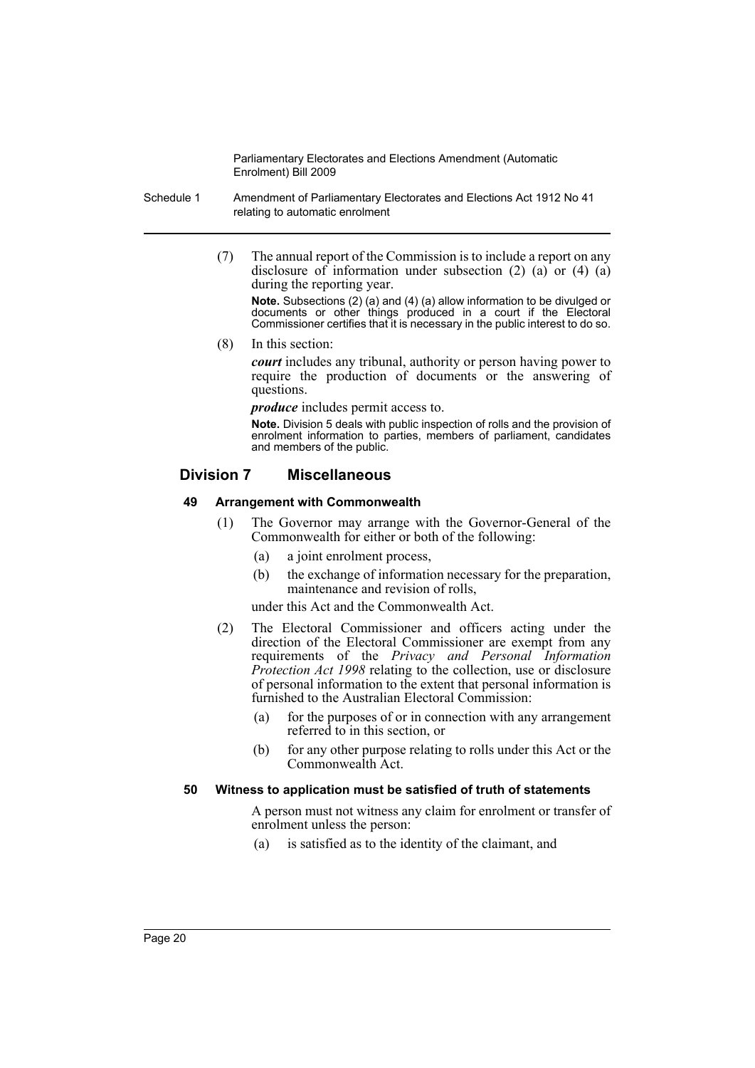(7) The annual report of the Commission is to include a report on any disclosure of information under subsection (2) (a) or (4) (a) during the reporting year.

**Note.** Subsections (2) (a) and (4) (a) allow information to be divulged or documents or other things produced in a court if the Electoral Commissioner certifies that it is necessary in the public interest to do so.

(8) In this section:

***court*** includes any tribunal, authority or person having power to require the production of documents or the answering of questions.

***produce*** includes permit access to.

**Note.** Division 5 deals with public inspection of rolls and the provision of enrolment information to parties, members of parliament, candidates and members of the public.

## Division 7 Miscellaneous

#### 49 Arrangement with Commonwealth

(1) The Governor may arrange with the Governor-General of the Commonwealth for either or both of the following:

- (a) a joint enrolment process,
- (b) the exchange of information necessary for the preparation, maintenance and revision of rolls,

under this Act and the Commonwealth Act.

(2) The Electoral Commissioner and officers acting under the direction of the Electoral Commissioner are exempt from any requirements of the *Privacy and Personal Information Protection Act 1998* relating to the collection, use or disclosure of personal information to the extent that personal information is furnished to the Australian Electoral Commission:

- (a) for the purposes of or in connection with any arrangement referred to in this section, or
- (b) for any other purpose relating to rolls under this Act or the Commonwealth Act.

#### 50 Witness to application must be satisfied of truth of statements

A person must not witness any claim for enrolment or transfer of enrolment unless the person:

- (a) is satisfied as to the identity of the claimant, and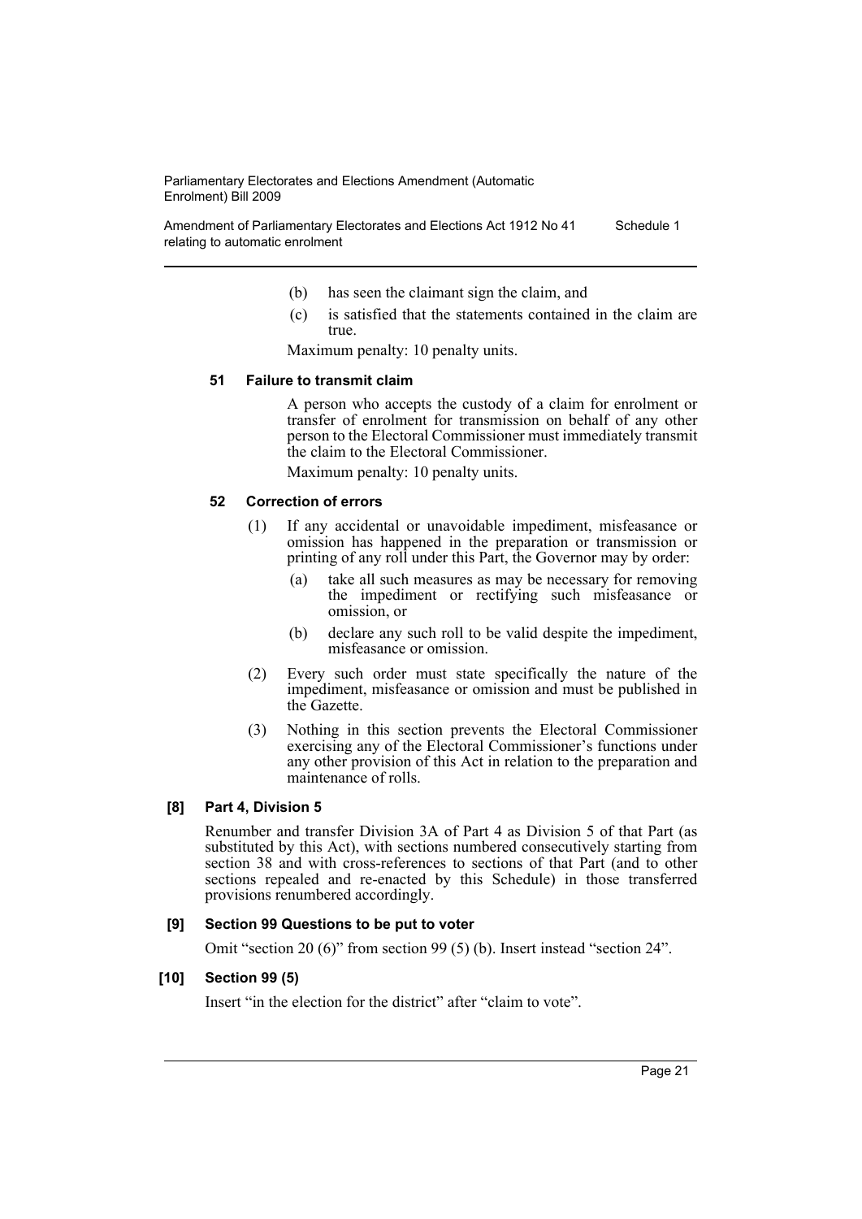- (b) has seen the claimant sign the claim, and
- (c) is satisfied that the statements contained in the claim are true.

Maximum penalty: 10 penalty units.

#### 51 Failure to transmit claim

A person who accepts the custody of a claim for enrolment or transfer of enrolment for transmission on behalf of any other person to the Electoral Commissioner must immediately transmit the claim to the Electoral Commissioner.

Maximum penalty: 10 penalty units.

#### 52 Correction of errors

(1) If any accidental or unavoidable impediment, misfeasance or omission has happened in the preparation or transmission or printing of any roll under this Part, the Governor may by order:

- (a) take all such measures as may be necessary for removing the impediment or rectifying such misfeasance or omission, or
- (b) declare any such roll to be valid despite the impediment, misfeasance or omission.

(2) Every such order must state specifically the nature of the impediment, misfeasance or omission and must be published in the Gazette.

(3) Nothing in this section prevents the Electoral Commissioner exercising any of the Electoral Commissioner's functions under any other provision of this Act in relation to the preparation and maintenance of rolls.

### [8] Part 4, Division 5

Renumber and transfer Division 3A of Part 4 as Division 5 of that Part (as substituted by this Act), with sections numbered consecutively starting from section 38 and with cross-references to sections of that Part (and to other sections repealed and re-enacted by this Schedule) in those transferred provisions renumbered accordingly.

### [9] Section 99 Questions to be put to voter

Omit "section 20 (6)" from section 99 (5) (b). Insert instead "section 24".

### [10] Section 99 (5)

Insert "in the election for the district" after "claim to vote".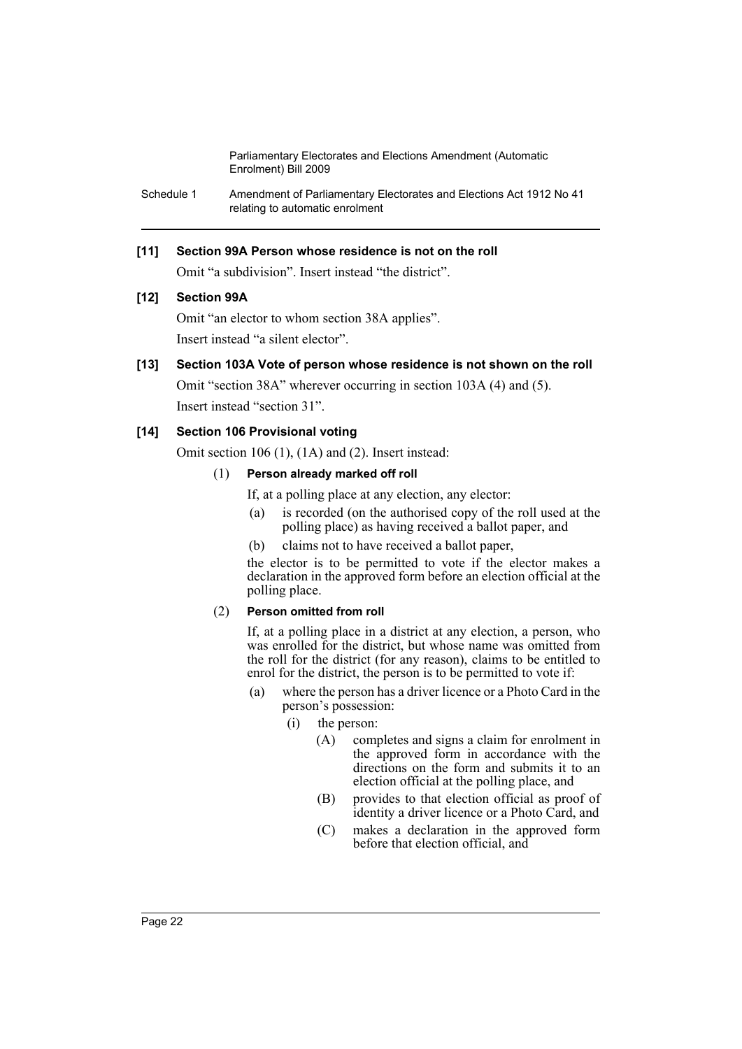**[11] Section 99A Person whose residence is not on the roll**

Omit "a subdivision". Insert instead "the district".

**[12] Section 99A**

Omit "an elector to whom section 38A applies".

Insert instead "a silent elector".

**[13] Section 103A Vote of person whose residence is not shown on the roll**

Omit "section 38A" wherever occurring in section 103A (4) and (5).

Insert instead "section 31".

**[14] Section 106 Provisional voting**

Omit section 106 (1), (1A) and (2). Insert instead:

(1) **Person already marked off roll**

If, at a polling place at any election, any elector:

(a) is recorded (on the authorised copy of the roll used at the polling place) as having received a ballot paper, and

(b) claims not to have received a ballot paper,

the elector is to be permitted to vote if the elector makes a declaration in the approved form before an election official at the polling place.

(2) **Person omitted from roll**

If, at a polling place in a district at any election, a person, who was enrolled for the district, but whose name was omitted from the roll for the district (for any reason), claims to be entitled to enrol for the district, the person is to be permitted to vote if:

(a) where the person has a driver licence or a Photo Card in the person's possession:

(i) the person:

(A) completes and signs a claim for enrolment in the approved form in accordance with the directions on the form and submits it to an election official at the polling place, and

(B) provides to that election official as proof of identity a driver licence or a Photo Card, and

(C) makes a declaration in the approved form before that election official, and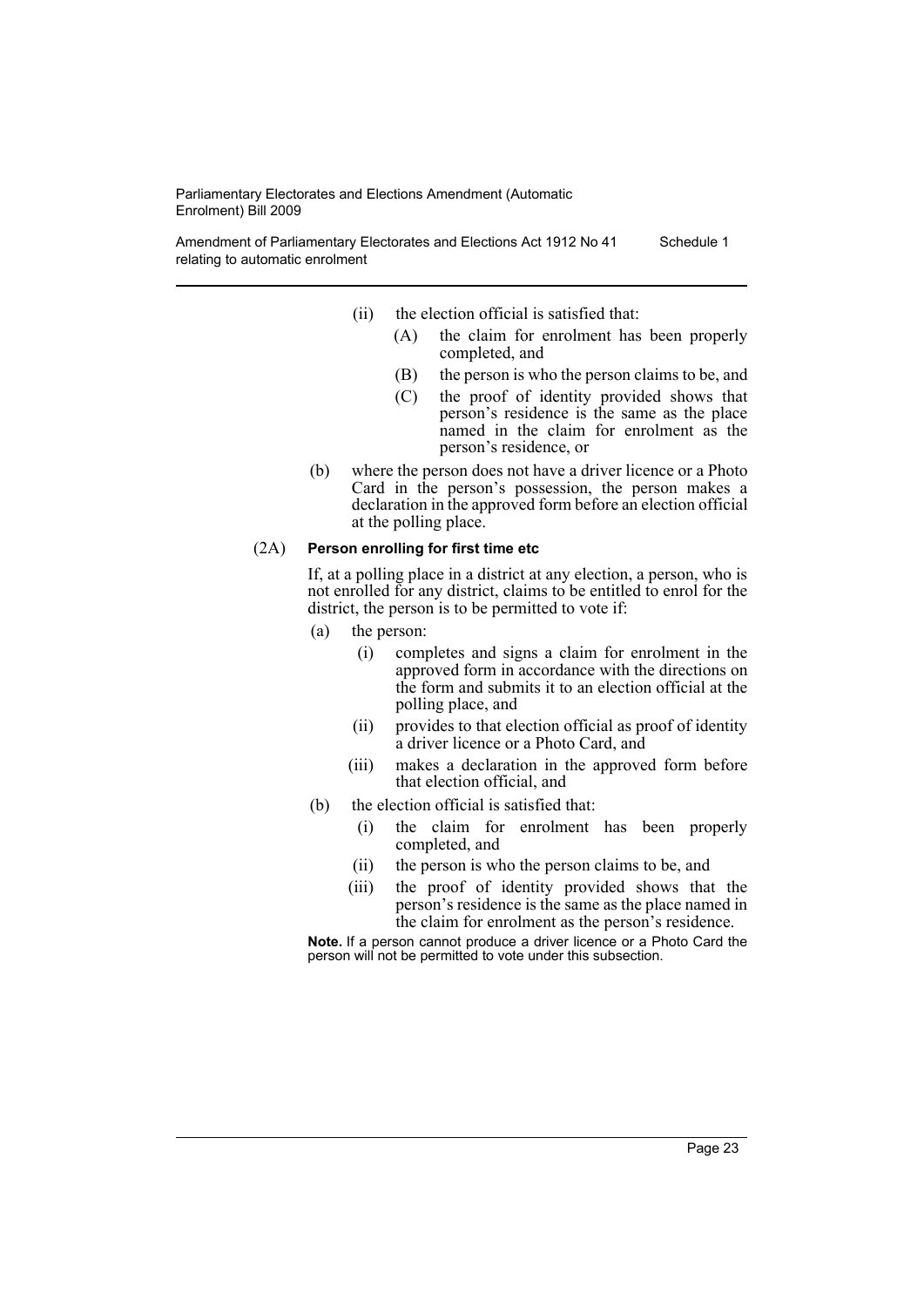- (ii) the election official is satisfied that:
  - (A) the claim for enrolment has been properly completed, and
  - (B) the person is who the person claims to be, and
  - (C) the proof of identity provided shows that person's residence is the same as the place named in the claim for enrolment as the person's residence, or
- (b) where the person does not have a driver licence or a Photo Card in the person's possession, the person makes a declaration in the approved form before an election official at the polling place.

(2A) **Person enrolling for first time etc**

If, at a polling place in a district at any election, a person, who is not enrolled for any district, claims to be entitled to enrol for the district, the person is to be permitted to vote if:

- (a) the person:
  - (i) completes and signs a claim for enrolment in the approved form in accordance with the directions on the form and submits it to an election official at the polling place, and
  - (ii) provides to that election official as proof of identity a driver licence or a Photo Card, and
  - (iii) makes a declaration in the approved form before that election official, and
- (b) the election official is satisfied that:
  - (i) the claim for enrolment has been properly completed, and
  - (ii) the person is who the person claims to be, and
  - (iii) the proof of identity provided shows that the person's residence is the same as the place named in the claim for enrolment as the person's residence.

**Note.** If a person cannot produce a driver licence or a Photo Card the person will not be permitted to vote under this subsection.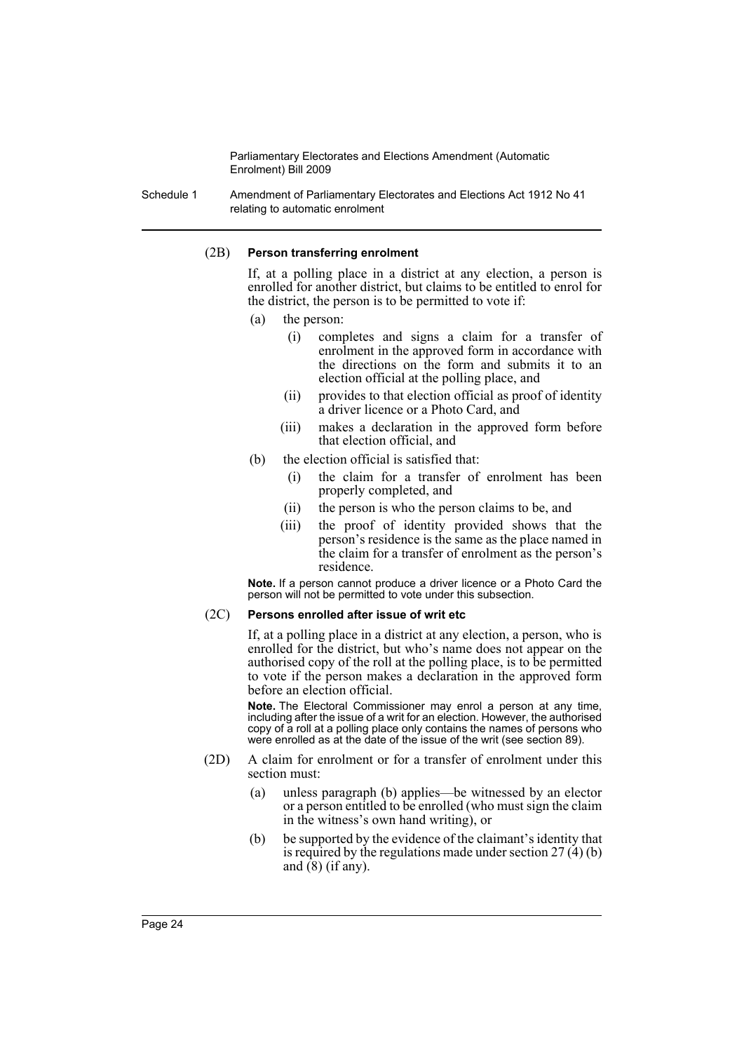(2B) **Person transferring enrolment**

If, at a polling place in a district at any election, a person is enrolled for another district, but claims to be entitled to enrol for the district, the person is to be permitted to vote if:

(a) the person:

(i) completes and signs a claim for a transfer of enrolment in the approved form in accordance with the directions on the form and submits it to an election official at the polling place, and

(ii) provides to that election official as proof of identity a driver licence or a Photo Card, and

(iii) makes a declaration in the approved form before that election official, and

(b) the election official is satisfied that:

(i) the claim for a transfer of enrolment has been properly completed, and

(ii) the person is who the person claims to be, and

(iii) the proof of identity provided shows that the person's residence is the same as the place named in the claim for a transfer of enrolment as the person's residence.

**Note.** If a person cannot produce a driver licence or a Photo Card the person will not be permitted to vote under this subsection.

(2C) **Persons enrolled after issue of writ etc**

If, at a polling place in a district at any election, a person, who is enrolled for the district, but who's name does not appear on the authorised copy of the roll at the polling place, is to be permitted to vote if the person makes a declaration in the approved form before an election official.

**Note.** The Electoral Commissioner may enrol a person at any time, including after the issue of a writ for an election. However, the authorised copy of a roll at a polling place only contains the names of persons who were enrolled as at the date of the issue of the writ (see section 89).

(2D) A claim for enrolment or for a transfer of enrolment under this section must:

(a) unless paragraph (b) applies—be witnessed by an elector or a person entitled to be enrolled (who must sign the claim in the witness's own hand writing), or

(b) be supported by the evidence of the claimant's identity that is required by the regulations made under section 27 (4) (b) and (8) (if any).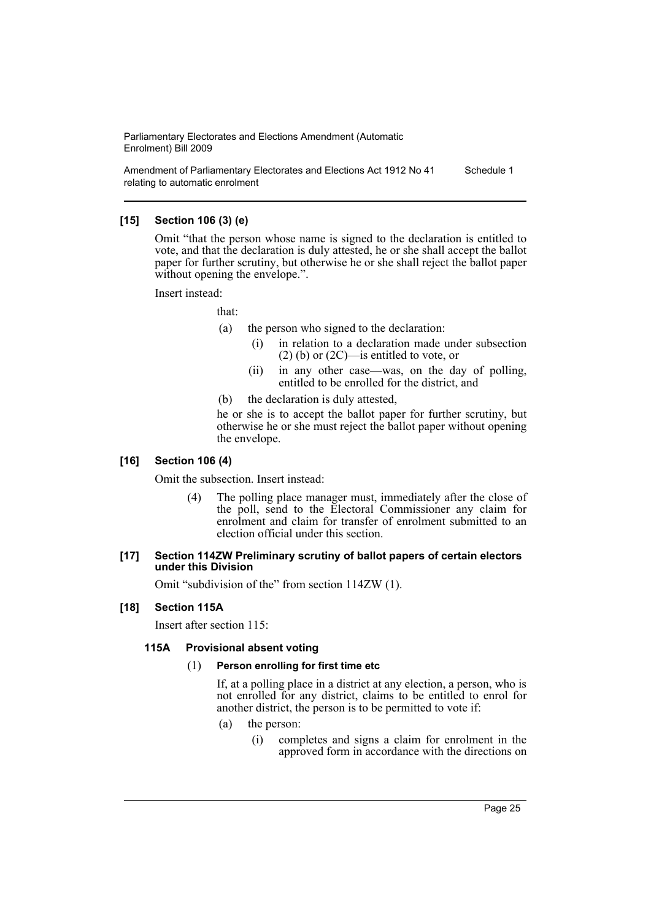**[15] Section 106 (3) (e)**

Omit "that the person whose name is signed to the declaration is entitled to vote, and that the declaration is duly attested, he or she shall accept the ballot paper for further scrutiny, but otherwise he or she shall reject the ballot paper without opening the envelope.".

Insert instead:

that:

(a) the person who signed to the declaration:

(i) in relation to a declaration made under subsection (2) (b) or (2C)—is entitled to vote, or

(ii) in any other case—was, on the day of polling, entitled to be enrolled for the district, and

(b) the declaration is duly attested,

he or she is to accept the ballot paper for further scrutiny, but otherwise he or she must reject the ballot paper without opening the envelope.

**[16] Section 106 (4)**

Omit the subsection. Insert instead:

(4) The polling place manager must, immediately after the close of the poll, send to the Electoral Commissioner any claim for enrolment and claim for transfer of enrolment submitted to an election official under this section.

**[17] Section 114ZW Preliminary scrutiny of ballot papers of certain electors under this Division**

Omit "subdivision of the" from section 114ZW (1).

**[18] Section 115A**

Insert after section 115:

**115A Provisional absent voting**

(1) **Person enrolling for first time etc**

If, at a polling place in a district at any election, a person, who is not enrolled for any district, claims to be entitled to enrol for another district, the person is to be permitted to vote if:

(a) the person:

(i) completes and signs a claim for enrolment in the approved form in accordance with the directions on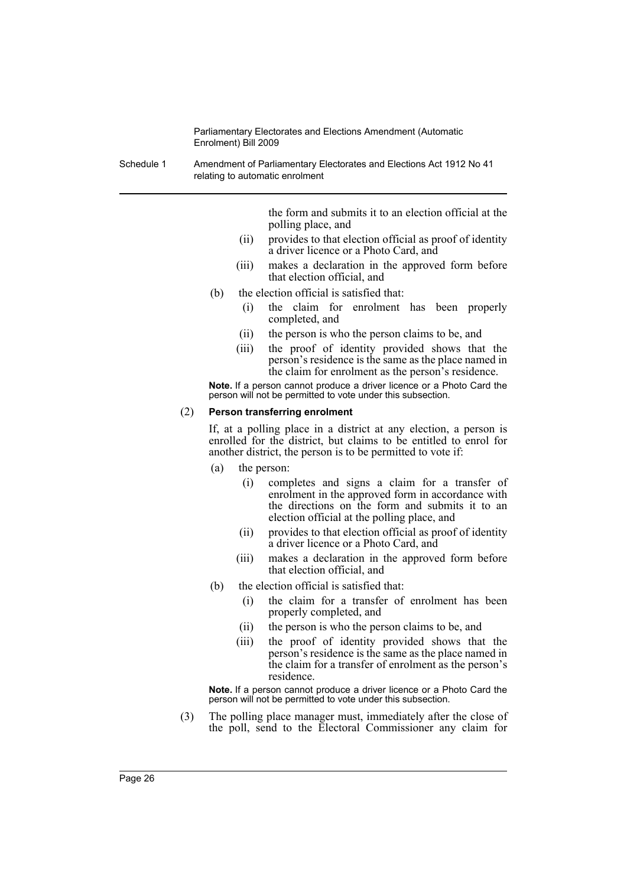the form and submits it to an election official at the polling place, and

   (ii) provides to that election official as proof of identity a driver licence or a Photo Card, and

   (iii) makes a declaration in the approved form before that election official, and

(b) the election official is satisfied that:

   (i) the claim for enrolment has been properly completed, and

   (ii) the person is who the person claims to be, and

   (iii) the proof of identity provided shows that the person's residence is the same as the place named in the claim for enrolment as the person's residence.

**Note.** If a person cannot produce a driver licence or a Photo Card the person will not be permitted to vote under this subsection.

(2) **Person transferring enrolment**

If, at a polling place in a district at any election, a person is enrolled for the district, but claims to be entitled to enrol for another district, the person is to be permitted to vote if:

(a) the person:

   (i) completes and signs a claim for a transfer of enrolment in the approved form in accordance with the directions on the form and submits it to an election official at the polling place, and

   (ii) provides to that election official as proof of identity a driver licence or a Photo Card, and

   (iii) makes a declaration in the approved form before that election official, and

(b) the election official is satisfied that:

   (i) the claim for a transfer of enrolment has been properly completed, and

   (ii) the person is who the person claims to be, and

   (iii) the proof of identity provided shows that the person's residence is the same as the place named in the claim for a transfer of enrolment as the person's residence.

**Note.** If a person cannot produce a driver licence or a Photo Card the person will not be permitted to vote under this subsection.

(3) The polling place manager must, immediately after the close of the poll, send to the Electoral Commissioner any claim for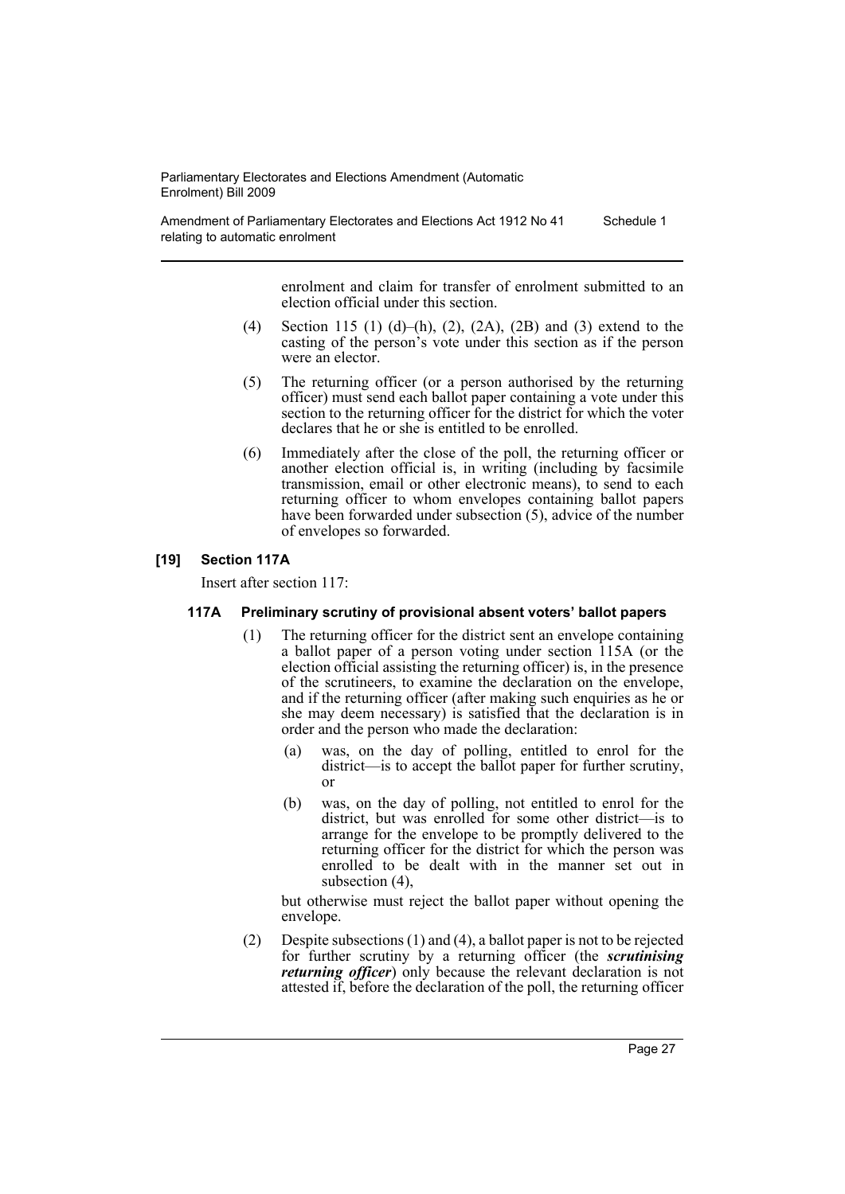enrolment and claim for transfer of enrolment submitted to an election official under this section.

(4) Section 115 (1) (d)–(h), (2), (2A), (2B) and (3) extend to the casting of the person's vote under this section as if the person were an elector.

(5) The returning officer (or a person authorised by the returning officer) must send each ballot paper containing a vote under this section to the returning officer for the district for which the voter declares that he or she is entitled to be enrolled.

(6) Immediately after the close of the poll, the returning officer or another election official is, in writing (including by facsimile transmission, email or other electronic means), to send to each returning officer to whom envelopes containing ballot papers have been forwarded under subsection (5), advice of the number of envelopes so forwarded.

### [19] Section 117A

Insert after section 117:

#### 117A Preliminary scrutiny of provisional absent voters' ballot papers

(1) The returning officer for the district sent an envelope containing a ballot paper of a person voting under section 115A (or the election official assisting the returning officer) is, in the presence of the scrutineers, to examine the declaration on the envelope, and if the returning officer (after making such enquiries as he or she may deem necessary) is satisfied that the declaration is in order and the person who made the declaration:

- (a) was, on the day of polling, entitled to enrol for the district—is to accept the ballot paper for further scrutiny, or
- (b) was, on the day of polling, not entitled to enrol for the district, but was enrolled for some other district—is to arrange for the envelope to be promptly delivered to the returning officer for the district for which the person was enrolled to be dealt with in the manner set out in subsection (4),

but otherwise must reject the ballot paper without opening the envelope.

(2) Despite subsections (1) and (4), a ballot paper is not to be rejected for further scrutiny by a returning officer (the ***scrutinising returning officer***) only because the relevant declaration is not attested if, before the declaration of the poll, the returning officer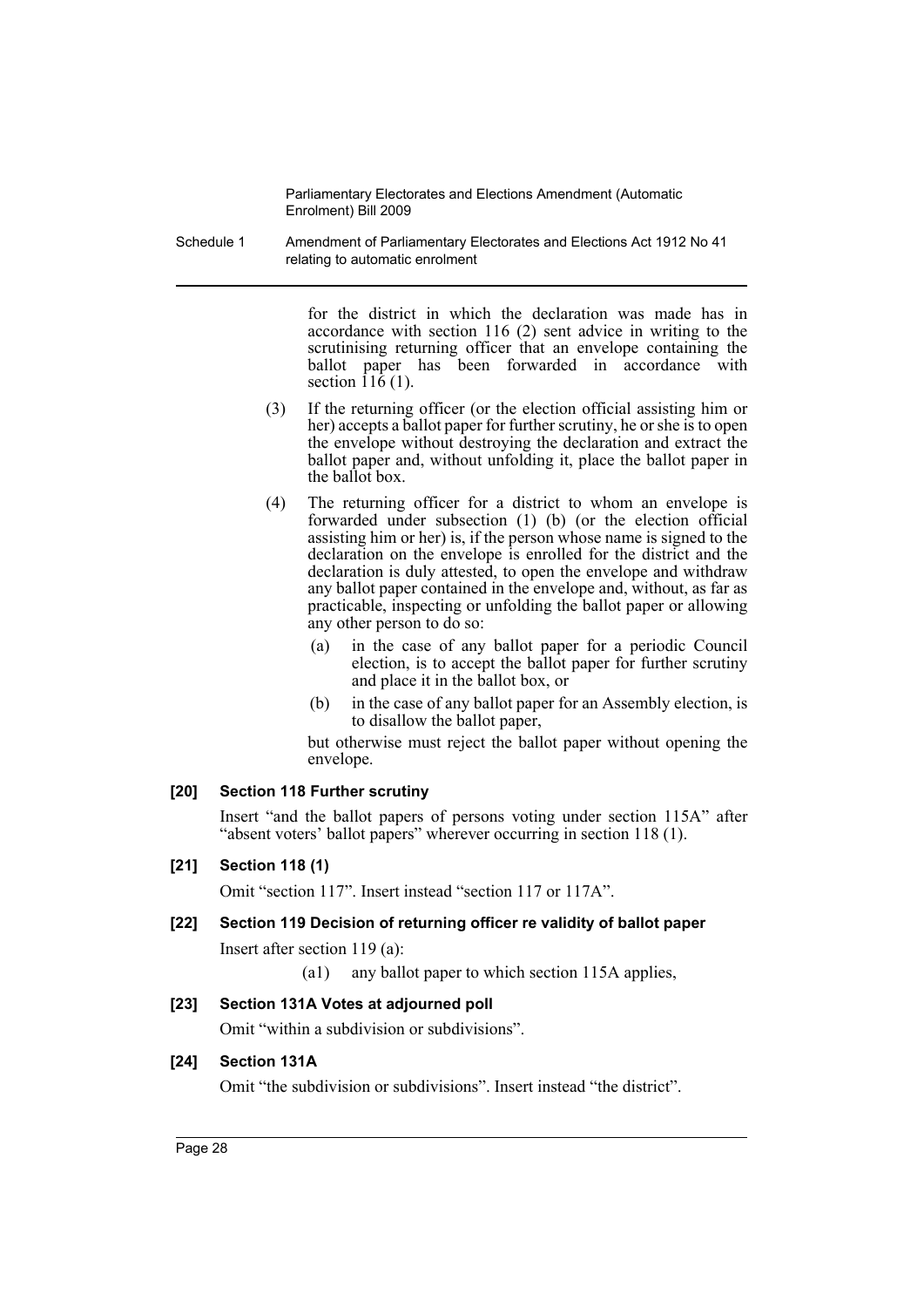for the district in which the declaration was made has in accordance with section 116 (2) sent advice in writing to the scrutinising returning officer that an envelope containing the ballot paper has been forwarded in accordance with section 116 (1).

(3) If the returning officer (or the election official assisting him or her) accepts a ballot paper for further scrutiny, he or she is to open the envelope without destroying the declaration and extract the ballot paper and, without unfolding it, place the ballot paper in the ballot box.

(4) The returning officer for a district to whom an envelope is forwarded under subsection (1) (b) (or the election official assisting him or her) is, if the person whose name is signed to the declaration on the envelope is enrolled for the district and the declaration is duly attested, to open the envelope and withdraw any ballot paper contained in the envelope and, without, as far as practicable, inspecting or unfolding the ballot paper or allowing any other person to do so:

(a) in the case of any ballot paper for a periodic Council election, is to accept the ballot paper for further scrutiny and place it in the ballot box, or

(b) in the case of any ballot paper for an Assembly election, is to disallow the ballot paper,

but otherwise must reject the ballot paper without opening the envelope.

#### [20] Section 118 Further scrutiny

Insert "and the ballot papers of persons voting under section 115A" after "absent voters' ballot papers" wherever occurring in section 118 (1).

#### [21] Section 118 (1)

Omit "section 117". Insert instead "section 117 or 117A".

#### [22] Section 119 Decision of returning officer re validity of ballot paper

Insert after section 119 (a):

(a1) any ballot paper to which section 115A applies,

#### [23] Section 131A Votes at adjourned poll

Omit "within a subdivision or subdivisions".

#### [24] Section 131A

Omit "the subdivision or subdivisions". Insert instead "the district".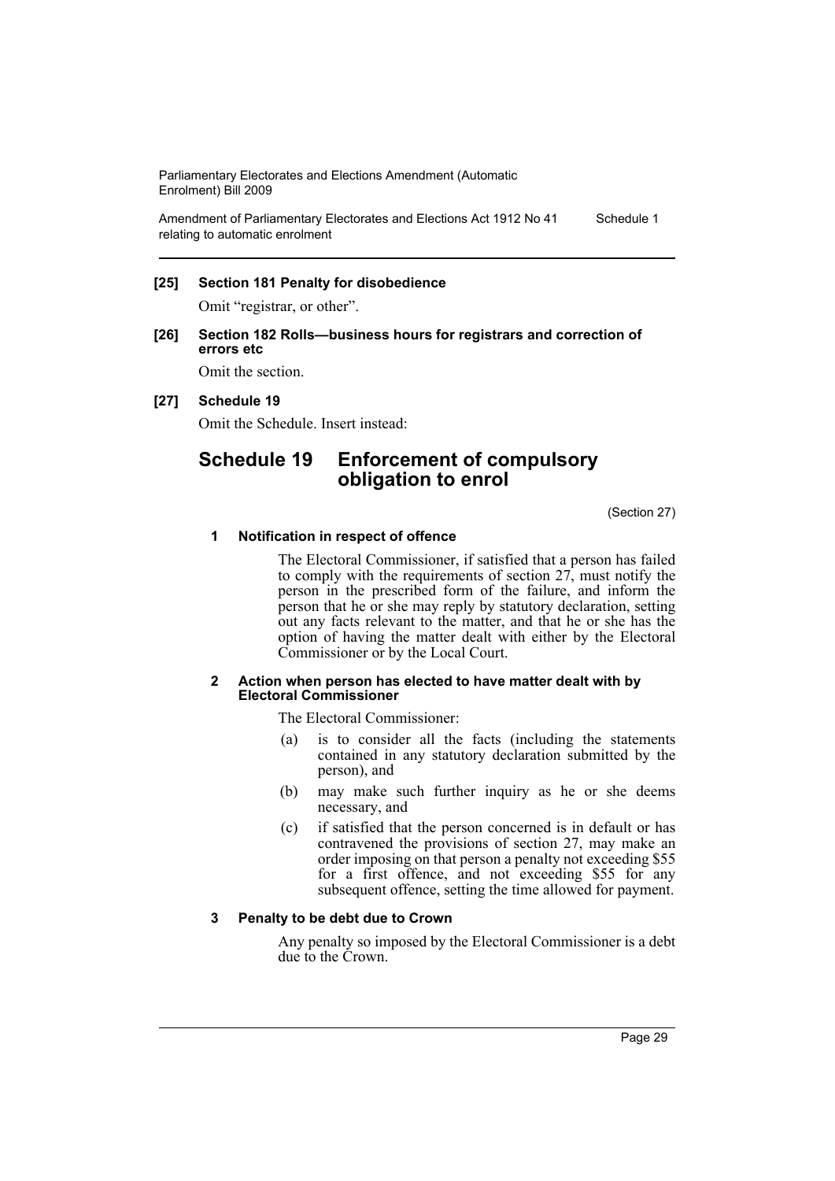**[25] Section 181 Penalty for disobedience**

Omit "registrar, or other".

**[26] Section 182 Rolls—business hours for registrars and correction of errors etc**

Omit the section.

**[27] Schedule 19**

Omit the Schedule. Insert instead:

## Schedule 19 Enforcement of compulsory obligation to enrol

(Section 27)

**1 Notification in respect of offence**

The Electoral Commissioner, if satisfied that a person has failed to comply with the requirements of section 27, must notify the person in the prescribed form of the failure, and inform the person that he or she may reply by statutory declaration, setting out any facts relevant to the matter, and that he or she has the option of having the matter dealt with either by the Electoral Commissioner or by the Local Court.

**2 Action when person has elected to have matter dealt with by Electoral Commissioner**

The Electoral Commissioner:

(a) is to consider all the facts (including the statements contained in any statutory declaration submitted by the person), and

(b) may make such further inquiry as he or she deems necessary, and

(c) if satisfied that the person concerned is in default or has contravened the provisions of section 27, may make an order imposing on that person a penalty not exceeding $55 for a first offence, and not exceeding $55 for any subsequent offence, setting the time allowed for payment.

**3 Penalty to be debt due to Crown**

Any penalty so imposed by the Electoral Commissioner is a debt due to the Crown.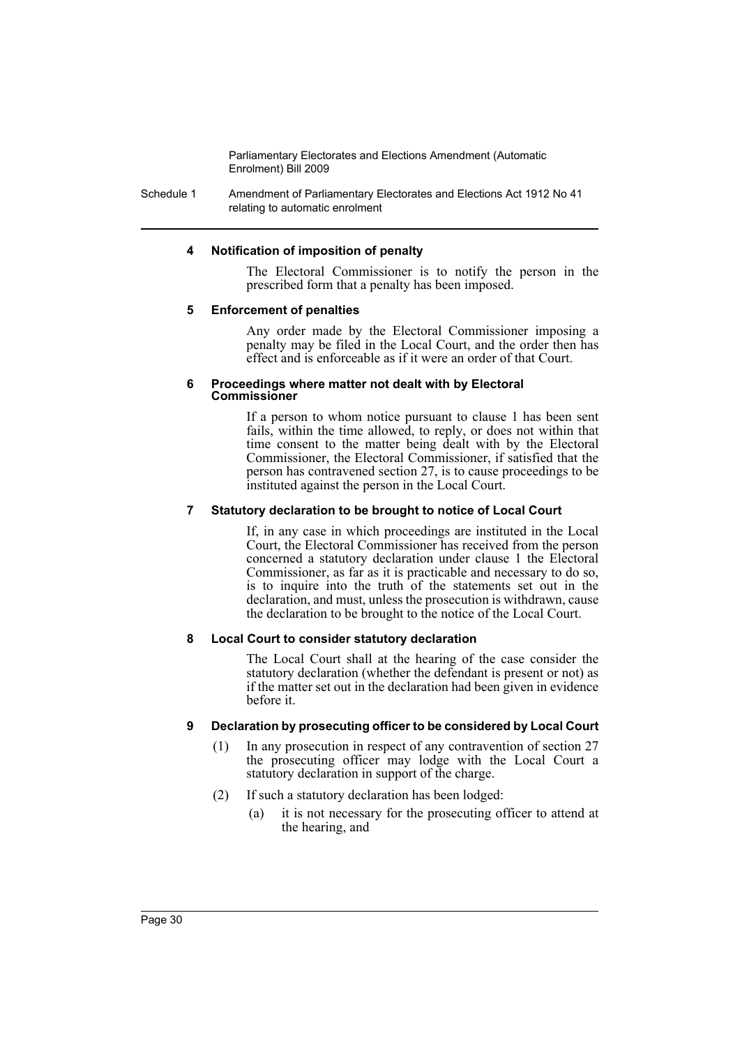#### 4 Notification of imposition of penalty

The Electoral Commissioner is to notify the person in the prescribed form that a penalty has been imposed.

#### 5 Enforcement of penalties

Any order made by the Electoral Commissioner imposing a penalty may be filed in the Local Court, and the order then has effect and is enforceable as if it were an order of that Court.

#### 6 Proceedings where matter not dealt with by Electoral Commissioner

If a person to whom notice pursuant to clause 1 has been sent fails, within the time allowed, to reply, or does not within that time consent to the matter being dealt with by the Electoral Commissioner, the Electoral Commissioner, if satisfied that the person has contravened section 27, is to cause proceedings to be instituted against the person in the Local Court.

#### 7 Statutory declaration to be brought to notice of Local Court

If, in any case in which proceedings are instituted in the Local Court, the Electoral Commissioner has received from the person concerned a statutory declaration under clause 1 the Electoral Commissioner, as far as it is practicable and necessary to do so, is to inquire into the truth of the statements set out in the declaration, and must, unless the prosecution is withdrawn, cause the declaration to be brought to the notice of the Local Court.

#### 8 Local Court to consider statutory declaration

The Local Court shall at the hearing of the case consider the statutory declaration (whether the defendant is present or not) as if the matter set out in the declaration had been given in evidence before it.

#### 9 Declaration by prosecuting officer to be considered by Local Court

(1) In any prosecution in respect of any contravention of section 27 the prosecuting officer may lodge with the Local Court a statutory declaration in support of the charge.

(2) If such a statutory declaration has been lodged:

(a) it is not necessary for the prosecuting officer to attend at the hearing, and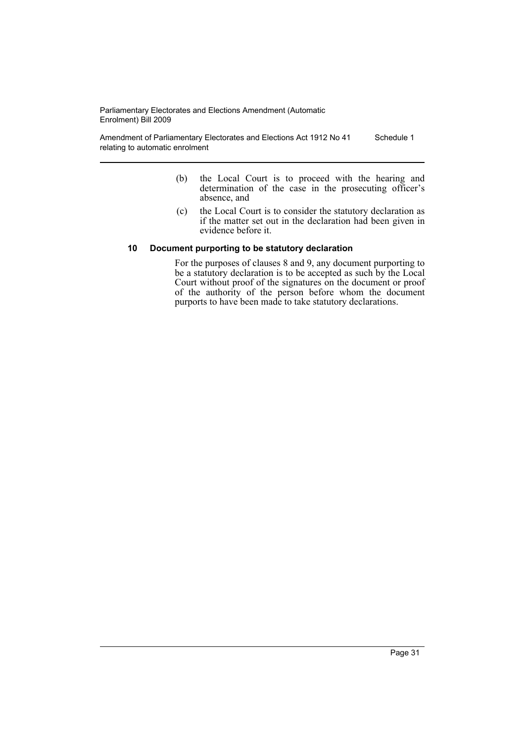(b) the Local Court is to proceed with the hearing and determination of the case in the prosecuting officer's absence, and

(c) the Local Court is to consider the statutory declaration as if the matter set out in the declaration had been given in evidence before it.

#### 10 Document purporting to be statutory declaration

For the purposes of clauses 8 and 9, any document purporting to be a statutory declaration is to be accepted as such by the Local Court without proof of the signatures on the document or proof of the authority of the person before whom the document purports to have been made to take statutory declarations.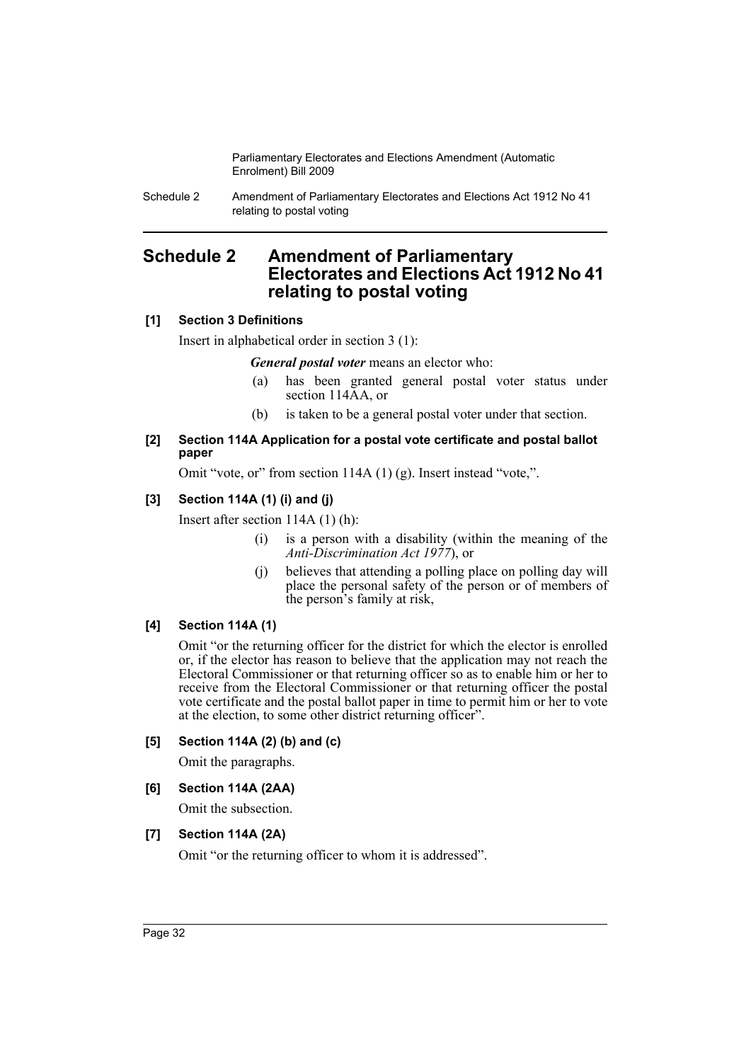# Schedule 2 Amendment of Parliamentary Electorates and Elections Act 1912 No 41 relating to postal voting

### [1] Section 3 Definitions

Insert in alphabetical order in section 3 (1):

> ***General postal voter*** means an elector who:
>
> (a) has been granted general postal voter status under section 114AA, or
>
> (b) is taken to be a general postal voter under that section.

### [2] Section 114A Application for a postal vote certificate and postal ballot paper

Omit "vote, or" from section 114A (1) (g). Insert instead "vote,".

### [3] Section 114A (1) (i) and (j)

Insert after section 114A (1) (h):

> (i) is a person with a disability (within the meaning of the *Anti-Discrimination Act 1977*), or
>
> (j) believes that attending a polling place on polling day will place the personal safety of the person or of members of the person's family at risk,

### [4] Section 114A (1)

Omit "or the returning officer for the district for which the elector is enrolled or, if the elector has reason to believe that the application may not reach the Electoral Commissioner or that returning officer so as to enable him or her to receive from the Electoral Commissioner or that returning officer the postal vote certificate and the postal ballot paper in time to permit him or her to vote at the election, to some other district returning officer".

### [5] Section 114A (2) (b) and (c)

Omit the paragraphs.

### [6] Section 114A (2AA)

Omit the subsection.

### [7] Section 114A (2A)

Omit "or the returning officer to whom it is addressed".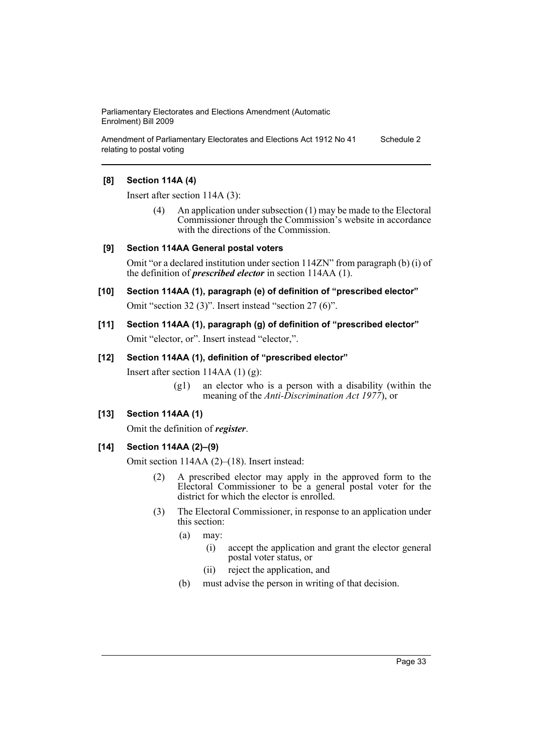**[8] Section 114A (4)**

Insert after section 114A (3):

(4) An application under subsection (1) may be made to the Electoral Commissioner through the Commission's website in accordance with the directions of the Commission.

**[9] Section 114AA General postal voters**

Omit "or a declared institution under section 114ZN" from paragraph (b) (i) of the definition of ***prescribed elector*** in section 114AA (1).

**[10] Section 114AA (1), paragraph (e) of definition of "prescribed elector"**

Omit "section 32 (3)". Insert instead "section 27 (6)".

**[11] Section 114AA (1), paragraph (g) of definition of "prescribed elector"**

Omit "elector, or". Insert instead "elector,".

**[12] Section 114AA (1), definition of "prescribed elector"**

Insert after section 114AA (1) (g):

(g1) an elector who is a person with a disability (within the meaning of the *Anti-Discrimination Act 1977*), or

**[13] Section 114AA (1)**

Omit the definition of ***register***.

**[14] Section 114AA (2)–(9)**

Omit section 114AA (2)–(18). Insert instead:

(2) A prescribed elector may apply in the approved form to the Electoral Commissioner to be a general postal voter for the district for which the elector is enrolled.

(3) The Electoral Commissioner, in response to an application under this section:

- (a) may:
  - (i) accept the application and grant the elector general postal voter status, or
  - (ii) reject the application, and
- (b) must advise the person in writing of that decision.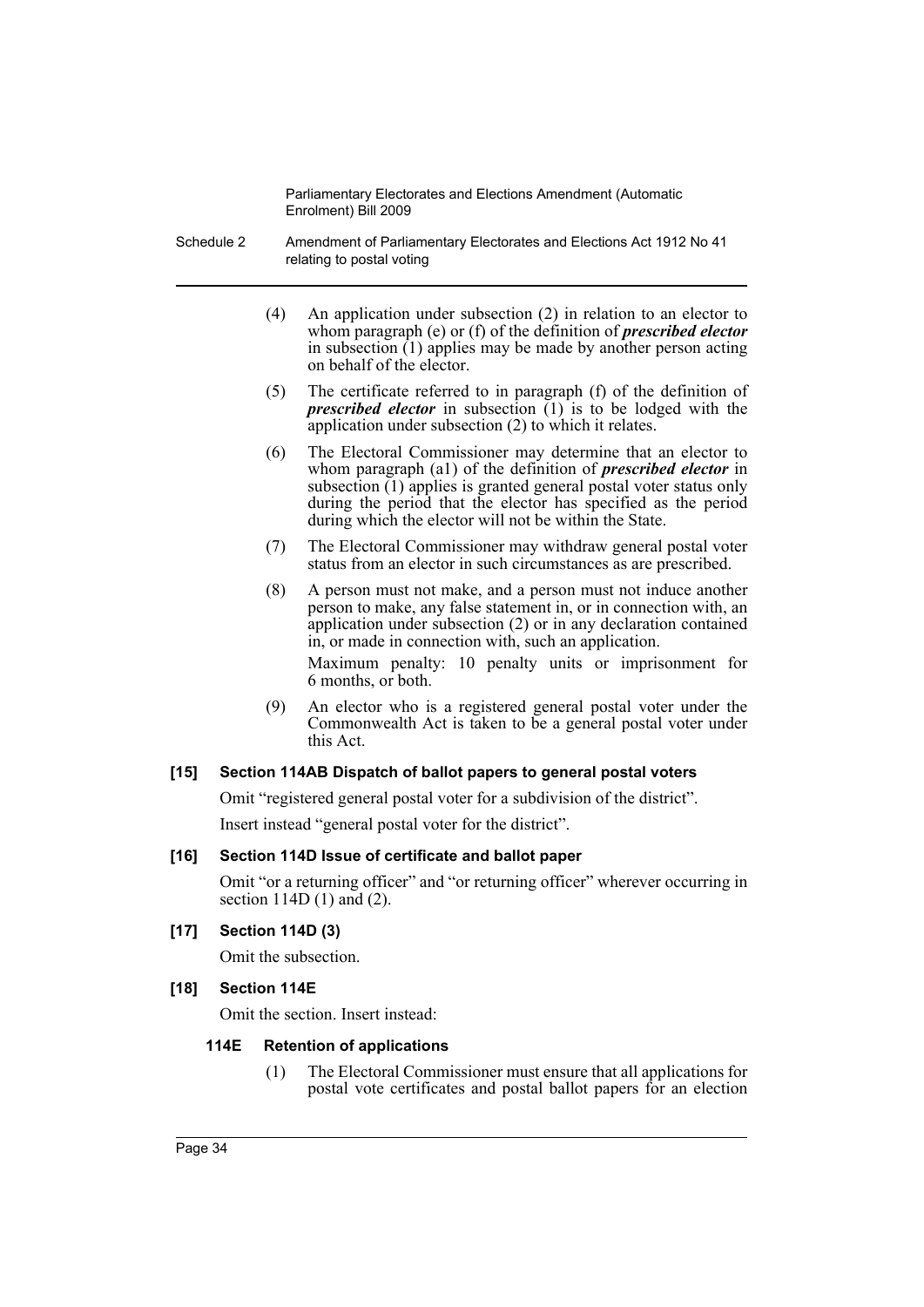(4) An application under subsection (2) in relation to an elector to whom paragraph (e) or (f) of the definition of ***prescribed elector*** in subsection (1) applies may be made by another person acting on behalf of the elector.

(5) The certificate referred to in paragraph (f) of the definition of ***prescribed elector*** in subsection (1) is to be lodged with the application under subsection (2) to which it relates.

(6) The Electoral Commissioner may determine that an elector to whom paragraph (a1) of the definition of ***prescribed elector*** in subsection (1) applies is granted general postal voter status only during the period that the elector has specified as the period during which the elector will not be within the State.

(7) The Electoral Commissioner may withdraw general postal voter status from an elector in such circumstances as are prescribed.

(8) A person must not make, and a person must not induce another person to make, any false statement in, or in connection with, an application under subsection (2) or in any declaration contained in, or made in connection with, such an application.

Maximum penalty: 10 penalty units or imprisonment for 6 months, or both.

(9) An elector who is a registered general postal voter under the Commonwealth Act is taken to be a general postal voter under this Act.

**[15] Section 114AB Dispatch of ballot papers to general postal voters**

Omit "registered general postal voter for a subdivision of the district".

Insert instead "general postal voter for the district".

**[16] Section 114D Issue of certificate and ballot paper**

Omit "or a returning officer" and "or returning officer" wherever occurring in section 114D (1) and (2).

**[17] Section 114D (3)**

Omit the subsection.

**[18] Section 114E**

Omit the section. Insert instead:

**114E Retention of applications**

(1) The Electoral Commissioner must ensure that all applications for postal vote certificates and postal ballot papers for an election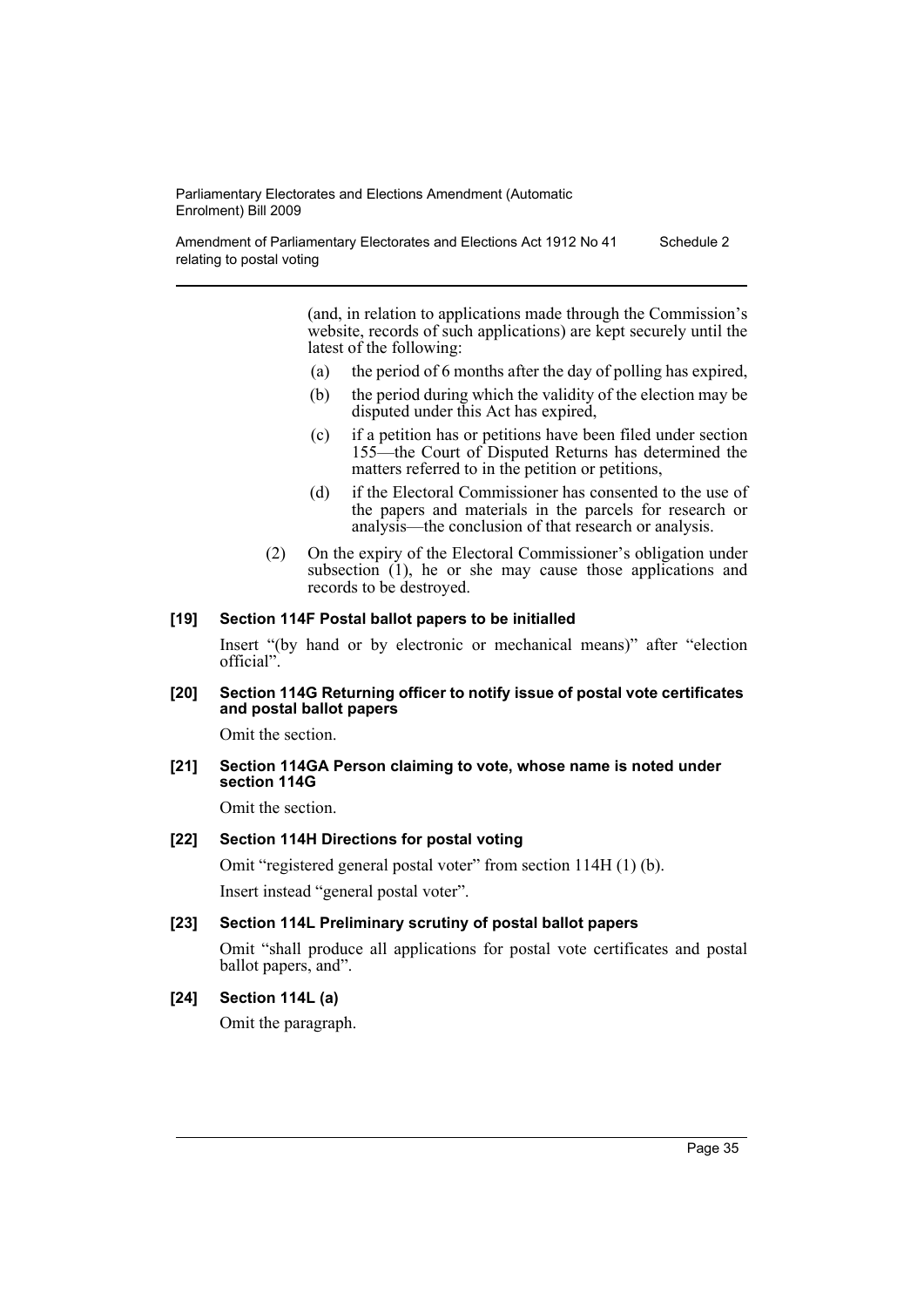(and, in relation to applications made through the Commission's website, records of such applications) are kept securely until the latest of the following:

- (a) the period of 6 months after the day of polling has expired,
- (b) the period during which the validity of the election may be disputed under this Act has expired,
- (c) if a petition has or petitions have been filed under section 155—the Court of Disputed Returns has determined the matters referred to in the petition or petitions,
- (d) if the Electoral Commissioner has consented to the use of the papers and materials in the parcels for research or analysis—the conclusion of that research or analysis.

(2) On the expiry of the Electoral Commissioner's obligation under subsection (1), he or she may cause those applications and records to be destroyed.

#### [19] Section 114F Postal ballot papers to be initialled

Insert "(by hand or by electronic or mechanical means)" after "election official".

#### [20] Section 114G Returning officer to notify issue of postal vote certificates and postal ballot papers

Omit the section.

#### [21] Section 114GA Person claiming to vote, whose name is noted under section 114G

Omit the section.

#### [22] Section 114H Directions for postal voting

Omit "registered general postal voter" from section 114H (1) (b).

Insert instead "general postal voter".

#### [23] Section 114L Preliminary scrutiny of postal ballot papers

Omit "shall produce all applications for postal vote certificates and postal ballot papers, and".

#### [24] Section 114L (a)

Omit the paragraph.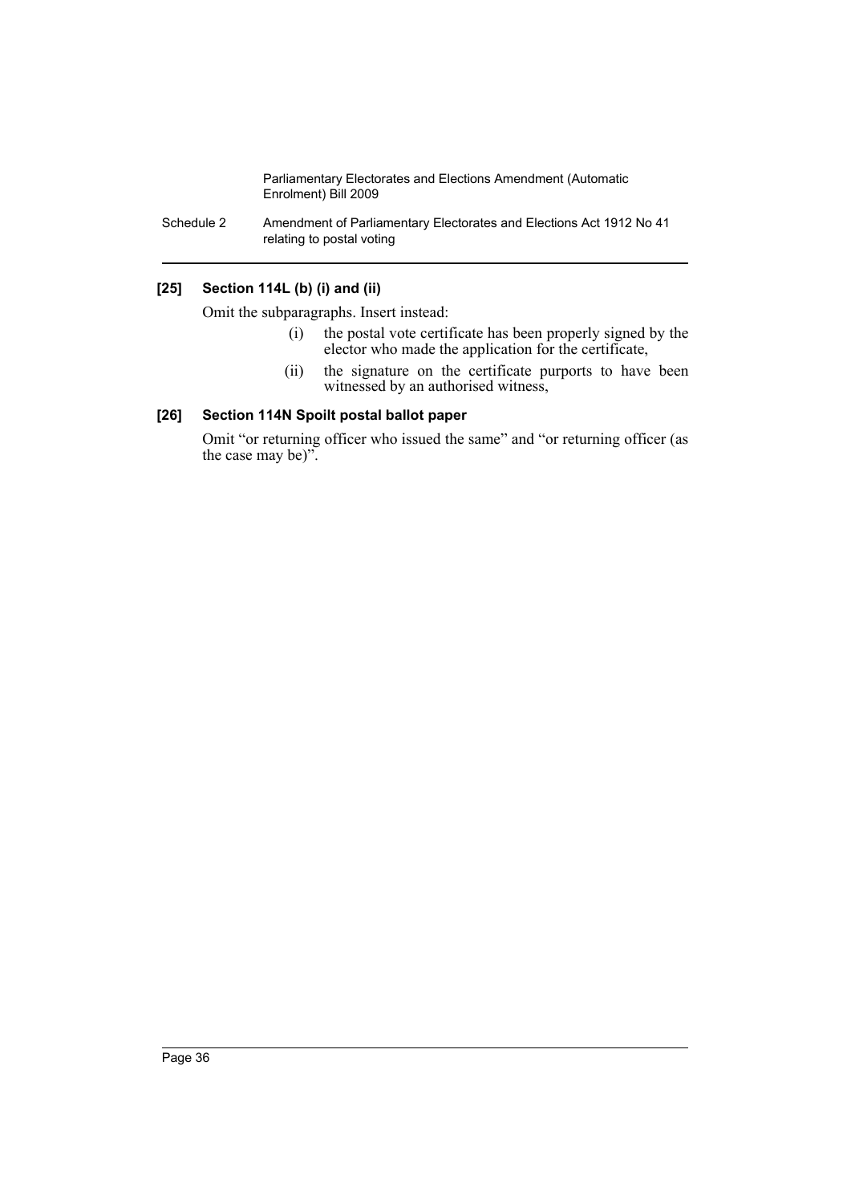### [25] Section 114L (b) (i) and (ii)

Omit the subparagraphs. Insert instead:

> (i) the postal vote certificate has been properly signed by the elector who made the application for the certificate,
>
> (ii) the signature on the certificate purports to have been witnessed by an authorised witness,

### [26] Section 114N Spoilt postal ballot paper

Omit "or returning officer who issued the same" and "or returning officer (as the case may be)".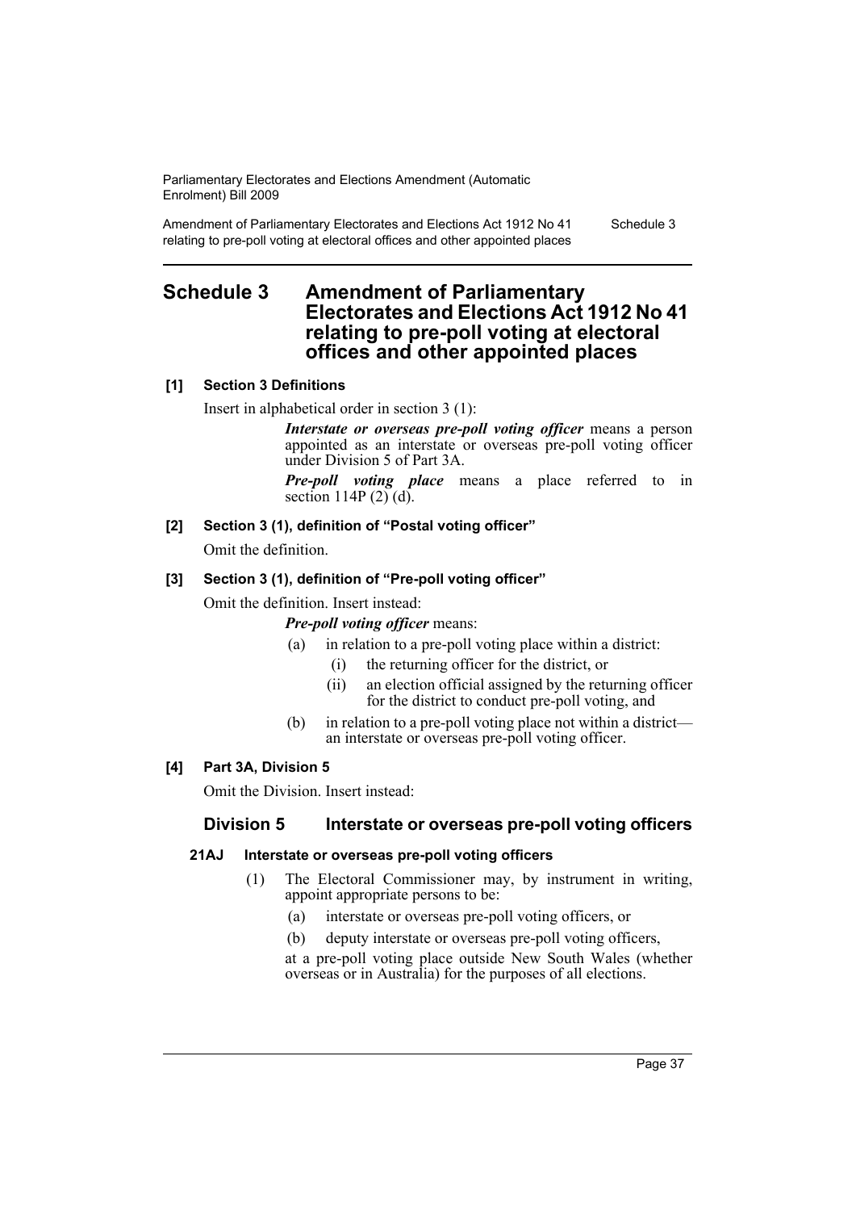# Schedule 3 Amendment of Parliamentary Electorates and Elections Act 1912 No 41 relating to pre-poll voting at electoral offices and other appointed places

### [1] Section 3 Definitions

Insert in alphabetical order in section 3 (1):

> ***Interstate or overseas pre-poll voting officer*** means a person appointed as an interstate or overseas pre-poll voting officer under Division 5 of Part 3A.
>
> ***Pre-poll voting place*** means a place referred to in section 114P (2) (d).

### [2] Section 3 (1), definition of "Postal voting officer"

Omit the definition.

### [3] Section 3 (1), definition of "Pre-poll voting officer"

Omit the definition. Insert instead:

> ***Pre-poll voting officer*** means:
>
> (a) in relation to a pre-poll voting place within a district:
>
> (i) the returning officer for the district, or
>
> (ii) an election official assigned by the returning officer for the district to conduct pre-poll voting, and
>
> (b) in relation to a pre-poll voting place not within a district—an interstate or overseas pre-poll voting officer.

### [4] Part 3A, Division 5

Omit the Division. Insert instead:

## Division 5 Interstate or overseas pre-poll voting officers

### 21AJ Interstate or overseas pre-poll voting officers

(1) The Electoral Commissioner may, by instrument in writing, appoint appropriate persons to be:

(a) interstate or overseas pre-poll voting officers, or

(b) deputy interstate or overseas pre-poll voting officers,

at a pre-poll voting place outside New South Wales (whether overseas or in Australia) for the purposes of all elections.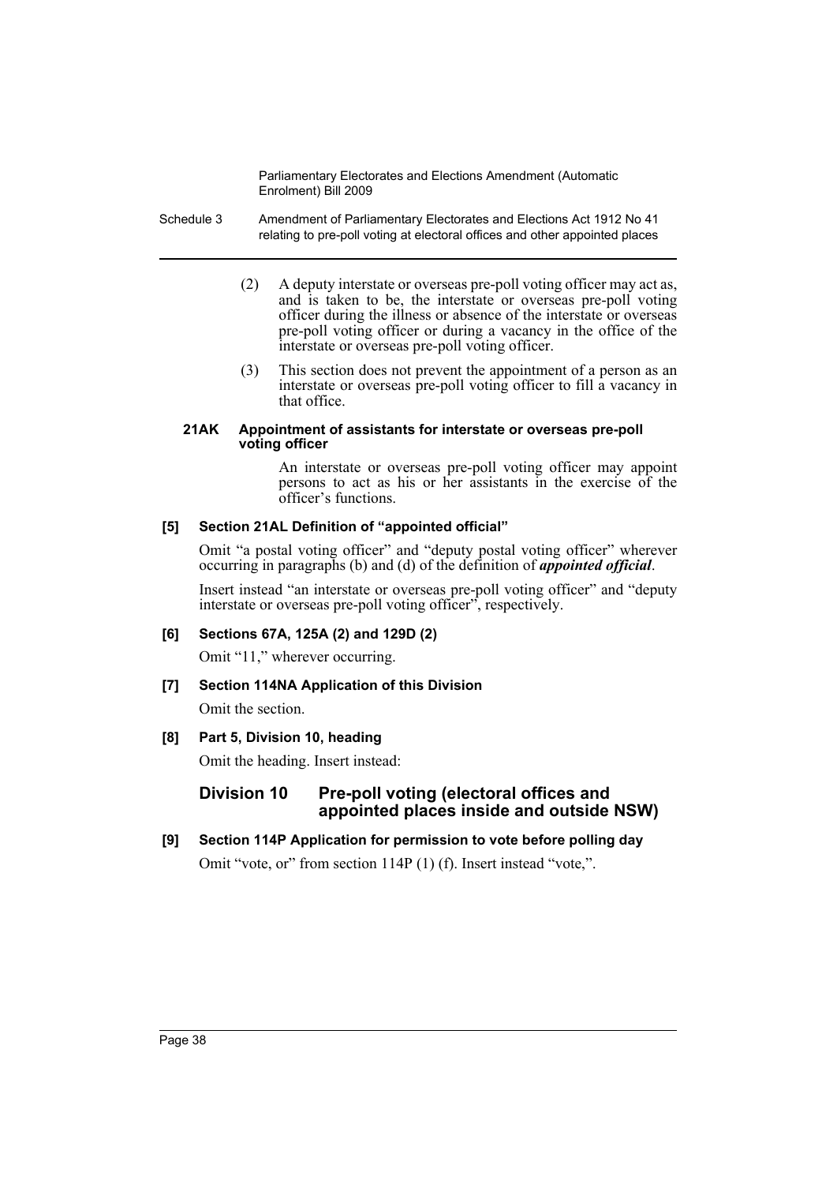(2) A deputy interstate or overseas pre-poll voting officer may act as, and is taken to be, the interstate or overseas pre-poll voting officer during the illness or absence of the interstate or overseas pre-poll voting officer or during a vacancy in the office of the interstate or overseas pre-poll voting officer.

(3) This section does not prevent the appointment of a person as an interstate or overseas pre-poll voting officer to fill a vacancy in that office.

#### 21AK Appointment of assistants for interstate or overseas pre-poll voting officer

An interstate or overseas pre-poll voting officer may appoint persons to act as his or her assistants in the exercise of the officer's functions.

### [5] Section 21AL Definition of "appointed official"

Omit "a postal voting officer" and "deputy postal voting officer" wherever occurring in paragraphs (b) and (d) of the definition of ***appointed official***.

Insert instead "an interstate or overseas pre-poll voting officer" and "deputy interstate or overseas pre-poll voting officer", respectively.

### [6] Sections 67A, 125A (2) and 129D (2)

Omit "11," wherever occurring.

### [7] Section 114NA Application of this Division

Omit the section.

### [8] Part 5, Division 10, heading

Omit the heading. Insert instead:

## Division 10 Pre-poll voting (electoral offices and appointed places inside and outside NSW)

### [9] Section 114P Application for permission to vote before polling day

Omit "vote, or" from section 114P (1) (f). Insert instead "vote,".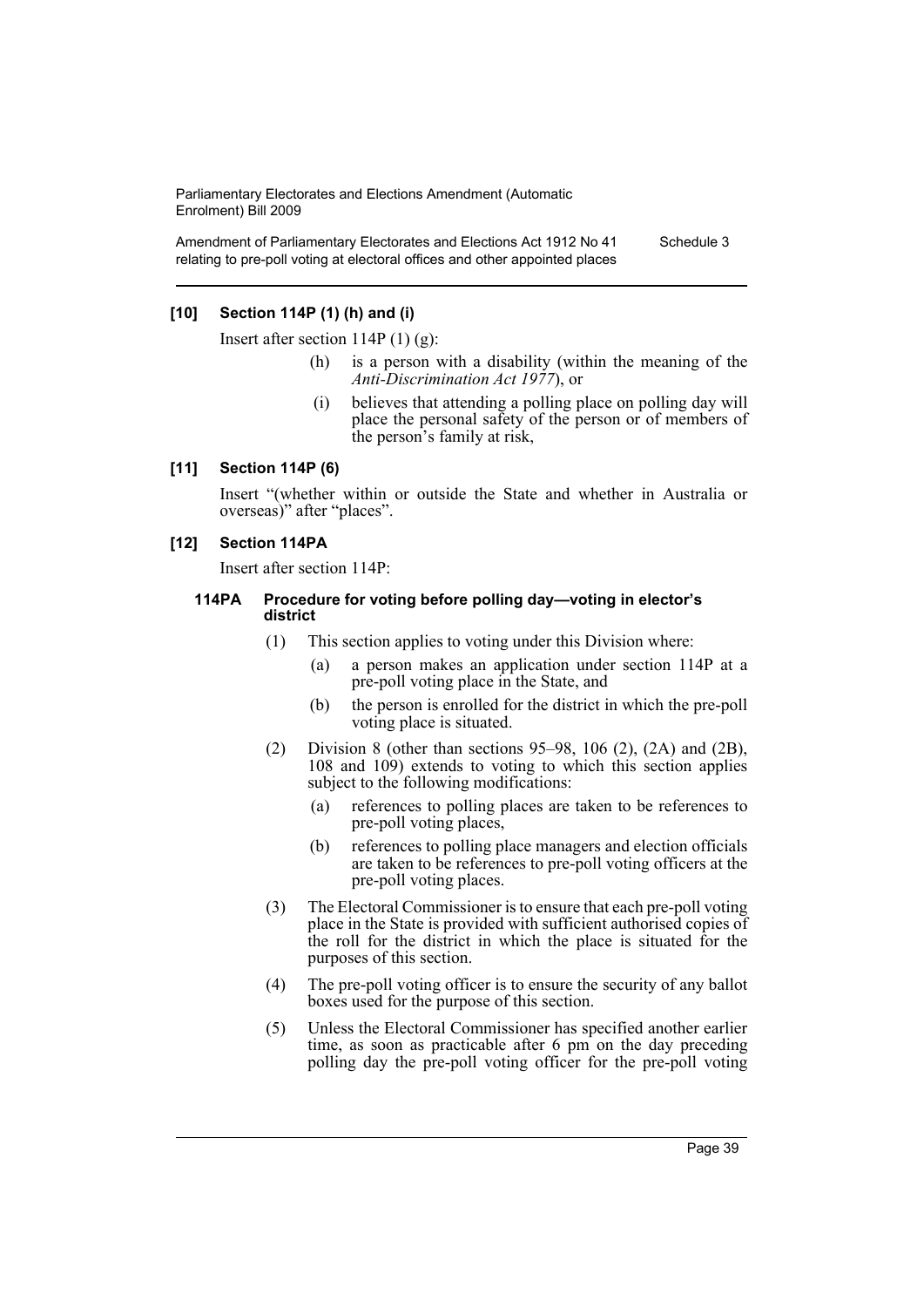### [10] Section 114P (1) (h) and (i)

Insert after section 114P (1) (g):

> (h) is a person with a disability (within the meaning of the *Anti-Discrimination Act 1977*), or
>
> (i) believes that attending a polling place on polling day will place the personal safety of the person or of members of the person's family at risk,

### [11] Section 114P (6)

Insert "(whether within or outside the State and whether in Australia or overseas)" after "places".

### [12] Section 114PA

Insert after section 114P:

#### 114PA Procedure for voting before polling day—voting in elector's district

(1) This section applies to voting under this Division where:

- (a) a person makes an application under section 114P at a pre-poll voting place in the State, and
- (b) the person is enrolled for the district in which the pre-poll voting place is situated.

(2) Division 8 (other than sections 95–98, 106 (2), (2A) and (2B), 108 and 109) extends to voting to which this section applies subject to the following modifications:

- (a) references to polling places are taken to be references to pre-poll voting places,
- (b) references to polling place managers and election officials are taken to be references to pre-poll voting officers at the pre-poll voting places.

(3) The Electoral Commissioner is to ensure that each pre-poll voting place in the State is provided with sufficient authorised copies of the roll for the district in which the place is situated for the purposes of this section.

(4) The pre-poll voting officer is to ensure the security of any ballot boxes used for the purpose of this section.

(5) Unless the Electoral Commissioner has specified another earlier time, as soon as practicable after 6 pm on the day preceding polling day the pre-poll voting officer for the pre-poll voting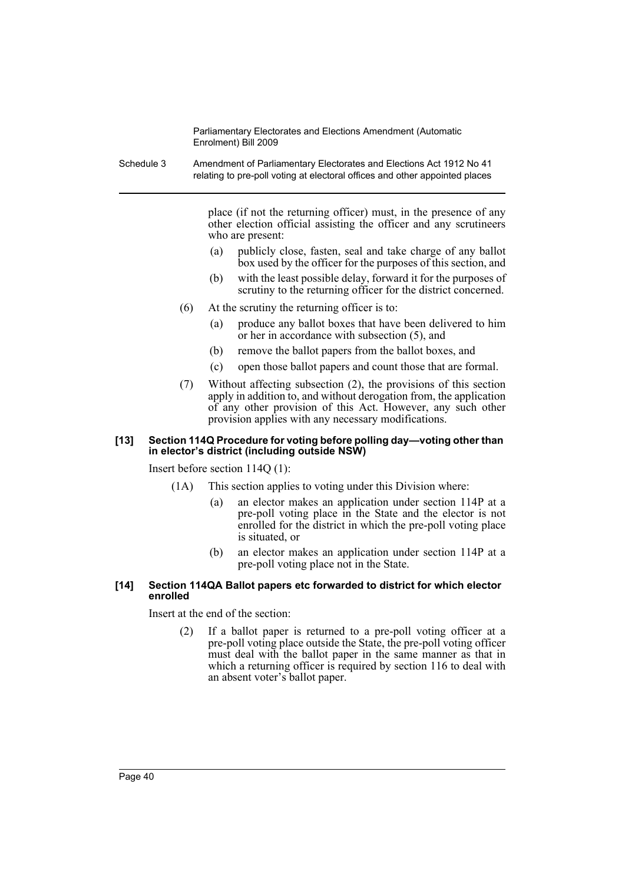place (if not the returning officer) must, in the presence of any other election official assisting the officer and any scrutineers who are present:

(a) publicly close, fasten, seal and take charge of any ballot box used by the officer for the purposes of this section, and

(b) with the least possible delay, forward it for the purposes of scrutiny to the returning officer for the district concerned.

(6) At the scrutiny the returning officer is to:

(a) produce any ballot boxes that have been delivered to him or her in accordance with subsection (5), and

(b) remove the ballot papers from the ballot boxes, and

(c) open those ballot papers and count those that are formal.

(7) Without affecting subsection (2), the provisions of this section apply in addition to, and without derogation from, the application of any other provision of this Act. However, any such other provision applies with any necessary modifications.

**[13] Section 114Q Procedure for voting before polling day—voting other than in elector's district (including outside NSW)**

Insert before section 114Q (1):

(1A) This section applies to voting under this Division where:

(a) an elector makes an application under section 114P at a pre-poll voting place in the State and the elector is not enrolled for the district in which the pre-poll voting place is situated, or

(b) an elector makes an application under section 114P at a pre-poll voting place not in the State.

**[14] Section 114QA Ballot papers etc forwarded to district for which elector enrolled**

Insert at the end of the section:

(2) If a ballot paper is returned to a pre-poll voting officer at a pre-poll voting place outside the State, the pre-poll voting officer must deal with the ballot paper in the same manner as that in which a returning officer is required by section 116 to deal with an absent voter's ballot paper.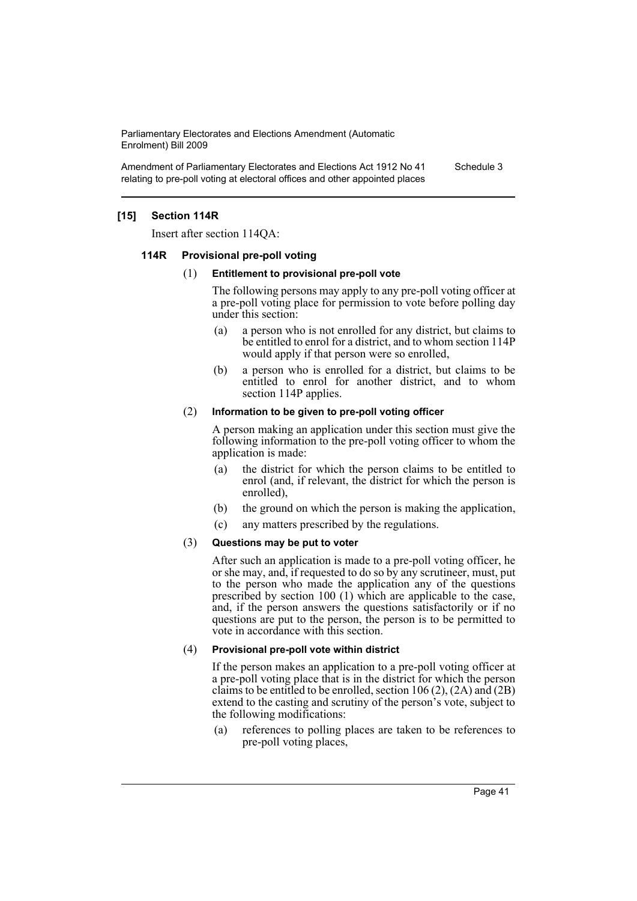## [15] Section 114R

Insert after section 114QA:

### 114R Provisional pre-poll voting

(1) **Entitlement to provisional pre-poll vote**

The following persons may apply to any pre-poll voting officer at a pre-poll voting place for permission to vote before polling day under this section:

(a) a person who is not enrolled for any district, but claims to be entitled to enrol for a district, and to whom section 114P would apply if that person were so enrolled,

(b) a person who is enrolled for a district, but claims to be entitled to enrol for another district, and to whom section 114P applies.

(2) **Information to be given to pre-poll voting officer**

A person making an application under this section must give the following information to the pre-poll voting officer to whom the application is made:

(a) the district for which the person claims to be entitled to enrol (and, if relevant, the district for which the person is enrolled),

(b) the ground on which the person is making the application,

(c) any matters prescribed by the regulations.

(3) **Questions may be put to voter**

After such an application is made to a pre-poll voting officer, he or she may, and, if requested to do so by any scrutineer, must, put to the person who made the application any of the questions prescribed by section 100 (1) which are applicable to the case, and, if the person answers the questions satisfactorily or if no questions are put to the person, the person is to be permitted to vote in accordance with this section.

(4) **Provisional pre-poll vote within district**

If the person makes an application to a pre-poll voting officer at a pre-poll voting place that is in the district for which the person claims to be entitled to be enrolled, section 106 (2), (2A) and (2B) extend to the casting and scrutiny of the person's vote, subject to the following modifications:

(a) references to polling places are taken to be references to pre-poll voting places,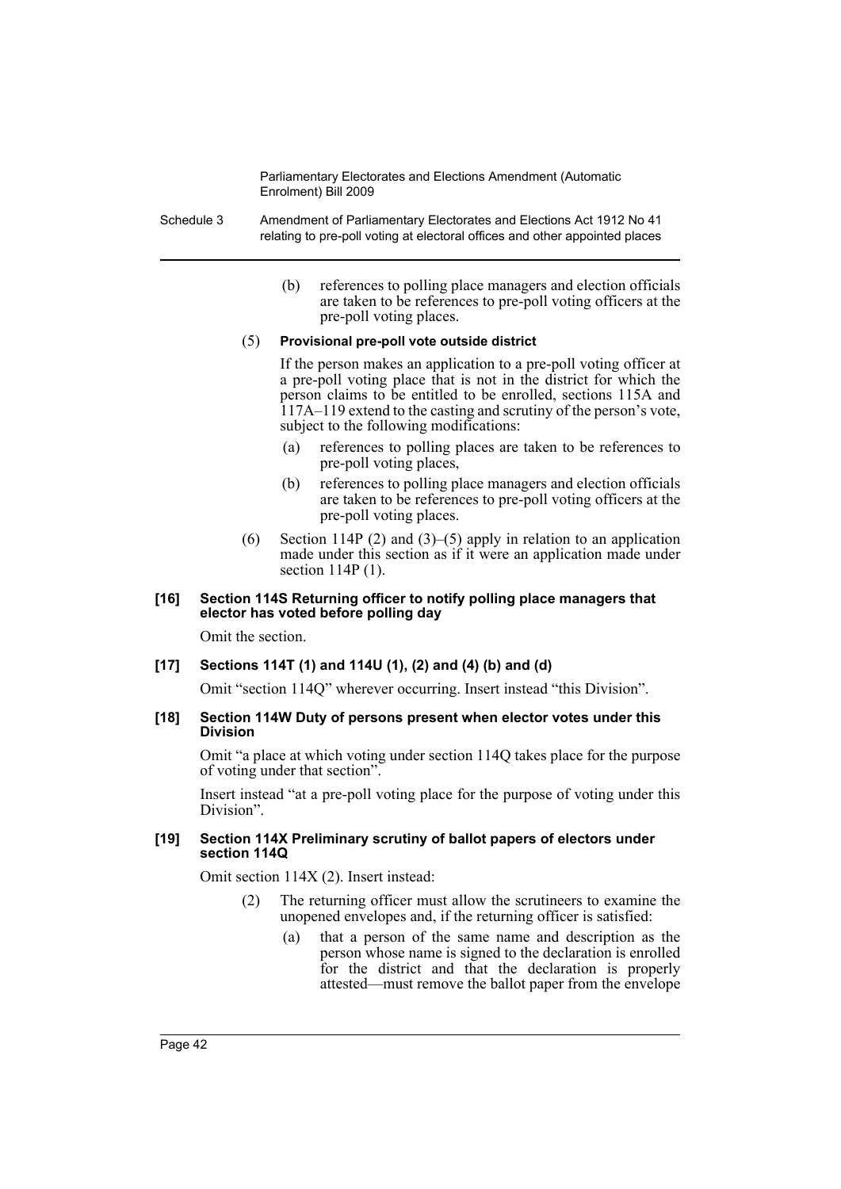(b) references to polling place managers and election officials are taken to be references to pre-poll voting officers at the pre-poll voting places.

(5) **Provisional pre-poll vote outside district**

If the person makes an application to a pre-poll voting officer at a pre-poll voting place that is not in the district for which the person claims to be entitled to be enrolled, sections 115A and 117A–119 extend to the casting and scrutiny of the person's vote, subject to the following modifications:

(a) references to polling places are taken to be references to pre-poll voting places,

(b) references to polling place managers and election officials are taken to be references to pre-poll voting officers at the pre-poll voting places.

(6) Section 114P (2) and (3)–(5) apply in relation to an application made under this section as if it were an application made under section 114P (1).

#### [16] Section 114S Returning officer to notify polling place managers that elector has voted before polling day

Omit the section.

#### [17] Sections 114T (1) and 114U (1), (2) and (4) (b) and (d)

Omit "section 114Q" wherever occurring. Insert instead "this Division".

#### [18] Section 114W Duty of persons present when elector votes under this Division

Omit "a place at which voting under section 114Q takes place for the purpose of voting under that section".

Insert instead "at a pre-poll voting place for the purpose of voting under this Division".

#### [19] Section 114X Preliminary scrutiny of ballot papers of electors under section 114Q

Omit section 114X (2). Insert instead:

(2) The returning officer must allow the scrutineers to examine the unopened envelopes and, if the returning officer is satisfied:

(a) that a person of the same name and description as the person whose name is signed to the declaration is enrolled for the district and that the declaration is properly attested—must remove the ballot paper from the envelope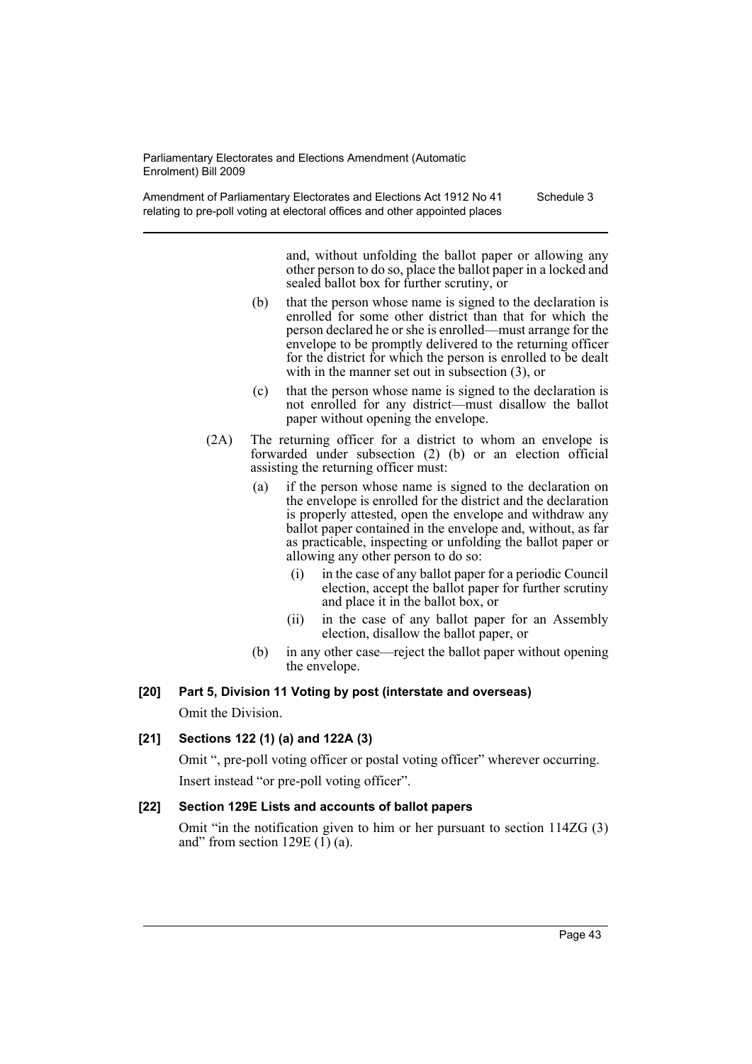and, without unfolding the ballot paper or allowing any other person to do so, place the ballot paper in a locked and sealed ballot box for further scrutiny, or

(b) that the person whose name is signed to the declaration is enrolled for some other district than that for which the person declared he or she is enrolled—must arrange for the envelope to be promptly delivered to the returning officer for the district for which the person is enrolled to be dealt with in the manner set out in subsection (3), or

(c) that the person whose name is signed to the declaration is not enrolled for any district—must disallow the ballot paper without opening the envelope.

(2A) The returning officer for a district to whom an envelope is forwarded under subsection (2) (b) or an election official assisting the returning officer must:

(a) if the person whose name is signed to the declaration on the envelope is enrolled for the district and the declaration is properly attested, open the envelope and withdraw any ballot paper contained in the envelope and, without, as far as practicable, inspecting or unfolding the ballot paper or allowing any other person to do so:

(i) in the case of any ballot paper for a periodic Council election, accept the ballot paper for further scrutiny and place it in the ballot box, or

(ii) in the case of any ballot paper for an Assembly election, disallow the ballot paper, or

(b) in any other case—reject the ballot paper without opening the envelope.

**[20] Part 5, Division 11 Voting by post (interstate and overseas)**

Omit the Division.

**[21] Sections 122 (1) (a) and 122A (3)**

Omit ", pre-poll voting officer or postal voting officer" wherever occurring.

Insert instead "or pre-poll voting officer".

**[22] Section 129E Lists and accounts of ballot papers**

Omit "in the notification given to him or her pursuant to section 114ZG (3) and" from section 129E (1) (a).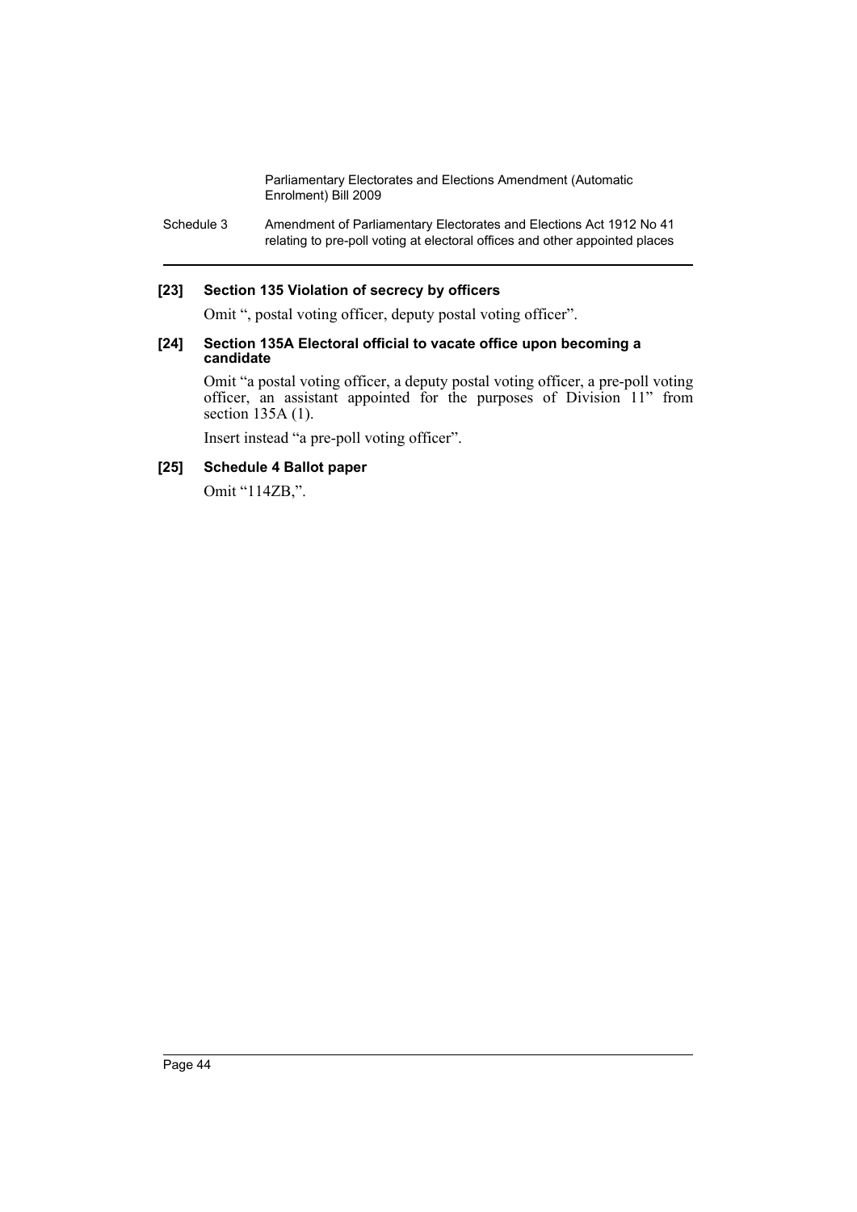**[23] Section 135 Violation of secrecy by officers**

Omit ", postal voting officer, deputy postal voting officer".

**[24] Section 135A Electoral official to vacate office upon becoming a candidate**

Omit "a postal voting officer, a deputy postal voting officer, a pre-poll voting officer, an assistant appointed for the purposes of Division 11" from section 135A (1).

Insert instead "a pre-poll voting officer".

**[25] Schedule 4 Ballot paper**

Omit "114ZB,".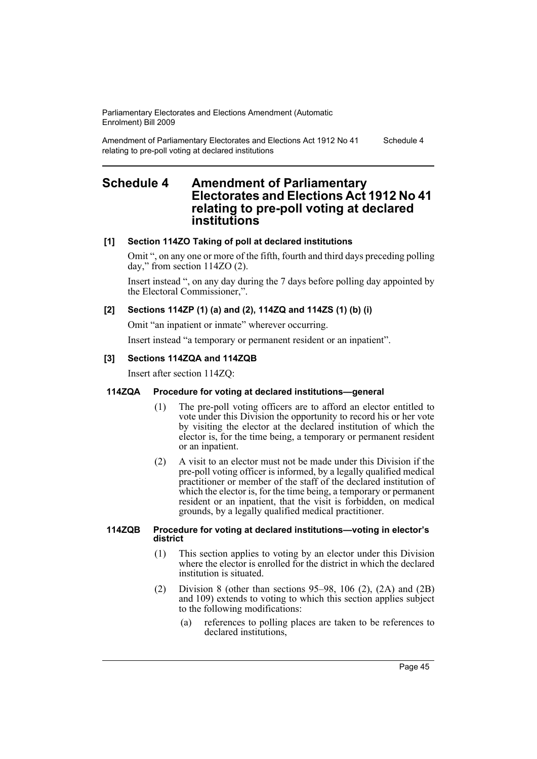# Schedule 4 Amendment of Parliamentary Electorates and Elections Act 1912 No 41 relating to pre-poll voting at declared institutions

**[1] Section 114ZO Taking of poll at declared institutions**

Omit ", on any one or more of the fifth, fourth and third days preceding polling day," from section 114ZO (2).

Insert instead ", on any day during the 7 days before polling day appointed by the Electoral Commissioner,".

**[2] Sections 114ZP (1) (a) and (2), 114ZQ and 114ZS (1) (b) (i)**

Omit "an inpatient or inmate" wherever occurring.

Insert instead "a temporary or permanent resident or an inpatient".

**[3] Sections 114ZQA and 114ZQB**

Insert after section 114ZQ:

**114ZQA Procedure for voting at declared institutions—general**

(1) The pre-poll voting officers are to afford an elector entitled to vote under this Division the opportunity to record his or her vote by visiting the elector at the declared institution of which the elector is, for the time being, a temporary or permanent resident or an inpatient.

(2) A visit to an elector must not be made under this Division if the pre-poll voting officer is informed, by a legally qualified medical practitioner or member of the staff of the declared institution of which the elector is, for the time being, a temporary or permanent resident or an inpatient, that the visit is forbidden, on medical grounds, by a legally qualified medical practitioner.

**114ZQB Procedure for voting at declared institutions—voting in elector's district**

(1) This section applies to voting by an elector under this Division where the elector is enrolled for the district in which the declared institution is situated.

(2) Division 8 (other than sections 95–98, 106 (2), (2A) and (2B) and 109) extends to voting to which this section applies subject to the following modifications:

(a) references to polling places are taken to be references to declared institutions,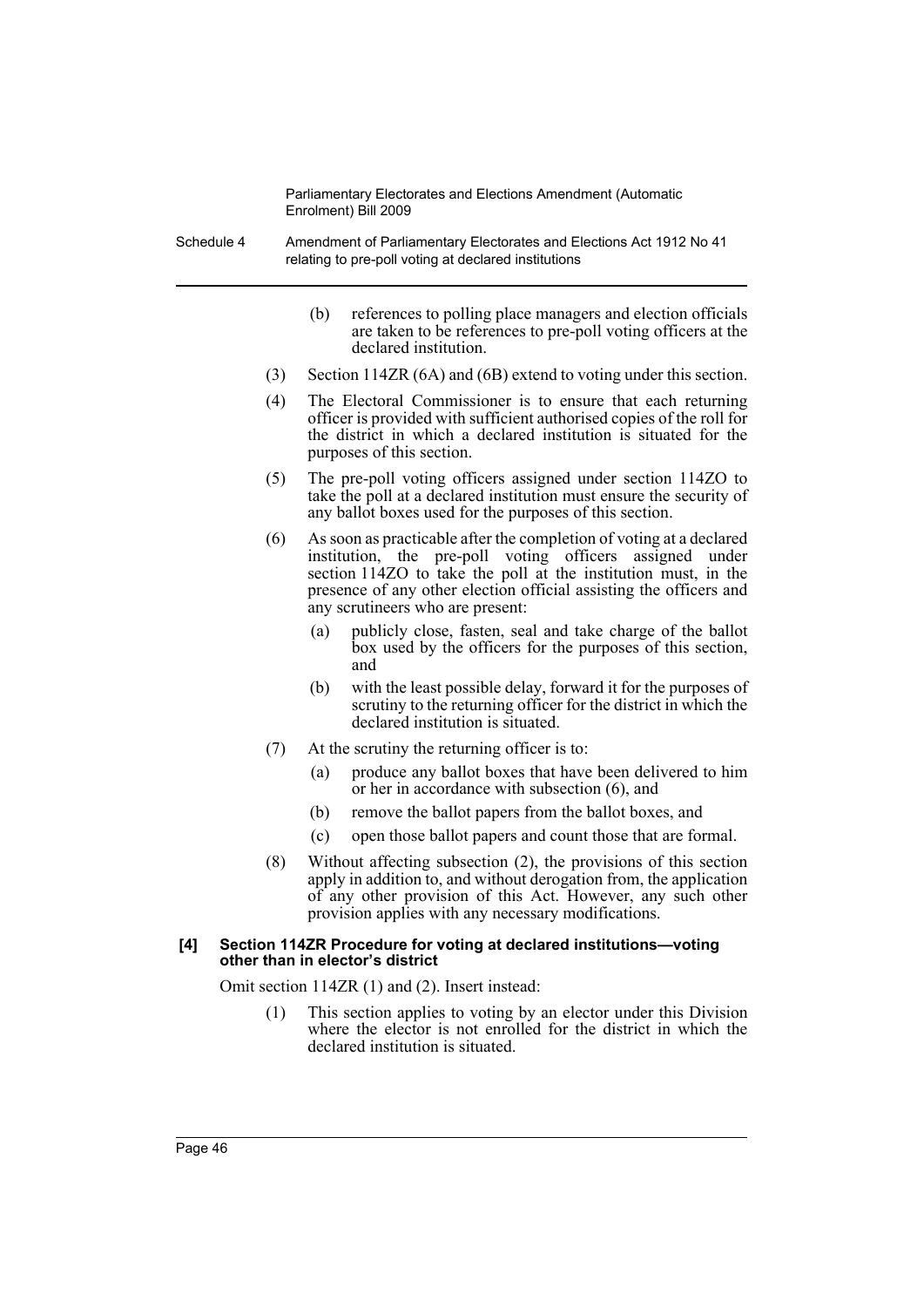(b) references to polling place managers and election officials are taken to be references to pre-poll voting officers at the declared institution.

(3) Section 114ZR (6A) and (6B) extend to voting under this section.

(4) The Electoral Commissioner is to ensure that each returning officer is provided with sufficient authorised copies of the roll for the district in which a declared institution is situated for the purposes of this section.

(5) The pre-poll voting officers assigned under section 114ZO to take the poll at a declared institution must ensure the security of any ballot boxes used for the purposes of this section.

(6) As soon as practicable after the completion of voting at a declared institution, the pre-poll voting officers assigned under section 114ZO to take the poll at the institution must, in the presence of any other election official assisting the officers and any scrutineers who are present:

(a) publicly close, fasten, seal and take charge of the ballot box used by the officers for the purposes of this section, and

(b) with the least possible delay, forward it for the purposes of scrutiny to the returning officer for the district in which the declared institution is situated.

(7) At the scrutiny the returning officer is to:

(a) produce any ballot boxes that have been delivered to him or her in accordance with subsection (6), and

(b) remove the ballot papers from the ballot boxes, and

(c) open those ballot papers and count those that are formal.

(8) Without affecting subsection (2), the provisions of this section apply in addition to, and without derogation from, the application of any other provision of this Act. However, any such other provision applies with any necessary modifications.

**[4] Section 114ZR Procedure for voting at declared institutions—voting other than in elector's district**

Omit section 114ZR (1) and (2). Insert instead:

(1) This section applies to voting by an elector under this Division where the elector is not enrolled for the district in which the declared institution is situated.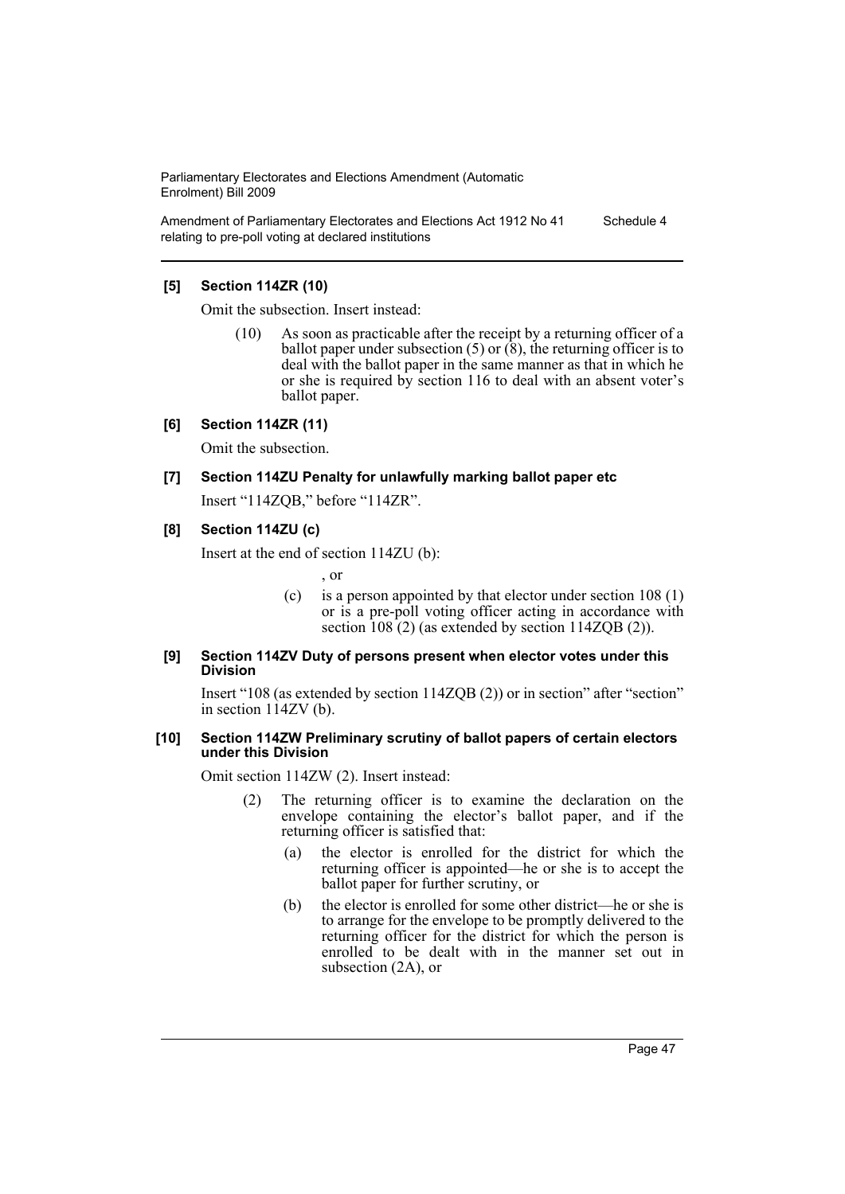**[5] Section 114ZR (10)**

Omit the subsection. Insert instead:

> (10) As soon as practicable after the receipt by a returning officer of a ballot paper under subsection (5) or (8), the returning officer is to deal with the ballot paper in the same manner as that in which he or she is required by section 116 to deal with an absent voter's ballot paper.

**[6] Section 114ZR (11)**

Omit the subsection.

**[7] Section 114ZU Penalty for unlawfully marking ballot paper etc**

Insert "114ZQB," before "114ZR".

**[8] Section 114ZU (c)**

Insert at the end of section 114ZU (b):

> , or
>
> (c) is a person appointed by that elector under section 108 (1) or is a pre-poll voting officer acting in accordance with section 108 (2) (as extended by section 114ZQB (2)).

**[9] Section 114ZV Duty of persons present when elector votes under this Division**

Insert "108 (as extended by section 114ZQB (2)) or in section" after "section" in section 114ZV (b).

**[10] Section 114ZW Preliminary scrutiny of ballot papers of certain electors under this Division**

Omit section 114ZW (2). Insert instead:

> (2) The returning officer is to examine the declaration on the envelope containing the elector's ballot paper, and if the returning officer is satisfied that:
>
> (a) the elector is enrolled for the district for which the returning officer is appointed—he or she is to accept the ballot paper for further scrutiny, or
>
> (b) the elector is enrolled for some other district—he or she is to arrange for the envelope to be promptly delivered to the returning officer for the district for which the person is enrolled to be dealt with in the manner set out in subsection (2A), or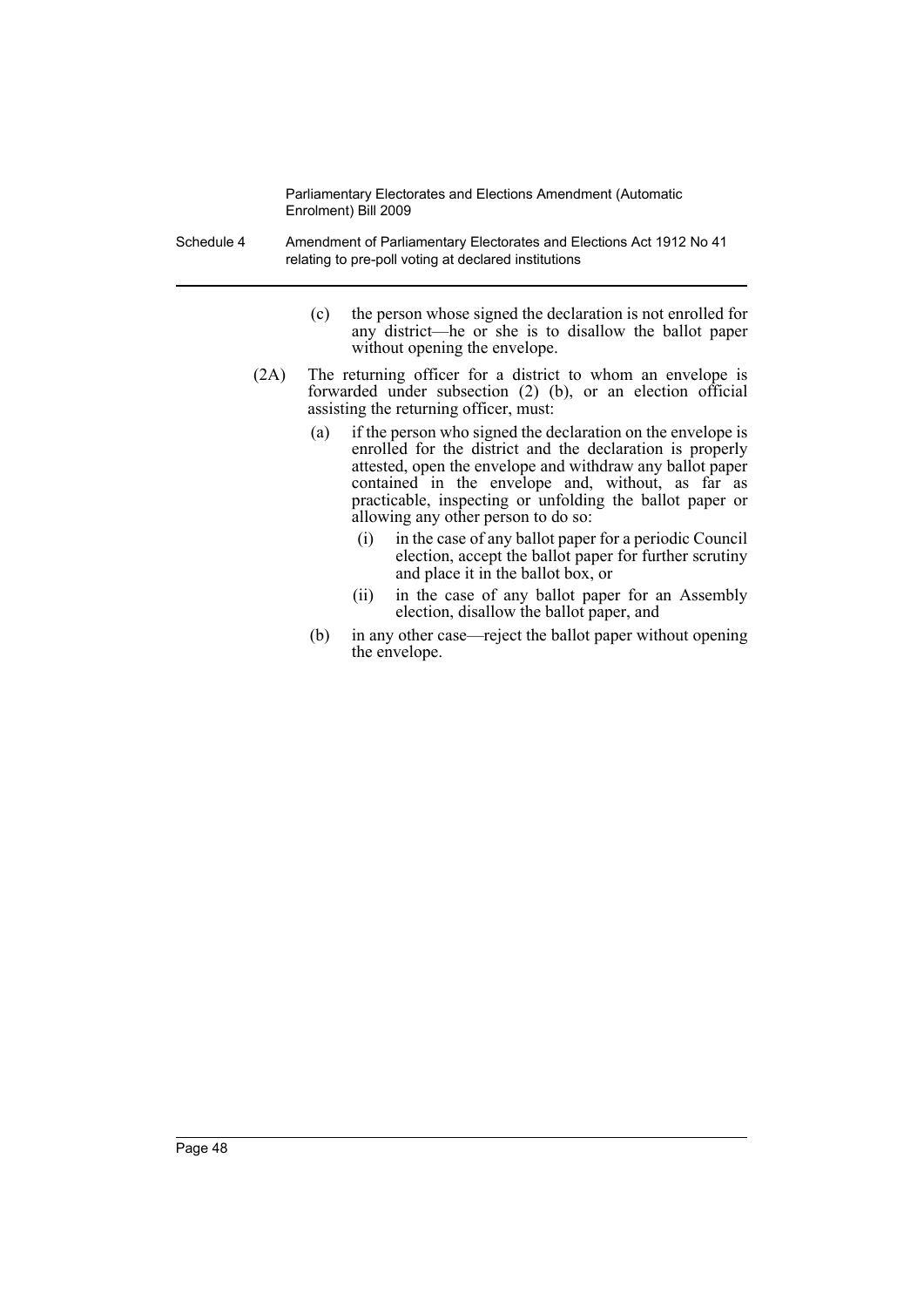(c) the person whose signed the declaration is not enrolled for any district—he or she is to disallow the ballot paper without opening the envelope.

(2A) The returning officer for a district to whom an envelope is forwarded under subsection (2) (b), or an election official assisting the returning officer, must:

(a) if the person who signed the declaration on the envelope is enrolled for the district and the declaration is properly attested, open the envelope and withdraw any ballot paper contained in the envelope and, without, as far as practicable, inspecting or unfolding the ballot paper or allowing any other person to do so:

(i) in the case of any ballot paper for a periodic Council election, accept the ballot paper for further scrutiny and place it in the ballot box, or

(ii) in the case of any ballot paper for an Assembly election, disallow the ballot paper, and

(b) in any other case—reject the ballot paper without opening the envelope.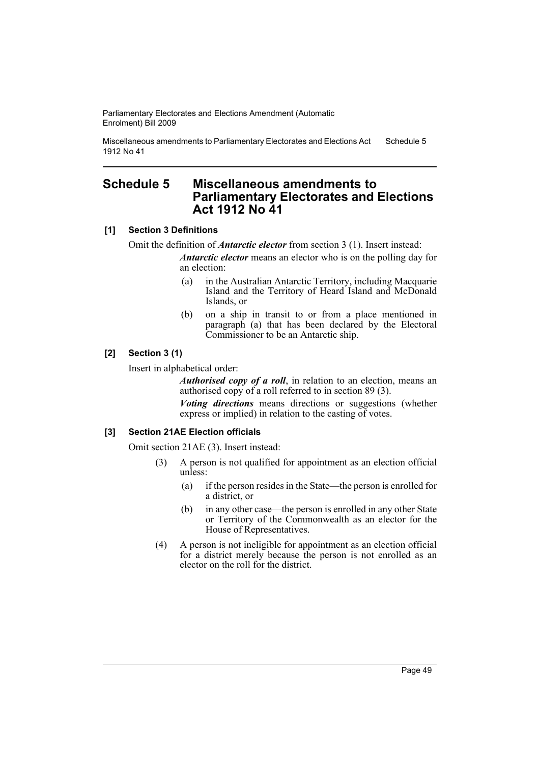# Schedule 5 Miscellaneous amendments to Parliamentary Electorates and Elections Act 1912 No 41

### [1] Section 3 Definitions

Omit the definition of ***Antarctic elector*** from section 3 (1). Insert instead:

> ***Antarctic elector*** means an elector who is on the polling day for an election:
>
> (a) in the Australian Antarctic Territory, including Macquarie Island and the Territory of Heard Island and McDonald Islands, or
>
> (b) on a ship in transit to or from a place mentioned in paragraph (a) that has been declared by the Electoral Commissioner to be an Antarctic ship.

### [2] Section 3 (1)

Insert in alphabetical order:

> ***Authorised copy of a roll***, in relation to an election, means an authorised copy of a roll referred to in section 89 (3).
>
> ***Voting directions*** means directions or suggestions (whether express or implied) in relation to the casting of votes.

### [3] Section 21AE Election officials

Omit section 21AE (3). Insert instead:

> (3) A person is not qualified for appointment as an election official unless:
>
> (a) if the person resides in the State—the person is enrolled for a district, or
>
> (b) in any other case—the person is enrolled in any other State or Territory of the Commonwealth as an elector for the House of Representatives.
>
> (4) A person is not ineligible for appointment as an election official for a district merely because the person is not enrolled as an elector on the roll for the district.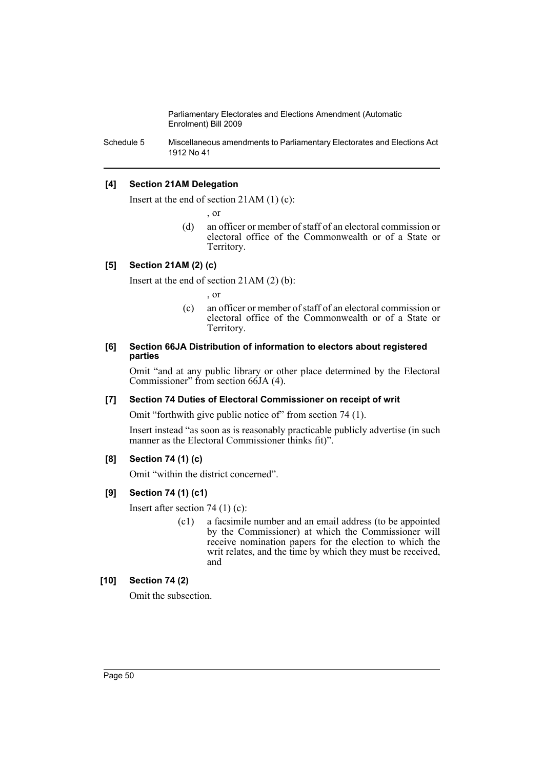**[4] Section 21AM Delegation**

Insert at the end of section 21AM (1) (c):

, or

(d) an officer or member of staff of an electoral commission or electoral office of the Commonwealth or of a State or Territory.

**[5] Section 21AM (2) (c)**

Insert at the end of section 21AM (2) (b):

, or

(c) an officer or member of staff of an electoral commission or electoral office of the Commonwealth or of a State or Territory.

**[6] Section 66JA Distribution of information to electors about registered parties**

Omit "and at any public library or other place determined by the Electoral Commissioner" from section 66JA (4).

**[7] Section 74 Duties of Electoral Commissioner on receipt of writ**

Omit "forthwith give public notice of" from section 74 (1).

Insert instead "as soon as is reasonably practicable publicly advertise (in such manner as the Electoral Commissioner thinks fit)".

**[8] Section 74 (1) (c)**

Omit "within the district concerned".

**[9] Section 74 (1) (c1)**

Insert after section 74 (1) (c):

(c1) a facsimile number and an email address (to be appointed by the Commissioner) at which the Commissioner will receive nomination papers for the election to which the writ relates, and the time by which they must be received, and

**[10] Section 74 (2)**

Omit the subsection.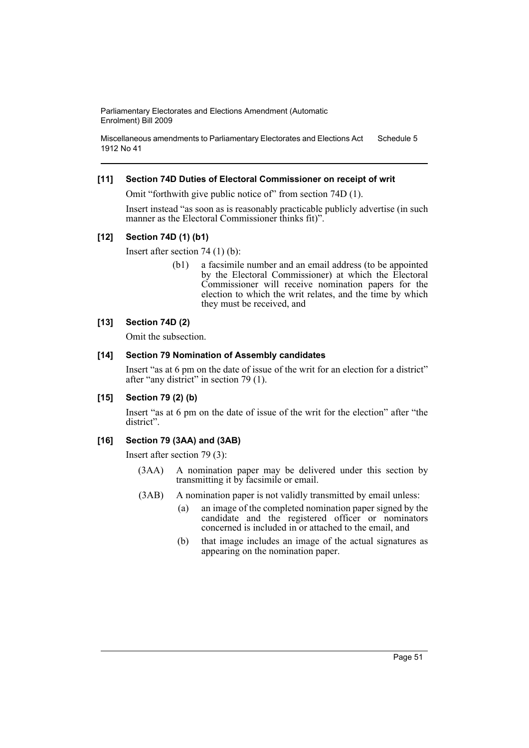**[11] Section 74D Duties of Electoral Commissioner on receipt of writ**

Omit "forthwith give public notice of" from section 74D (1).

Insert instead "as soon as is reasonably practicable publicly advertise (in such manner as the Electoral Commissioner thinks fit)".

**[12] Section 74D (1) (b1)**

Insert after section 74 (1) (b):

> (b1) a facsimile number and an email address (to be appointed by the Electoral Commissioner) at which the Electoral Commissioner will receive nomination papers for the election to which the writ relates, and the time by which they must be received, and

**[13] Section 74D (2)**

Omit the subsection.

**[14] Section 79 Nomination of Assembly candidates**

Insert "as at 6 pm on the date of issue of the writ for an election for a district" after "any district" in section 79 (1).

**[15] Section 79 (2) (b)**

Insert "as at 6 pm on the date of issue of the writ for the election" after "the district".

**[16] Section 79 (3AA) and (3AB)**

Insert after section 79 (3):

> (3AA) A nomination paper may be delivered under this section by transmitting it by facsimile or email.
>
> (3AB) A nomination paper is not validly transmitted by email unless:
>
> (a) an image of the completed nomination paper signed by the candidate and the registered officer or nominators concerned is included in or attached to the email, and
>
> (b) that image includes an image of the actual signatures as appearing on the nomination paper.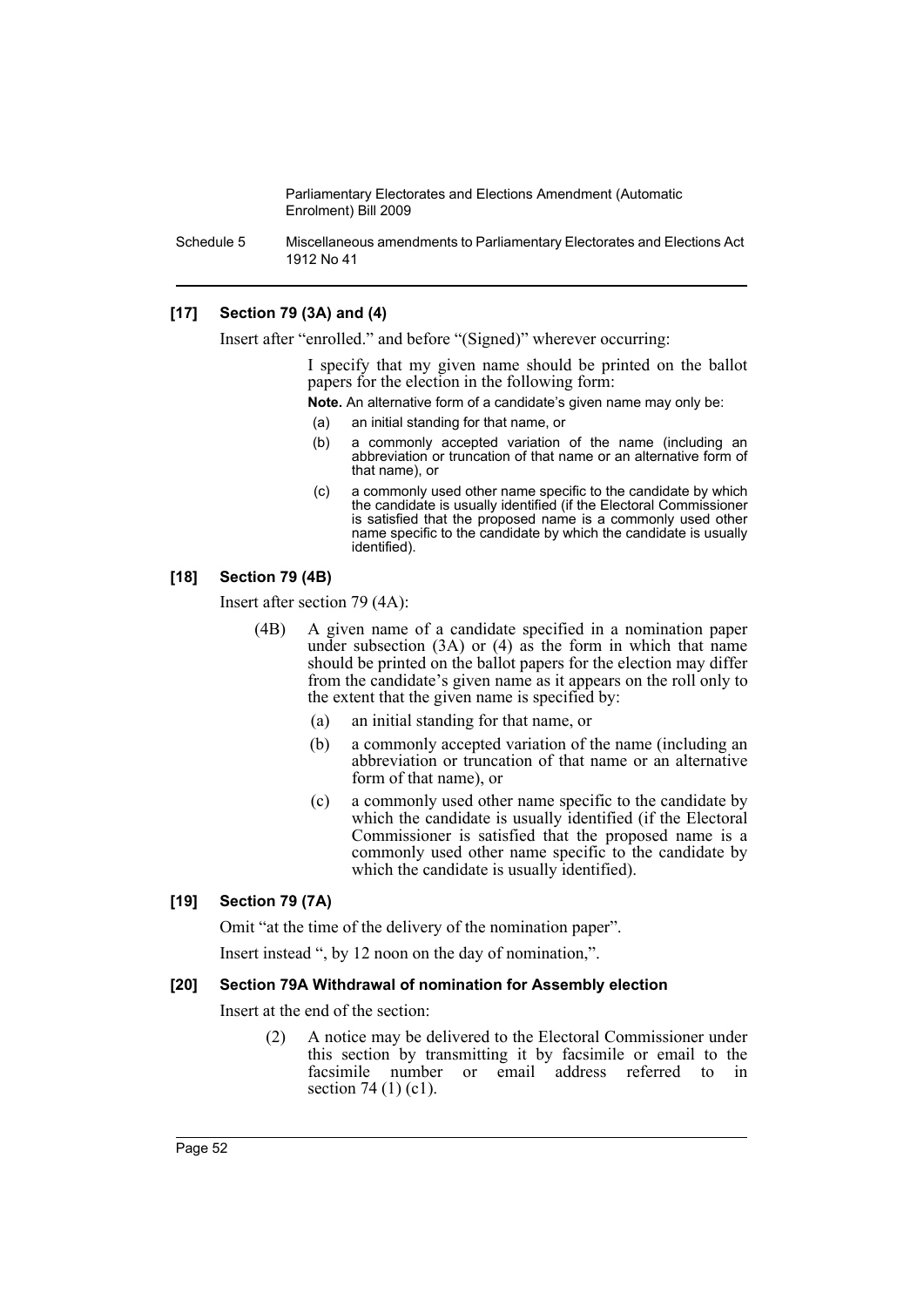### [17] Section 79 (3A) and (4)

Insert after "enrolled." and before "(Signed)" wherever occurring:

> I specify that my given name should be printed on the ballot papers for the election in the following form:
>
> **Note.** An alternative form of a candidate's given name may only be:
>
> (a) an initial standing for that name, or
>
> (b) a commonly accepted variation of the name (including an abbreviation or truncation of that name or an alternative form of that name), or
>
> (c) a commonly used other name specific to the candidate by which the candidate is usually identified (if the Electoral Commissioner is satisfied that the proposed name is a commonly used other name specific to the candidate by which the candidate is usually identified).

### [18] Section 79 (4B)

Insert after section 79 (4A):

> (4B) A given name of a candidate specified in a nomination paper under subsection (3A) or (4) as the form in which that name should be printed on the ballot papers for the election may differ from the candidate's given name as it appears on the roll only to the extent that the given name is specified by:
>
> (a) an initial standing for that name, or
>
> (b) a commonly accepted variation of the name (including an abbreviation or truncation of that name or an alternative form of that name), or
>
> (c) a commonly used other name specific to the candidate by which the candidate is usually identified (if the Electoral Commissioner is satisfied that the proposed name is a commonly used other name specific to the candidate by which the candidate is usually identified).

### [19] Section 79 (7A)

Omit "at the time of the delivery of the nomination paper".

Insert instead ", by 12 noon on the day of nomination,".

### [20] Section 79A Withdrawal of nomination for Assembly election

Insert at the end of the section:

> (2) A notice may be delivered to the Electoral Commissioner under this section by transmitting it by facsimile or email to the facsimile number or email address referred to in section 74 (1) (c1).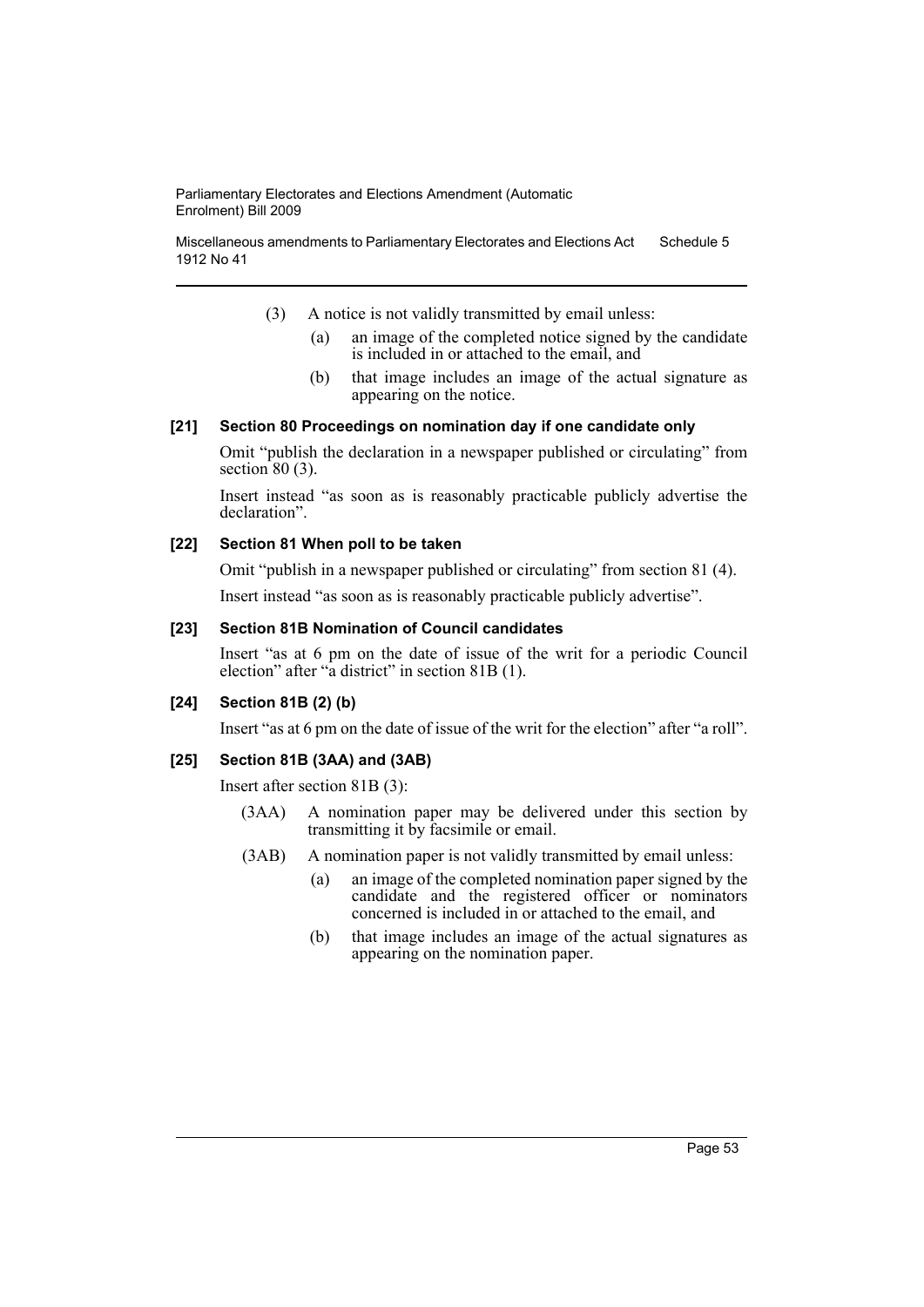(3) A notice is not validly transmitted by email unless:

(a) an image of the completed notice signed by the candidate is included in or attached to the email, and

(b) that image includes an image of the actual signature as appearing on the notice.

**[21] Section 80 Proceedings on nomination day if one candidate only**

Omit "publish the declaration in a newspaper published or circulating" from section 80 (3).

Insert instead "as soon as is reasonably practicable publicly advertise the declaration".

**[22] Section 81 When poll to be taken**

Omit "publish in a newspaper published or circulating" from section 81 (4).

Insert instead "as soon as is reasonably practicable publicly advertise".

**[23] Section 81B Nomination of Council candidates**

Insert "as at 6 pm on the date of issue of the writ for a periodic Council election" after "a district" in section 81B (1).

**[24] Section 81B (2) (b)**

Insert "as at 6 pm on the date of issue of the writ for the election" after "a roll".

**[25] Section 81B (3AA) and (3AB)**

Insert after section 81B (3):

(3AA) A nomination paper may be delivered under this section by transmitting it by facsimile or email.

(3AB) A nomination paper is not validly transmitted by email unless:

(a) an image of the completed nomination paper signed by the candidate and the registered officer or nominators concerned is included in or attached to the email, and

(b) that image includes an image of the actual signatures as appearing on the nomination paper.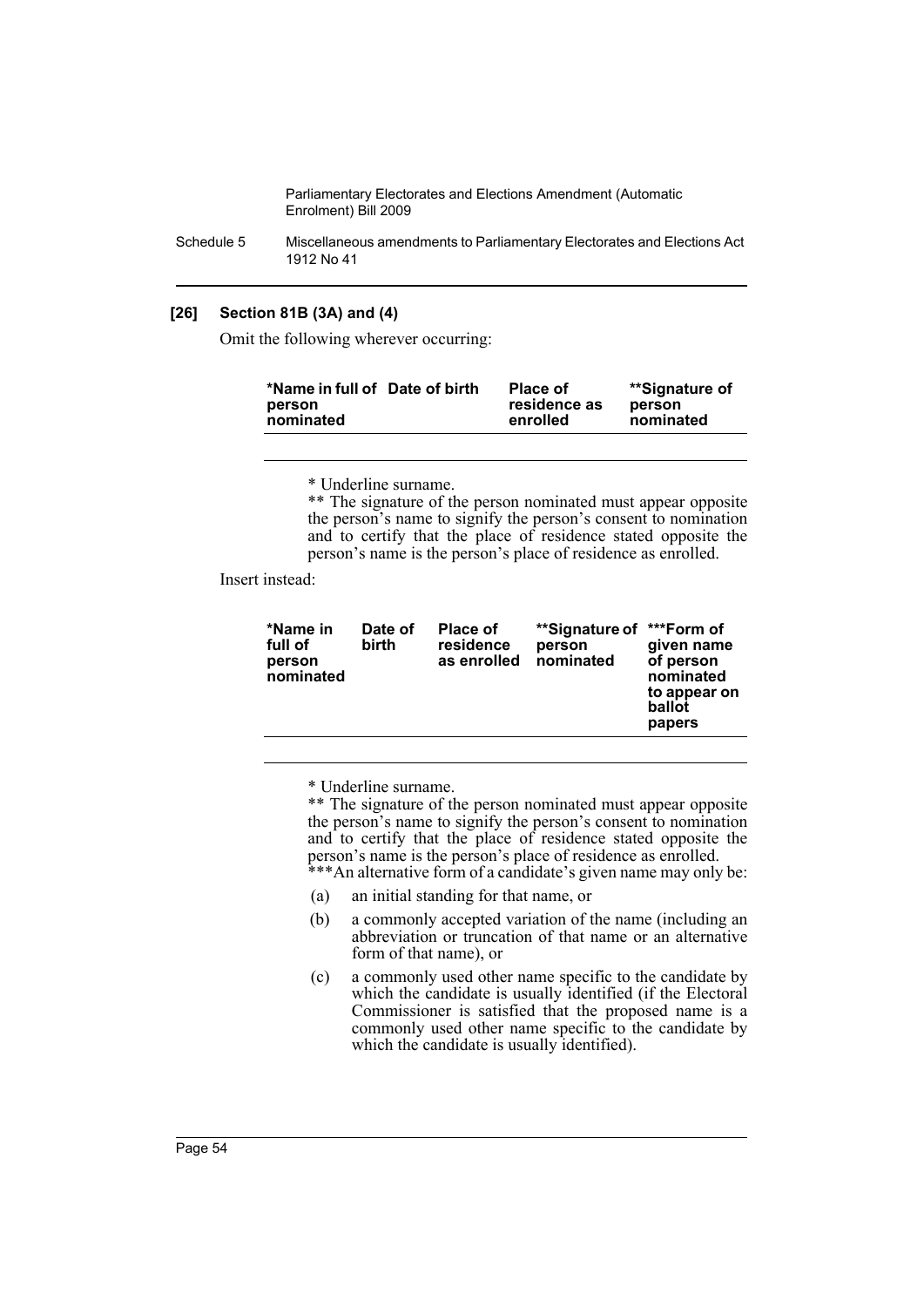#### [26] Section 81B (3A) and (4)

Omit the following wherever occurring:

| *Name in full of person nominated | Date of birth | Place of residence as enrolled | **Signature of person nominated |
|---|---|---|---|
| | | | |

\* Underline surname.

** The signature of the person nominated must appear opposite the person's name to signify the person's consent to nomination and to certify that the place of residence stated opposite the person's name is the person's place of residence as enrolled.

Insert instead:

| *Name in full of person nominated | Date of birth | Place of residence as enrolled | **Signature of person nominated | ***Form of given name of person nominated to appear on ballot papers |
|---|---|---|---|---|
| | | | | |

\* Underline surname.

** The signature of the person nominated must appear opposite the person's name to signify the person's consent to nomination and to certify that the place of residence stated opposite the person's name is the person's place of residence as enrolled.

***An alternative form of a candidate's given name may only be:

(a) an initial standing for that name, or

(b) a commonly accepted variation of the name (including an abbreviation or truncation of that name or an alternative form of that name), or

(c) a commonly used other name specific to the candidate by which the candidate is usually identified (if the Electoral Commissioner is satisfied that the proposed name is a commonly used other name specific to the candidate by which the candidate is usually identified).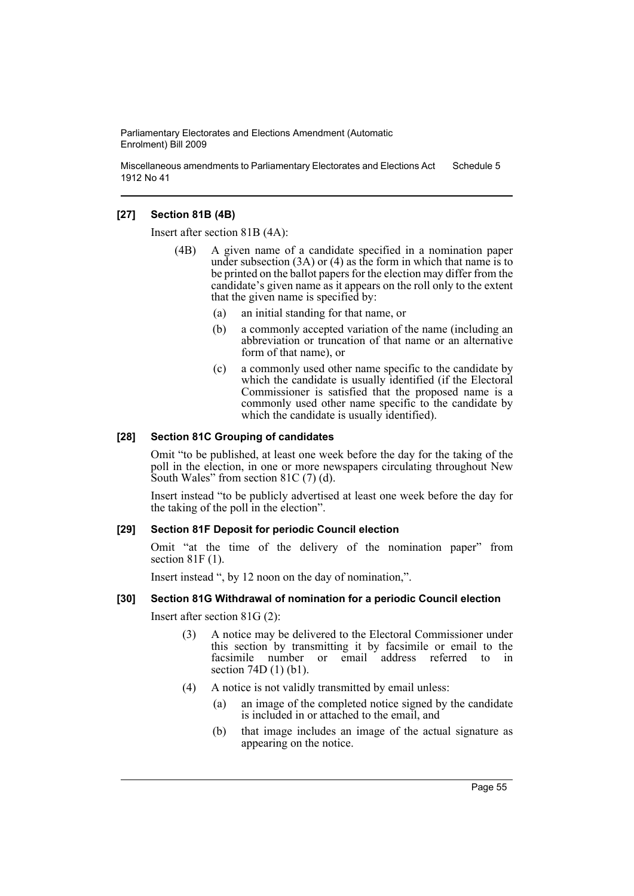### [27] Section 81B (4B)

Insert after section 81B (4A):

> (4B) A given name of a candidate specified in a nomination paper under subsection (3A) or (4) as the form in which that name is to be printed on the ballot papers for the election may differ from the candidate's given name as it appears on the roll only to the extent that the given name is specified by:
>
> (a) an initial standing for that name, or
>
> (b) a commonly accepted variation of the name (including an abbreviation or truncation of that name or an alternative form of that name), or
>
> (c) a commonly used other name specific to the candidate by which the candidate is usually identified (if the Electoral Commissioner is satisfied that the proposed name is a commonly used other name specific to the candidate by which the candidate is usually identified).

### [28] Section 81C Grouping of candidates

Omit "to be published, at least one week before the day for the taking of the poll in the election, in one or more newspapers circulating throughout New South Wales" from section 81C (7) (d).

Insert instead "to be publicly advertised at least one week before the day for the taking of the poll in the election".

### [29] Section 81F Deposit for periodic Council election

Omit "at the time of the delivery of the nomination paper" from section 81F (1).

Insert instead ", by 12 noon on the day of nomination,".

### [30] Section 81G Withdrawal of nomination for a periodic Council election

Insert after section 81G (2):

> (3) A notice may be delivered to the Electoral Commissioner under this section by transmitting it by facsimile or email to the facsimile number or email address referred to in section 74D (1) (b1).
>
> (4) A notice is not validly transmitted by email unless:
>
> (a) an image of the completed notice signed by the candidate is included in or attached to the email, and
>
> (b) that image includes an image of the actual signature as appearing on the notice.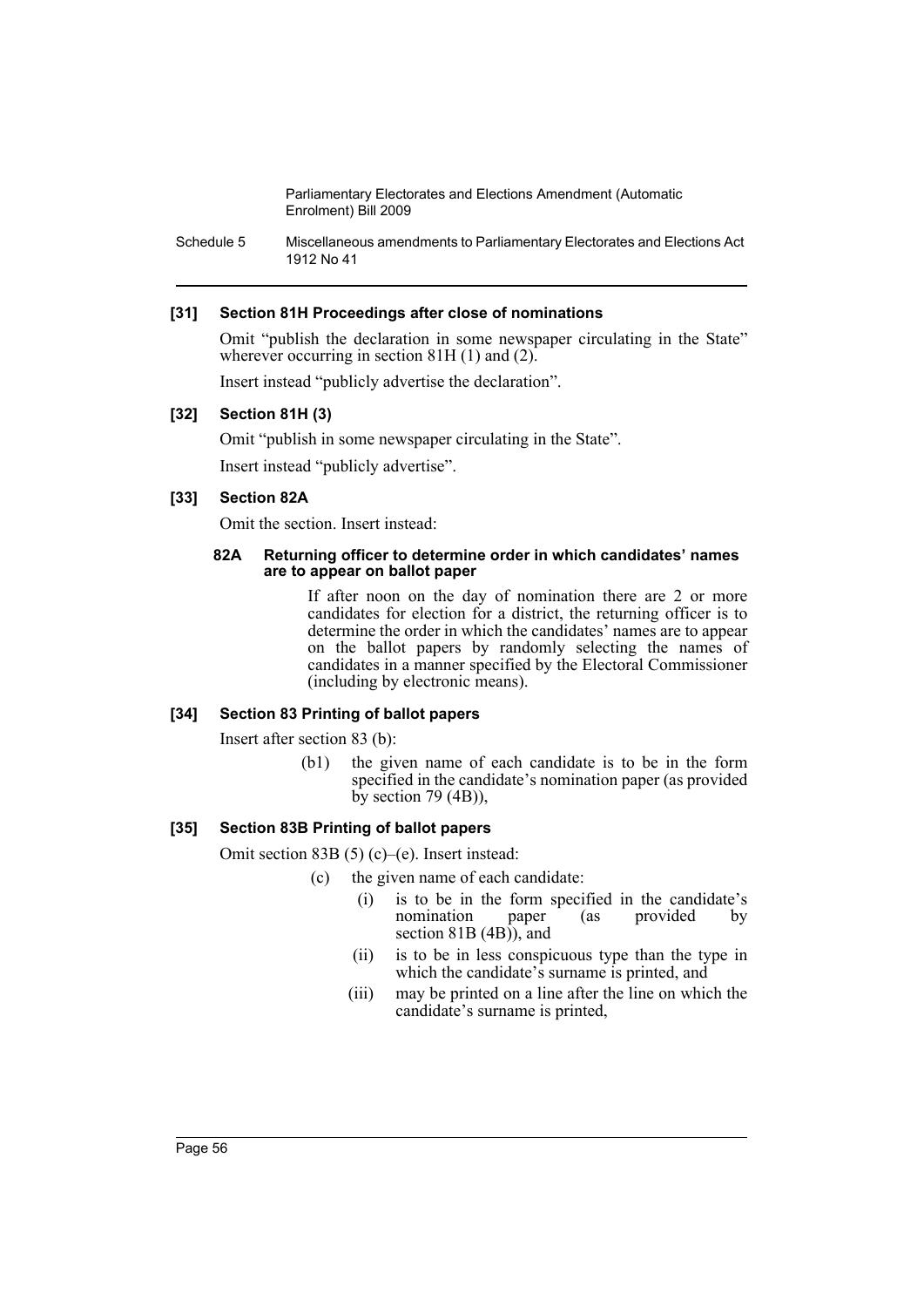### [31] Section 81H Proceedings after close of nominations

Omit "publish the declaration in some newspaper circulating in the State" wherever occurring in section 81H (1) and (2).

Insert instead "publicly advertise the declaration".

### [32] Section 81H (3)

Omit "publish in some newspaper circulating in the State".

Insert instead "publicly advertise".

### [33] Section 82A

Omit the section. Insert instead:

#### 82A Returning officer to determine order in which candidates' names are to appear on ballot paper

If after noon on the day of nomination there are 2 or more candidates for election for a district, the returning officer is to determine the order in which the candidates' names are to appear on the ballot papers by randomly selecting the names of candidates in a manner specified by the Electoral Commissioner (including by electronic means).

### [34] Section 83 Printing of ballot papers

Insert after section 83 (b):

(b1) the given name of each candidate is to be in the form specified in the candidate's nomination paper (as provided by section 79 (4B)),

### [35] Section 83B Printing of ballot papers

Omit section 83B (5) (c)–(e). Insert instead:

(c) the given name of each candidate:

(i) is to be in the form specified in the candidate's nomination paper (as provided by section 81B (4B)), and

(ii) is to be in less conspicuous type than the type in which the candidate's surname is printed, and

(iii) may be printed on a line after the line on which the candidate's surname is printed,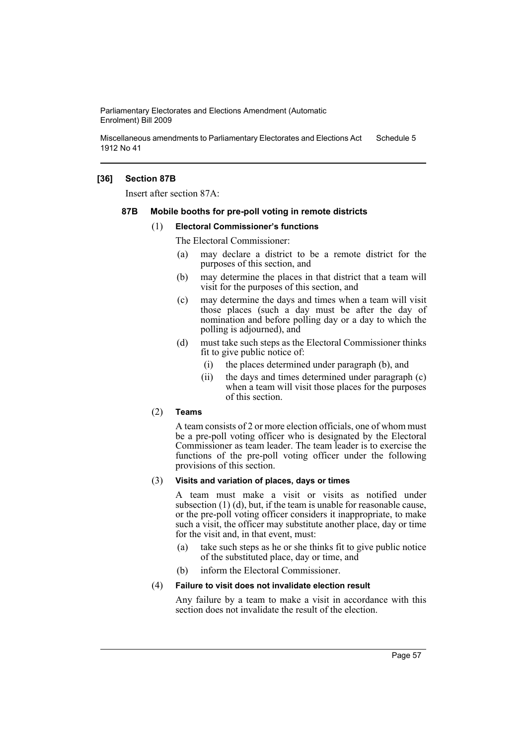**[36] Section 87B**

Insert after section 87A:

### 87B Mobile booths for pre-poll voting in remote districts

(1) **Electoral Commissioner's functions**

The Electoral Commissioner:

- (a) may declare a district to be a remote district for the purposes of this section, and
- (b) may determine the places in that district that a team will visit for the purposes of this section, and
- (c) may determine the days and times when a team will visit those places (such a day must be after the day of nomination and before polling day or a day to which the polling is adjourned), and
- (d) must take such steps as the Electoral Commissioner thinks fit to give public notice of:
  - (i) the places determined under paragraph (b), and
  - (ii) the days and times determined under paragraph (c) when a team will visit those places for the purposes of this section.

(2) **Teams**

A team consists of 2 or more election officials, one of whom must be a pre-poll voting officer who is designated by the Electoral Commissioner as team leader. The team leader is to exercise the functions of the pre-poll voting officer under the following provisions of this section.

(3) **Visits and variation of places, days or times**

A team must make a visit or visits as notified under subsection (1) (d), but, if the team is unable for reasonable cause, or the pre-poll voting officer considers it inappropriate, to make such a visit, the officer may substitute another place, day or time for the visit and, in that event, must:

- (a) take such steps as he or she thinks fit to give public notice of the substituted place, day or time, and
- (b) inform the Electoral Commissioner.

(4) **Failure to visit does not invalidate election result**

Any failure by a team to make a visit in accordance with this section does not invalidate the result of the election.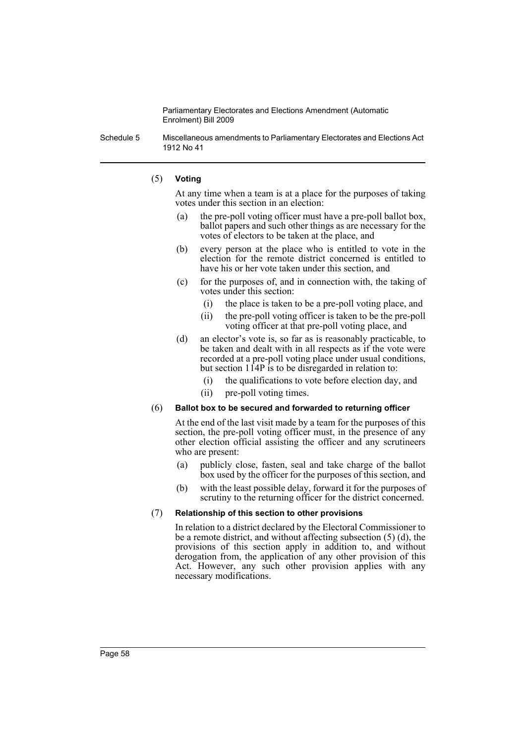(5) **Voting**

At any time when a team is at a place for the purposes of taking votes under this section in an election:

- (a) the pre-poll voting officer must have a pre-poll ballot box, ballot papers and such other things as are necessary for the votes of electors to be taken at the place, and
- (b) every person at the place who is entitled to vote in the election for the remote district concerned is entitled to have his or her vote taken under this section, and
- (c) for the purposes of, and in connection with, the taking of votes under this section:
  - (i) the place is taken to be a pre-poll voting place, and
  - (ii) the pre-poll voting officer is taken to be the pre-poll voting officer at that pre-poll voting place, and
- (d) an elector's vote is, so far as is reasonably practicable, to be taken and dealt with in all respects as if the vote were recorded at a pre-poll voting place under usual conditions, but section 114P is to be disregarded in relation to:
  - (i) the qualifications to vote before election day, and
  - (ii) pre-poll voting times.

(6) **Ballot box to be secured and forwarded to returning officer**

At the end of the last visit made by a team for the purposes of this section, the pre-poll voting officer must, in the presence of any other election official assisting the officer and any scrutineers who are present:

- (a) publicly close, fasten, seal and take charge of the ballot box used by the officer for the purposes of this section, and
- (b) with the least possible delay, forward it for the purposes of scrutiny to the returning officer for the district concerned.

(7) **Relationship of this section to other provisions**

In relation to a district declared by the Electoral Commissioner to be a remote district, and without affecting subsection (5) (d), the provisions of this section apply in addition to, and without derogation from, the application of any other provision of this Act. However, any such other provision applies with any necessary modifications.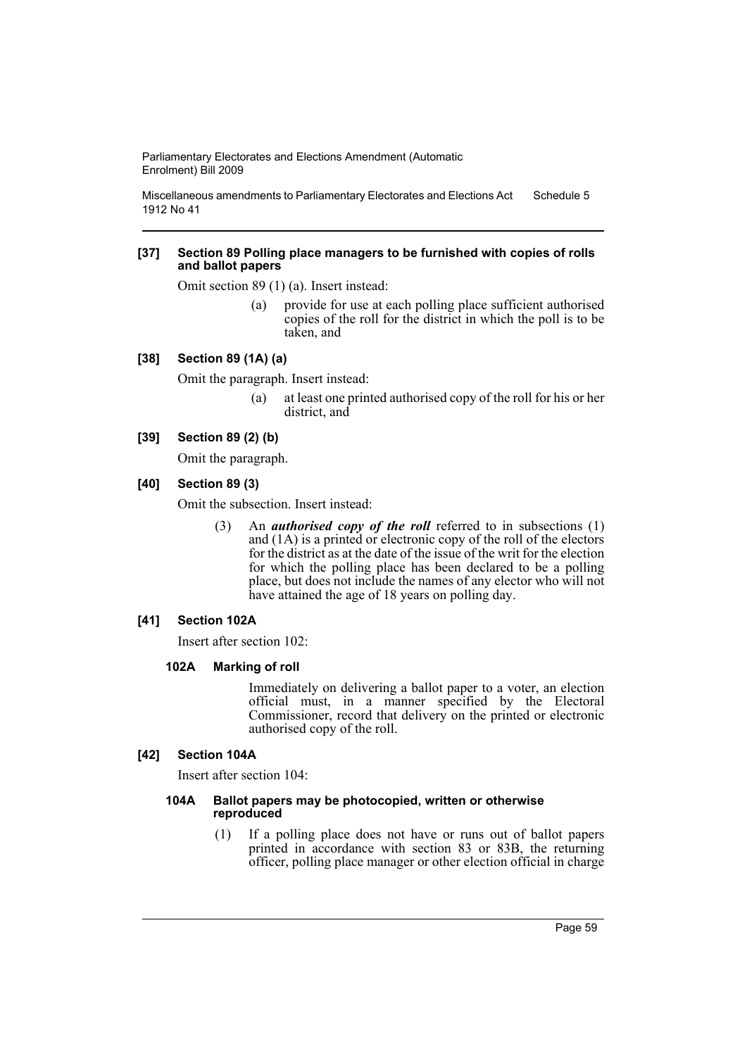**[37] Section 89 Polling place managers to be furnished with copies of rolls and ballot papers**

Omit section 89 (1) (a). Insert instead:

> (a) provide for use at each polling place sufficient authorised copies of the roll for the district in which the poll is to be taken, and

**[38] Section 89 (1A) (a)**

Omit the paragraph. Insert instead:

> (a) at least one printed authorised copy of the roll for his or her district, and

**[39] Section 89 (2) (b)**

Omit the paragraph.

**[40] Section 89 (3)**

Omit the subsection. Insert instead:

> (3) An ***authorised copy of the roll*** referred to in subsections (1) and (1A) is a printed or electronic copy of the roll of the electors for the district as at the date of the issue of the writ for the election for which the polling place has been declared to be a polling place, but does not include the names of any elector who will not have attained the age of 18 years on polling day.

**[41] Section 102A**

Insert after section 102:

> **102A Marking of roll**
>
> Immediately on delivering a ballot paper to a voter, an election official must, in a manner specified by the Electoral Commissioner, record that delivery on the printed or electronic authorised copy of the roll.

**[42] Section 104A**

Insert after section 104:

> **104A Ballot papers may be photocopied, written or otherwise reproduced**
>
> (1) If a polling place does not have or runs out of ballot papers printed in accordance with section 83 or 83B, the returning officer, polling place manager or other election official in charge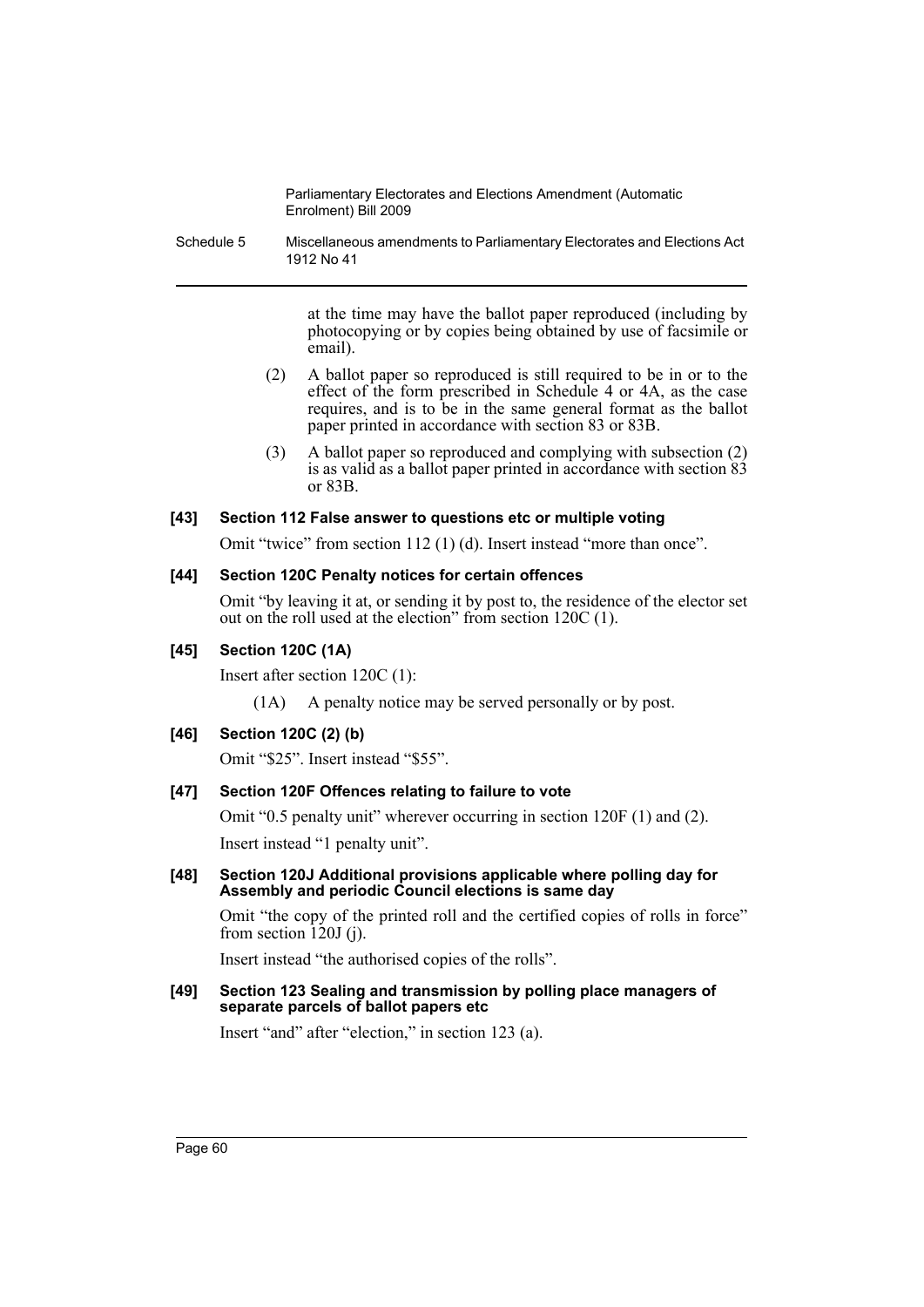at the time may have the ballot paper reproduced (including by photocopying or by copies being obtained by use of facsimile or email).

(2) A ballot paper so reproduced is still required to be in or to the effect of the form prescribed in Schedule 4 or 4A, as the case requires, and is to be in the same general format as the ballot paper printed in accordance with section 83 or 83B.

(3) A ballot paper so reproduced and complying with subsection (2) is as valid as a ballot paper printed in accordance with section 83 or 83B.

#### [43] Section 112 False answer to questions etc or multiple voting

Omit "twice" from section 112 (1) (d). Insert instead "more than once".

#### [44] Section 120C Penalty notices for certain offences

Omit "by leaving it at, or sending it by post to, the residence of the elector set out on the roll used at the election" from section 120C (1).

#### [45] Section 120C (1A)

Insert after section 120C (1):

(1A) A penalty notice may be served personally or by post.

#### [46] Section 120C (2) (b)

Omit "$25". Insert instead "$55".

#### [47] Section 120F Offences relating to failure to vote

Omit "0.5 penalty unit" wherever occurring in section 120F (1) and (2).

Insert instead "1 penalty unit".

#### [48] Section 120J Additional provisions applicable where polling day for Assembly and periodic Council elections is same day

Omit "the copy of the printed roll and the certified copies of rolls in force" from section 120J (j).

Insert instead "the authorised copies of the rolls".

#### [49] Section 123 Sealing and transmission by polling place managers of separate parcels of ballot papers etc

Insert "and" after "election," in section 123 (a).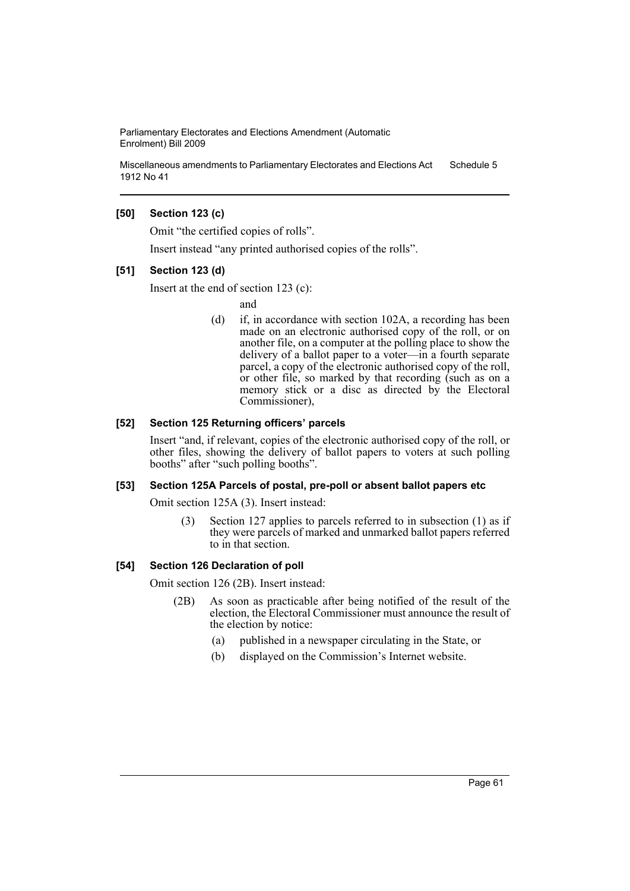### [50] Section 123 (c)

Omit "the certified copies of rolls".

Insert instead "any printed authorised copies of the rolls".

### [51] Section 123 (d)

Insert at the end of section 123 (c):

and

(d) if, in accordance with section 102A, a recording has been made on an electronic authorised copy of the roll, or on another file, on a computer at the polling place to show the delivery of a ballot paper to a voter—in a fourth separate parcel, a copy of the electronic authorised copy of the roll, or other file, so marked by that recording (such as on a memory stick or a disc as directed by the Electoral Commissioner),

### [52] Section 125 Returning officers' parcels

Insert "and, if relevant, copies of the electronic authorised copy of the roll, or other files, showing the delivery of ballot papers to voters at such polling booths" after "such polling booths".

### [53] Section 125A Parcels of postal, pre-poll or absent ballot papers etc

Omit section 125A (3). Insert instead:

(3) Section 127 applies to parcels referred to in subsection (1) as if they were parcels of marked and unmarked ballot papers referred to in that section.

### [54] Section 126 Declaration of poll

Omit section 126 (2B). Insert instead:

(2B) As soon as practicable after being notified of the result of the election, the Electoral Commissioner must announce the result of the election by notice:

(a) published in a newspaper circulating in the State, or

(b) displayed on the Commission's Internet website.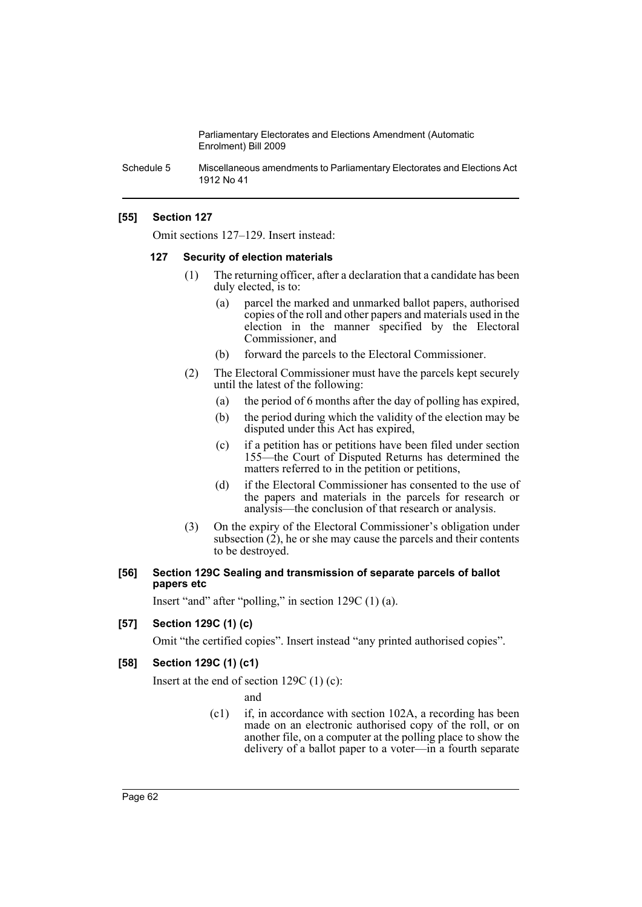## [55] Section 127

Omit sections 127–129. Insert instead:

### 127 Security of election materials

(1) The returning officer, after a declaration that a candidate has been duly elected, is to:

- (a) parcel the marked and unmarked ballot papers, authorised copies of the roll and other papers and materials used in the election in the manner specified by the Electoral Commissioner, and
- (b) forward the parcels to the Electoral Commissioner.

(2) The Electoral Commissioner must have the parcels kept securely until the latest of the following:

- (a) the period of 6 months after the day of polling has expired,
- (b) the period during which the validity of the election may be disputed under this Act has expired,
- (c) if a petition has or petitions have been filed under section 155—the Court of Disputed Returns has determined the matters referred to in the petition or petitions,
- (d) if the Electoral Commissioner has consented to the use of the papers and materials in the parcels for research or analysis—the conclusion of that research or analysis.

(3) On the expiry of the Electoral Commissioner's obligation under subsection (2), he or she may cause the parcels and their contents to be destroyed.

## [56] Section 129C Sealing and transmission of separate parcels of ballot papers etc

Insert "and" after "polling," in section 129C (1) (a).

## [57] Section 129C (1) (c)

Omit "the certified copies". Insert instead "any printed authorised copies".

## [58] Section 129C (1) (c1)

Insert at the end of section 129C (1) (c):

and

- (c1) if, in accordance with section 102A, a recording has been made on an electronic authorised copy of the roll, or on another file, on a computer at the polling place to show the delivery of a ballot paper to a voter—in a fourth separate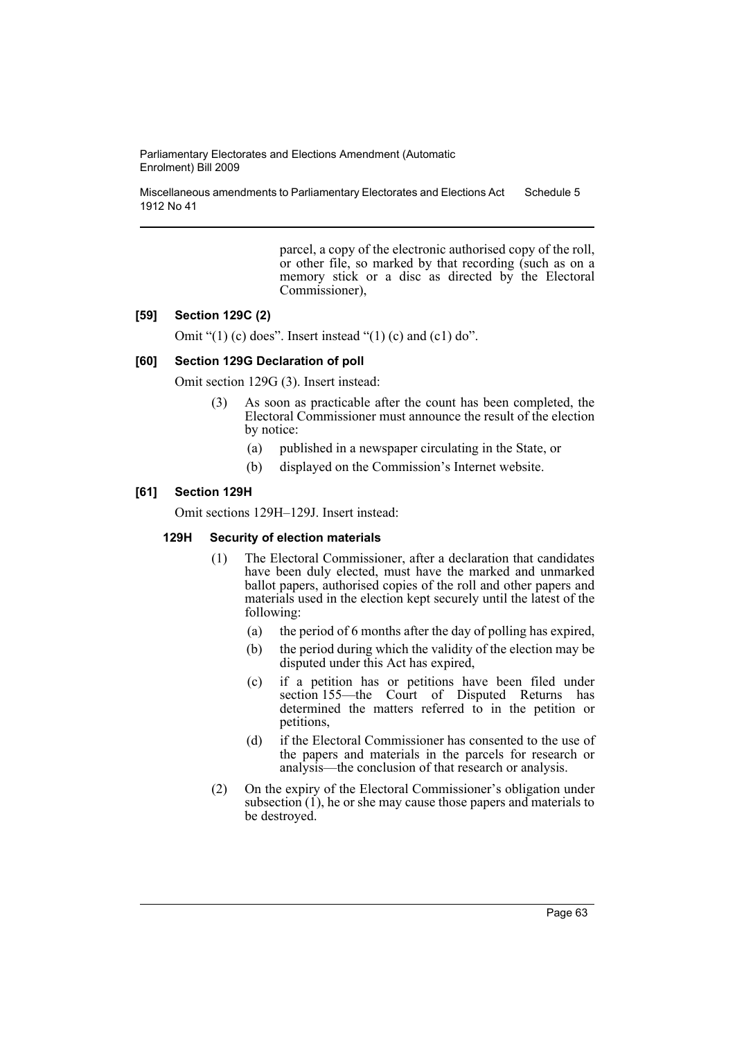parcel, a copy of the electronic authorised copy of the roll, or other file, so marked by that recording (such as on a memory stick or a disc as directed by the Electoral Commissioner),

**[59] Section 129C (2)**

Omit "(1) (c) does". Insert instead "(1) (c) and (c1) do".

**[60] Section 129G Declaration of poll**

Omit section 129G (3). Insert instead:

(3) As soon as practicable after the count has been completed, the Electoral Commissioner must announce the result of the election by notice:

(a) published in a newspaper circulating in the State, or

(b) displayed on the Commission's Internet website.

**[61] Section 129H**

Omit sections 129H–129J. Insert instead:

**129H Security of election materials**

(1) The Electoral Commissioner, after a declaration that candidates have been duly elected, must have the marked and unmarked ballot papers, authorised copies of the roll and other papers and materials used in the election kept securely until the latest of the following:

(a) the period of 6 months after the day of polling has expired,

(b) the period during which the validity of the election may be disputed under this Act has expired,

(c) if a petition has or petitions have been filed under section 155—the Court of Disputed Returns has determined the matters referred to in the petition or petitions,

(d) if the Electoral Commissioner has consented to the use of the papers and materials in the parcels for research or analysis—the conclusion of that research or analysis.

(2) On the expiry of the Electoral Commissioner's obligation under subsection (1), he or she may cause those papers and materials to be destroyed.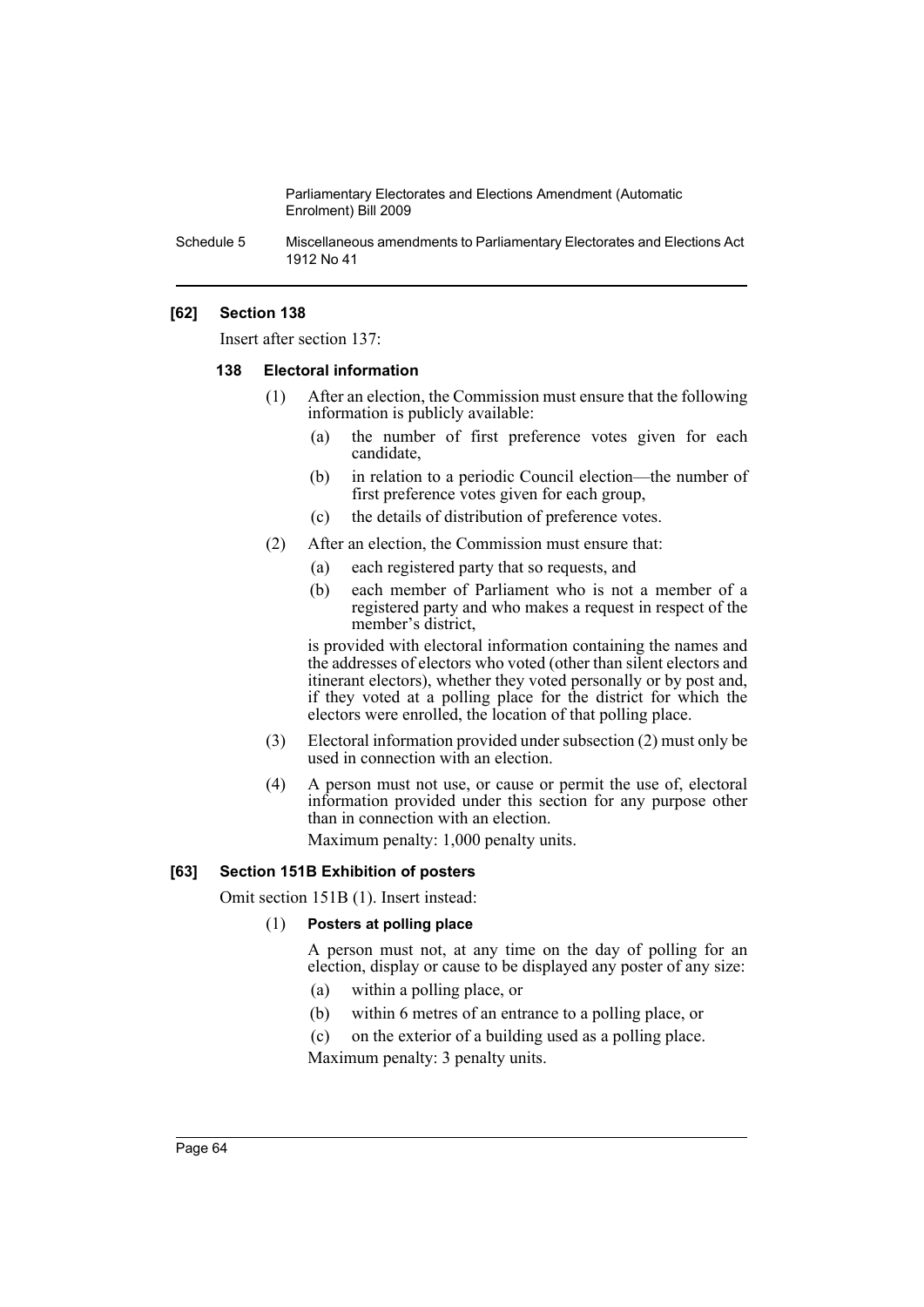### [62] Section 138

Insert after section 137:

#### 138 Electoral information

(1) After an election, the Commission must ensure that the following information is publicly available:

- (a) the number of first preference votes given for each candidate,
- (b) in relation to a periodic Council election—the number of first preference votes given for each group,
- (c) the details of distribution of preference votes.

(2) After an election, the Commission must ensure that:

- (a) each registered party that so requests, and
- (b) each member of Parliament who is not a member of a registered party and who makes a request in respect of the member's district,

is provided with electoral information containing the names and the addresses of electors who voted (other than silent electors and itinerant electors), whether they voted personally or by post and, if they voted at a polling place for the district for which the electors were enrolled, the location of that polling place.

(3) Electoral information provided under subsection (2) must only be used in connection with an election.

(4) A person must not use, or cause or permit the use of, electoral information provided under this section for any purpose other than in connection with an election.

Maximum penalty: 1,000 penalty units.

### [63] Section 151B Exhibition of posters

Omit section 151B (1). Insert instead:

(1) **Posters at polling place**

A person must not, at any time on the day of polling for an election, display or cause to be displayed any poster of any size:

- (a) within a polling place, or
- (b) within 6 metres of an entrance to a polling place, or
- (c) on the exterior of a building used as a polling place.

Maximum penalty: 3 penalty units.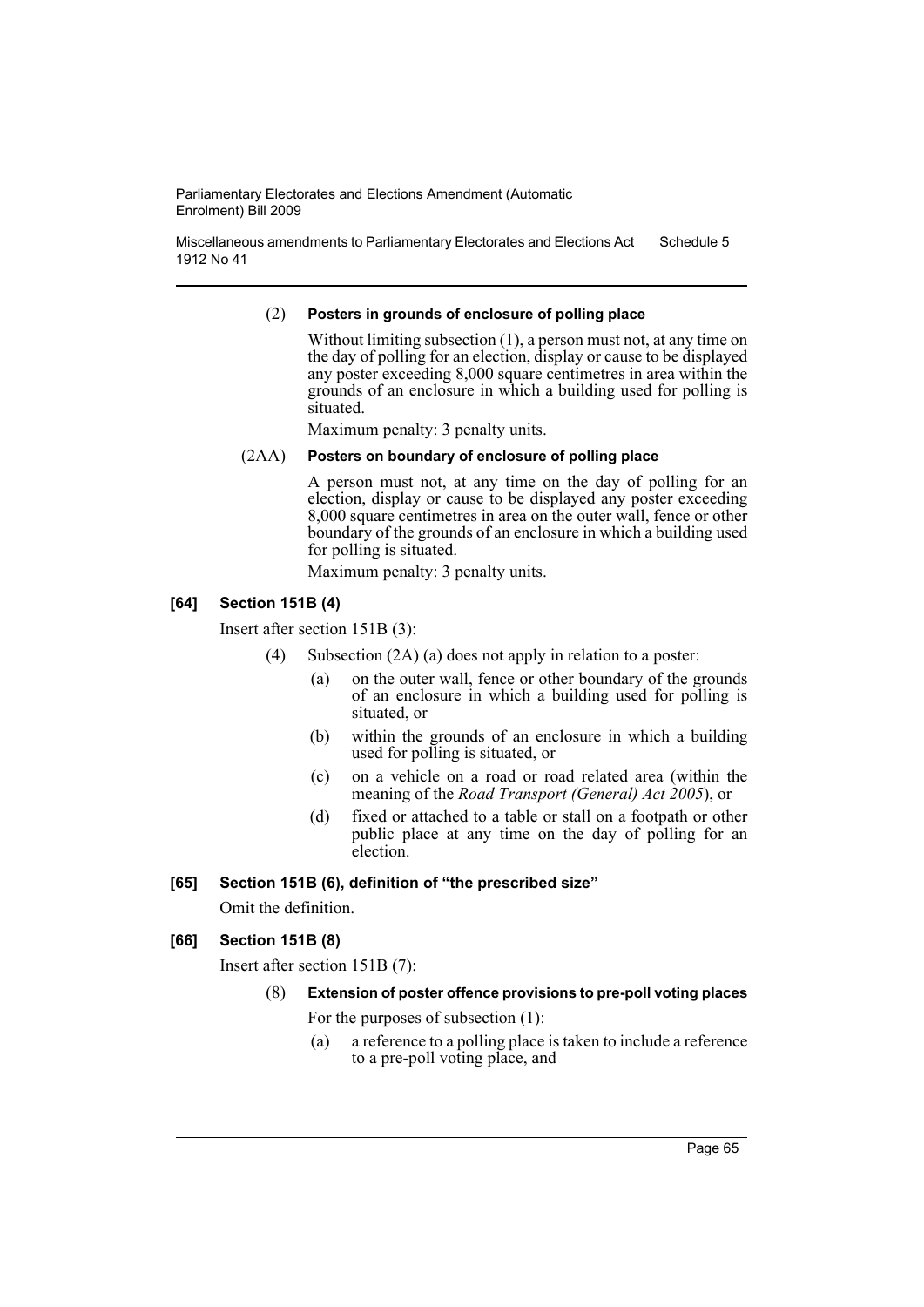(2) **Posters in grounds of enclosure of polling place**

Without limiting subsection (1), a person must not, at any time on the day of polling for an election, display or cause to be displayed any poster exceeding 8,000 square centimetres in area within the grounds of an enclosure in which a building used for polling is situated.

Maximum penalty: 3 penalty units.

(2AA) **Posters on boundary of enclosure of polling place**

A person must not, at any time on the day of polling for an election, display or cause to be displayed any poster exceeding 8,000 square centimetres in area on the outer wall, fence or other boundary of the grounds of an enclosure in which a building used for polling is situated.

Maximum penalty: 3 penalty units.

**[64] Section 151B (4)**

Insert after section 151B (3):

(4) Subsection (2A) (a) does not apply in relation to a poster:

(a) on the outer wall, fence or other boundary of the grounds of an enclosure in which a building used for polling is situated, or

(b) within the grounds of an enclosure in which a building used for polling is situated, or

(c) on a vehicle on a road or road related area (within the meaning of the *Road Transport (General) Act 2005*), or

(d) fixed or attached to a table or stall on a footpath or other public place at any time on the day of polling for an election.

**[65] Section 151B (6), definition of "the prescribed size"**

Omit the definition.

**[66] Section 151B (8)**

Insert after section 151B (7):

(8) **Extension of poster offence provisions to pre-poll voting places**

For the purposes of subsection (1):

(a) a reference to a polling place is taken to include a reference to a pre-poll voting place, and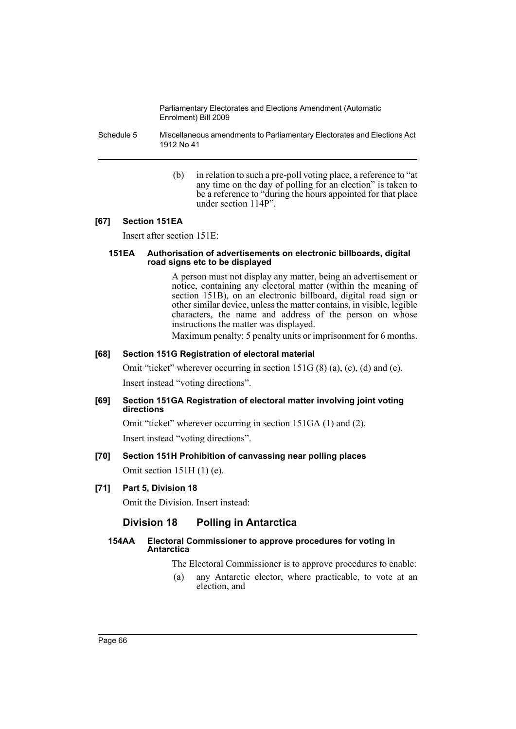(b) in relation to such a pre-poll voting place, a reference to "at any time on the day of polling for an election" is taken to be a reference to "during the hours appointed for that place under section 114P".

**[67] Section 151EA**

Insert after section 151E:

**151EA Authorisation of advertisements on electronic billboards, digital road signs etc to be displayed**

A person must not display any matter, being an advertisement or notice, containing any electoral matter (within the meaning of section 151B), on an electronic billboard, digital road sign or other similar device, unless the matter contains, in visible, legible characters, the name and address of the person on whose instructions the matter was displayed.

Maximum penalty: 5 penalty units or imprisonment for 6 months.

**[68] Section 151G Registration of electoral material**

Omit "ticket" wherever occurring in section 151G (8) (a), (c), (d) and (e).

Insert instead "voting directions".

**[69] Section 151GA Registration of electoral matter involving joint voting directions**

Omit "ticket" wherever occurring in section 151GA (1) and (2).

Insert instead "voting directions".

**[70] Section 151H Prohibition of canvassing near polling places**

Omit section 151H (1) (e).

**[71] Part 5, Division 18**

Omit the Division. Insert instead:

## Division 18 Polling in Antarctica

**154AA Electoral Commissioner to approve procedures for voting in Antarctica**

The Electoral Commissioner is to approve procedures to enable:

(a) any Antarctic elector, where practicable, to vote at an election, and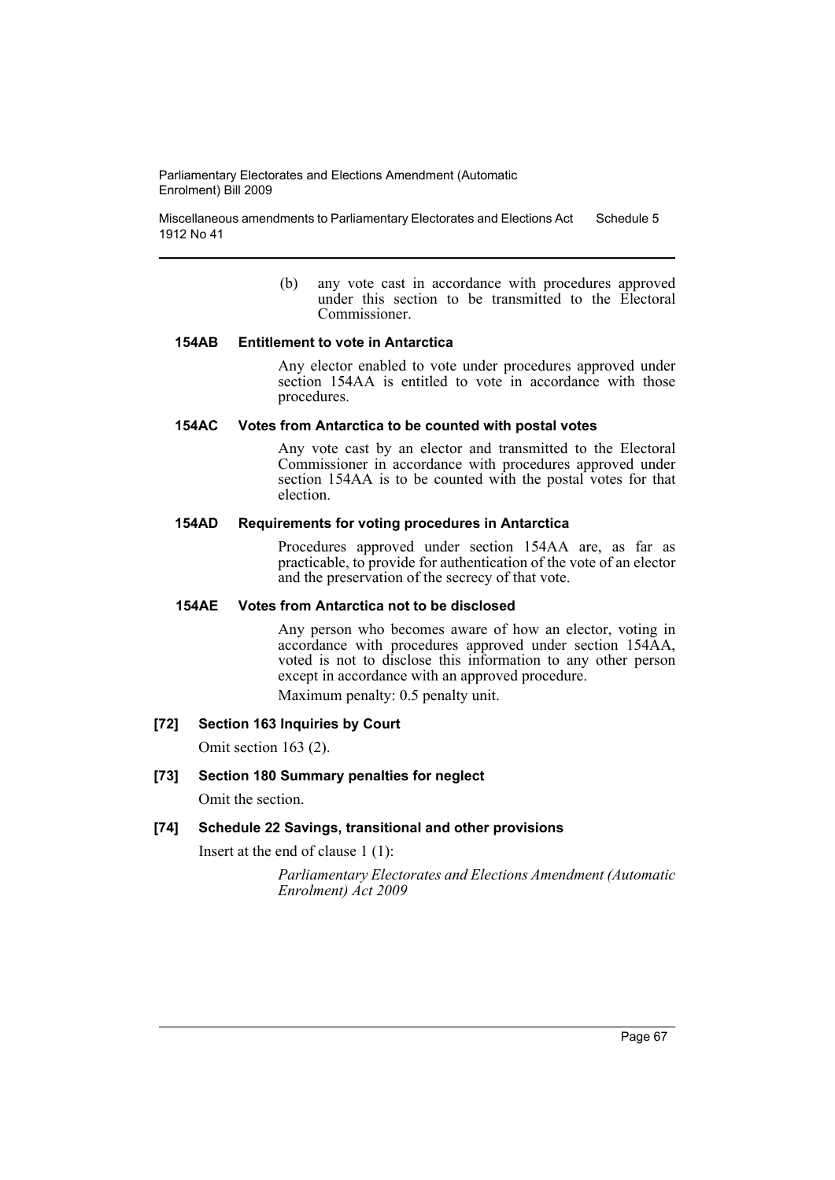(b) any vote cast in accordance with procedures approved under this section to be transmitted to the Electoral Commissioner.

#### 154AB Entitlement to vote in Antarctica

Any elector enabled to vote under procedures approved under section 154AA is entitled to vote in accordance with those procedures.

#### 154AC Votes from Antarctica to be counted with postal votes

Any vote cast by an elector and transmitted to the Electoral Commissioner in accordance with procedures approved under section 154AA is to be counted with the postal votes for that election.

#### 154AD Requirements for voting procedures in Antarctica

Procedures approved under section 154AA are, as far as practicable, to provide for authentication of the vote of an elector and the preservation of the secrecy of that vote.

#### 154AE Votes from Antarctica not to be disclosed

Any person who becomes aware of how an elector, voting in accordance with procedures approved under section 154AA, voted is not to disclose this information to any other person except in accordance with an approved procedure.

Maximum penalty: 0.5 penalty unit.

### [72] Section 163 Inquiries by Court

Omit section 163 (2).

### [73] Section 180 Summary penalties for neglect

Omit the section.

### [74] Schedule 22 Savings, transitional and other provisions

Insert at the end of clause 1 (1):

*Parliamentary Electorates and Elections Amendment (Automatic Enrolment) Act 2009*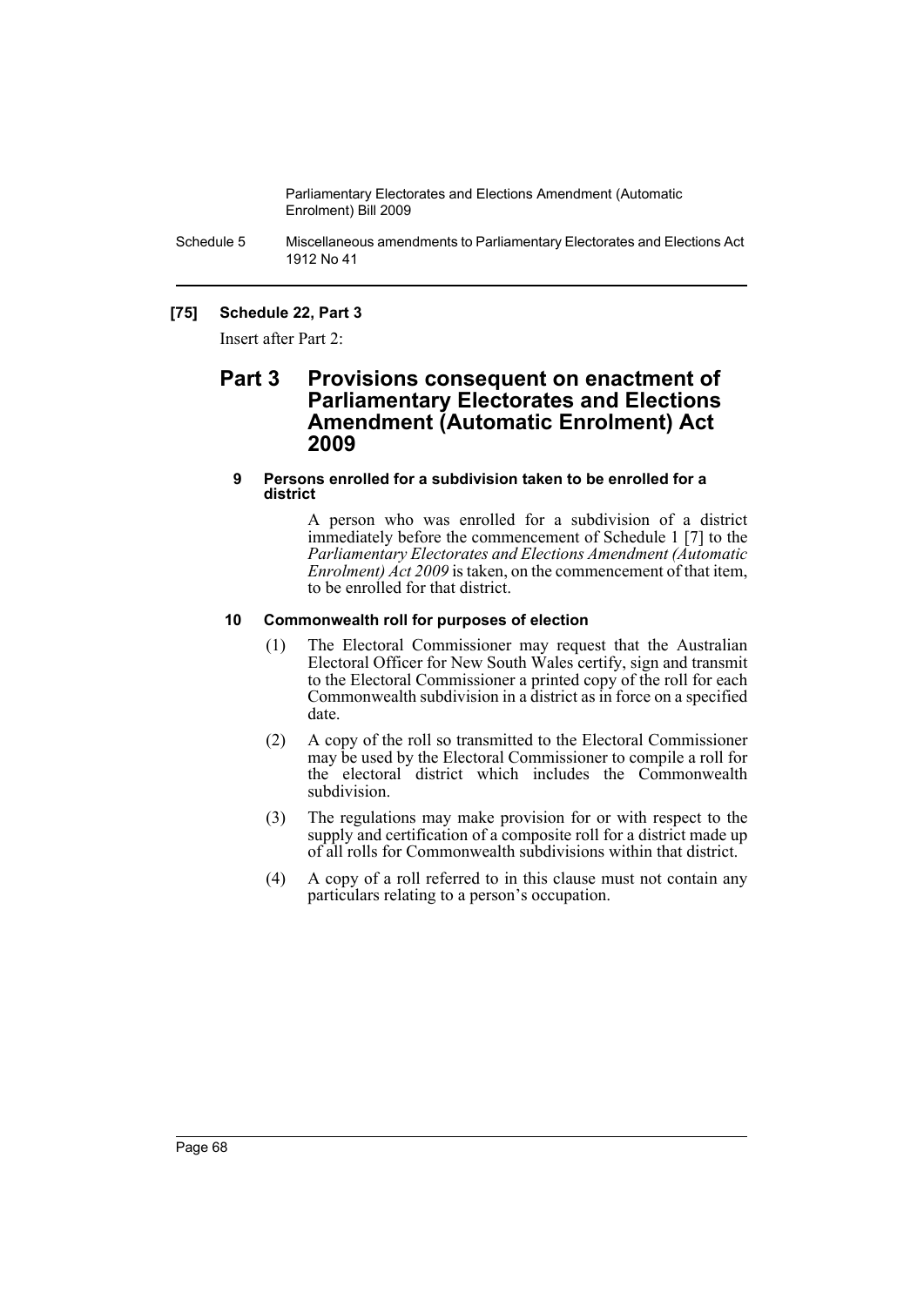**[75] Schedule 22, Part 3**

Insert after Part 2:

## Part 3 Provisions consequent on enactment of Parliamentary Electorates and Elections Amendment (Automatic Enrolment) Act 2009

#### 9 Persons enrolled for a subdivision taken to be enrolled for a district

A person who was enrolled for a subdivision of a district immediately before the commencement of Schedule 1 [7] to the *Parliamentary Electorates and Elections Amendment (Automatic Enrolment) Act 2009* is taken, on the commencement of that item, to be enrolled for that district.

#### 10 Commonwealth roll for purposes of election

(1) The Electoral Commissioner may request that the Australian Electoral Officer for New South Wales certify, sign and transmit to the Electoral Commissioner a printed copy of the roll for each Commonwealth subdivision in a district as in force on a specified date.

(2) A copy of the roll so transmitted to the Electoral Commissioner may be used by the Electoral Commissioner to compile a roll for the electoral district which includes the Commonwealth subdivision.

(3) The regulations may make provision for or with respect to the supply and certification of a composite roll for a district made up of all rolls for Commonwealth subdivisions within that district.

(4) A copy of a roll referred to in this clause must not contain any particulars relating to a person's occupation.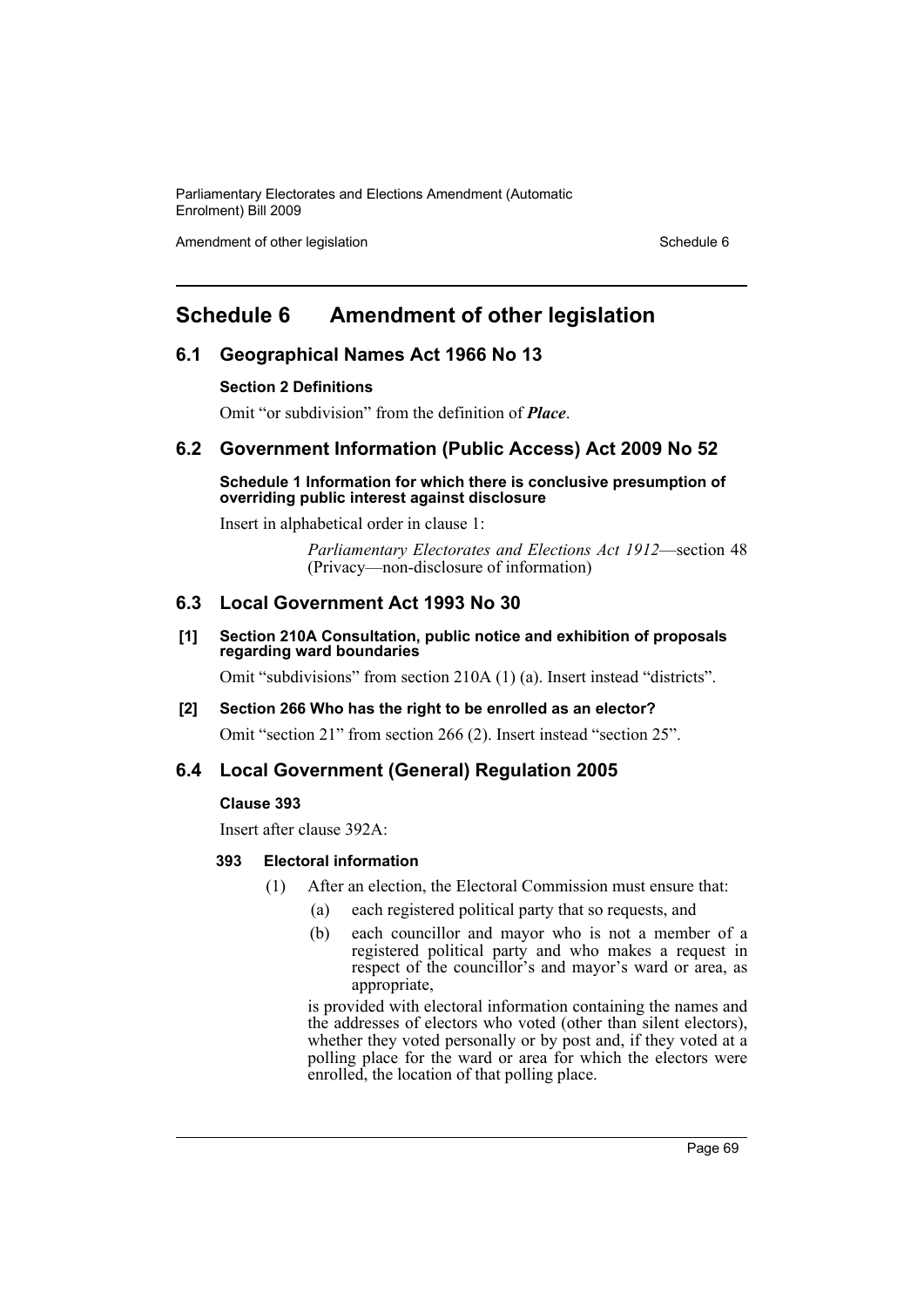# Schedule 6 Amendment of other legislation

## 6.1 Geographical Names Act 1966 No 13

**Section 2 Definitions**

Omit "or subdivision" from the definition of ***Place***.

## 6.2 Government Information (Public Access) Act 2009 No 52

**Schedule 1 Information for which there is conclusive presumption of overriding public interest against disclosure**

Insert in alphabetical order in clause 1:

> *Parliamentary Electorates and Elections Act 1912*—section 48 (Privacy—non-disclosure of information)

## 6.3 Local Government Act 1993 No 30

**[1] Section 210A Consultation, public notice and exhibition of proposals regarding ward boundaries**

Omit "subdivisions" from section 210A (1) (a). Insert instead "districts".

**[2] Section 266 Who has the right to be enrolled as an elector?**

Omit "section 21" from section 266 (2). Insert instead "section 25".

## 6.4 Local Government (General) Regulation 2005

**Clause 393**

Insert after clause 392A:

**393 Electoral information**

(1) After an election, the Electoral Commission must ensure that:

(a) each registered political party that so requests, and

(b) each councillor and mayor who is not a member of a registered political party and who makes a request in respect of the councillor's and mayor's ward or area, as appropriate,

is provided with electoral information containing the names and the addresses of electors who voted (other than silent electors), whether they voted personally or by post and, if they voted at a polling place for the ward or area for which the electors were enrolled, the location of that polling place.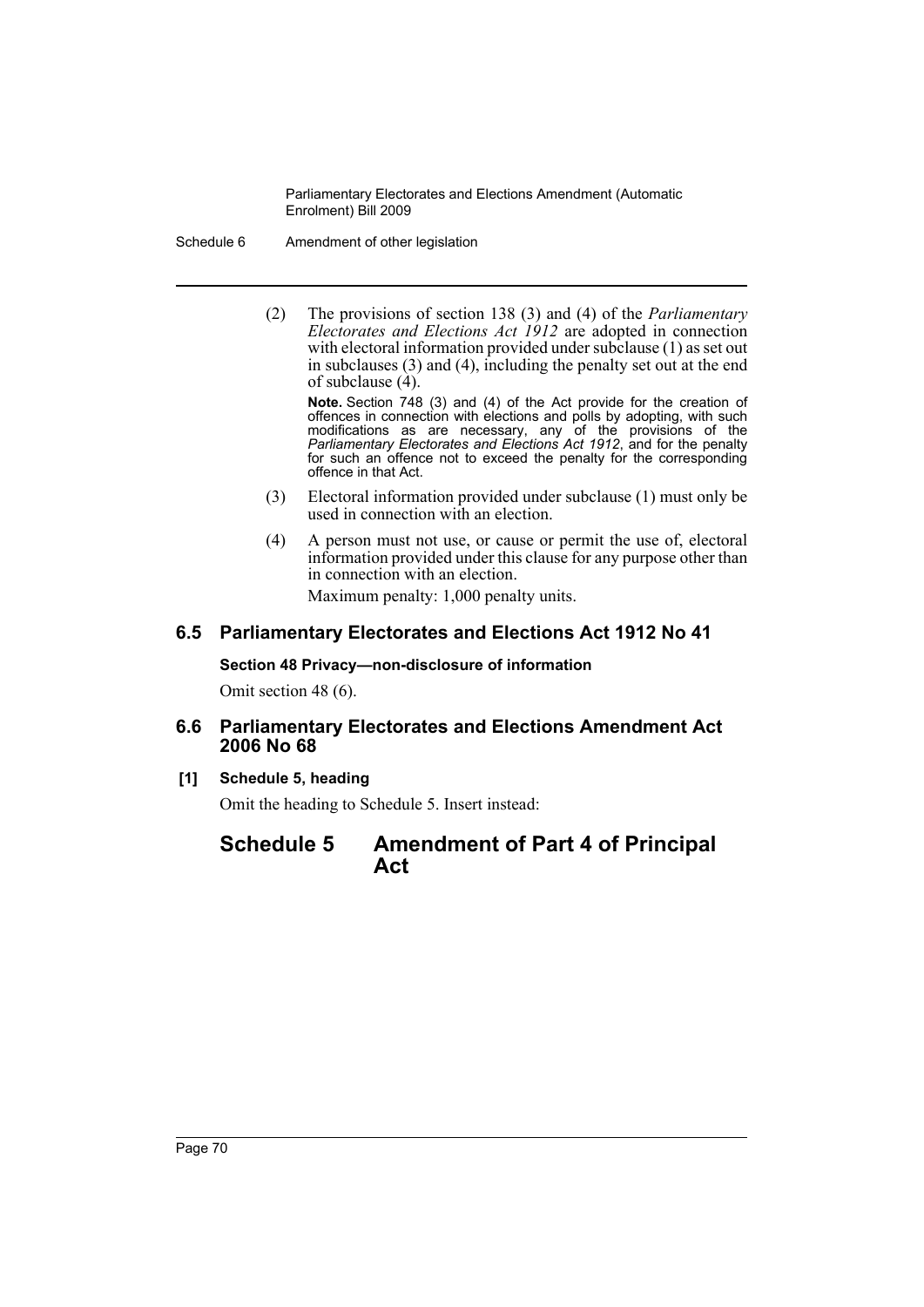(2) The provisions of section 138 (3) and (4) of the *Parliamentary Electorates and Elections Act 1912* are adopted in connection with electoral information provided under subclause (1) as set out in subclauses (3) and (4), including the penalty set out at the end of subclause (4).

**Note.** Section 748 (3) and (4) of the Act provide for the creation of offences in connection with elections and polls by adopting, with such modifications as are necessary, any of the provisions of the *Parliamentary Electorates and Elections Act 1912*, and for the penalty for such an offence not to exceed the penalty for the corresponding offence in that Act.

(3) Electoral information provided under subclause (1) must only be used in connection with an election.

(4) A person must not use, or cause or permit the use of, electoral information provided under this clause for any purpose other than in connection with an election.

Maximum penalty: 1,000 penalty units.

## 6.5 Parliamentary Electorates and Elections Act 1912 No 41

**Section 48 Privacy—non-disclosure of information**

Omit section 48 (6).

## 6.6 Parliamentary Electorates and Elections Amendment Act 2006 No 68

**[1] Schedule 5, heading**

Omit the heading to Schedule 5. Insert instead:

# Schedule 5 Amendment of Part 4 of Principal Act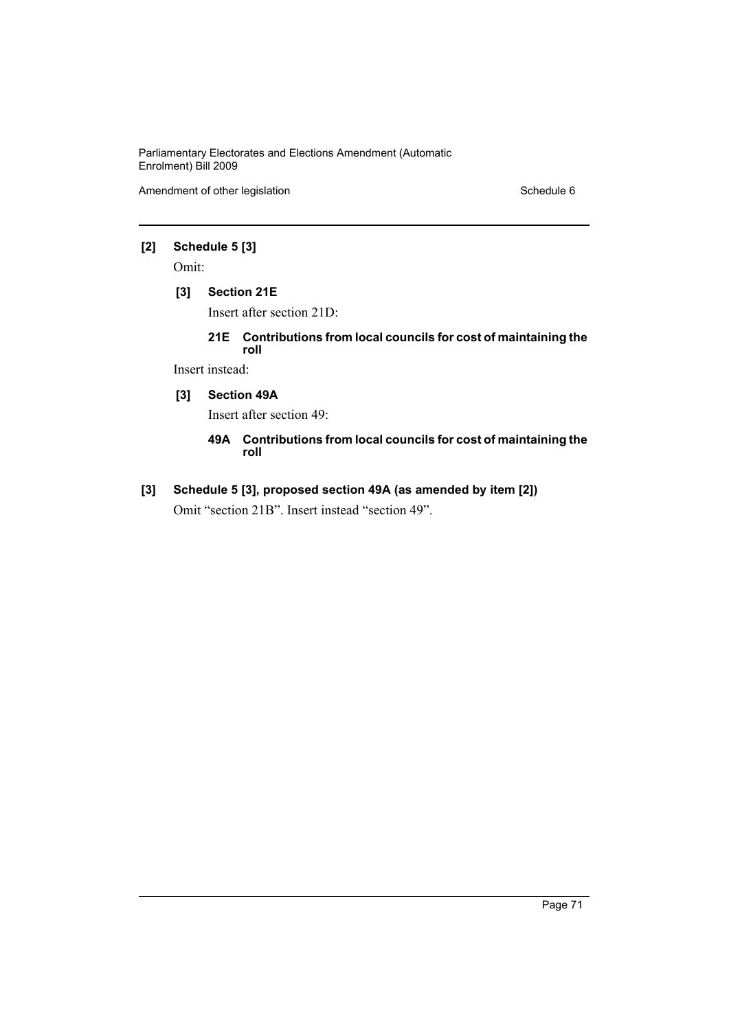**[2] Schedule 5 [3]**

Omit:

**[3] Section 21E**

Insert after section 21D:

**21E Contributions from local councils for cost of maintaining the roll**

Insert instead:

**[3] Section 49A**

Insert after section 49:

**49A Contributions from local councils for cost of maintaining the roll**

**[3] Schedule 5 [3], proposed section 49A (as amended by item [2])**

Omit "section 21B". Insert instead "section 49".